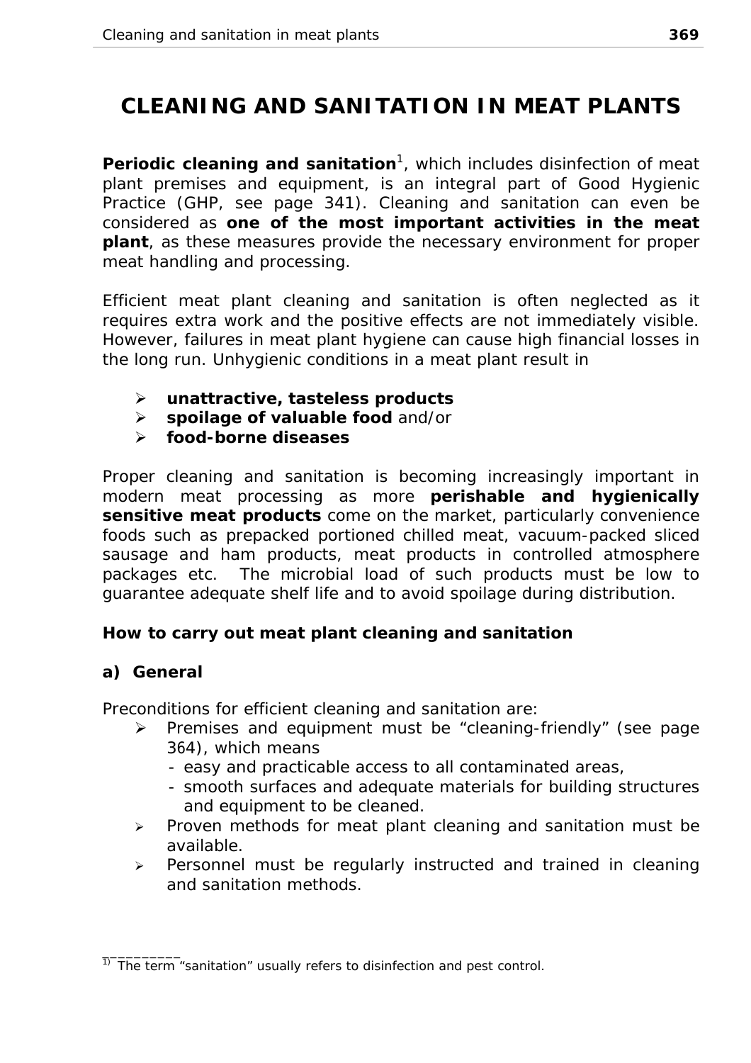# CLEANING AND SANITATION IN MEAT PLANTS

**Periodic cleaning and sanitation**[1], which includes disinfection of meat plant premises and equipment, is an integral part of Good Hygienic Practice (GHP, see page 341). Cleaning and sanitation can even be considered as **one of the most important activities in the meat plant**, as these measures provide the necessary environment for proper meat handling and processing.

Efficient meat plant cleaning and sanitation is often neglected as it requires extra work and the positive effects are not immediately visible. However, failures in meat plant hygiene can cause high financial losses in the long run. Unhygienic conditions in a meat plant result in

- **unattractive, tasteless products**
- **spoilage of valuable food** and/or
- **food-borne diseases**

Proper cleaning and sanitation is becoming increasingly important in modern meat processing as more **perishable and hygienically sensitive meat products** come on the market, particularly convenience foods such as prepacked portioned chilled meat, vacuum-packed sliced sausage and ham products, meat products in controlled atmosphere packages etc. The microbial load of such products must be low to guarantee adequate shelf life and to avoid spoilage during distribution.

### How to carry out meat plant cleaning and sanitation

#### a) General

Preconditions for efficient cleaning and sanitation are:

- Premises and equipment must be "cleaning-friendly" (see page 364), which means
  - easy and practicable access to all contaminated areas,
  - smooth surfaces and adequate materials for building structures and equipment to be cleaned.
- Proven methods for meat plant cleaning and sanitation must be available.
- Personnel must be regularly instructed and trained in cleaning and sanitation methods.

---

[1] The term "sanitation" usually refers to disinfection and pest control.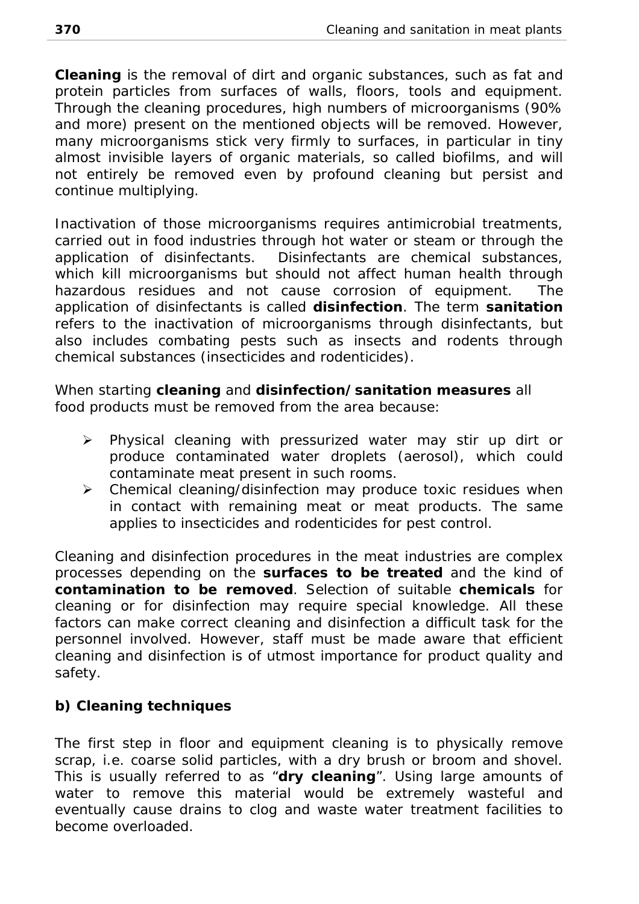**Cleaning** is the removal of dirt and organic substances, such as fat and protein particles from surfaces of walls, floors, tools and equipment. Through the cleaning procedures, high numbers of microorganisms (90% and more) present on the mentioned objects will be removed. However, many microorganisms stick very firmly to surfaces, in particular in tiny almost invisible layers of organic materials, so called biofilms, and will not entirely be removed even by profound cleaning but persist and continue multiplying.

Inactivation of those microorganisms requires antimicrobial treatments, carried out in food industries through hot water or steam or through the application of disinfectants. Disinfectants are chemical substances, which kill microorganisms but should not affect human health through hazardous residues and not cause corrosion of equipment. The application of disinfectants is called **disinfection**. The term **sanitation** refers to the inactivation of microorganisms through disinfectants, but also includes combating pests such as insects and rodents through chemical substances (insecticides and rodenticides).

When starting **cleaning** and **disinfection/sanitation measures** all food products must be removed from the area because:

- Physical cleaning with pressurized water may stir up dirt or produce contaminated water droplets (aerosol), which could contaminate meat present in such rooms.
- Chemical cleaning/disinfection may produce toxic residues when in contact with remaining meat or meat products. The same applies to insecticides and rodenticides for pest control.

Cleaning and disinfection procedures in the meat industries are complex processes depending on the **surfaces to be treated** and the kind of **contamination to be removed**. Selection of suitable **chemicals** for cleaning or for disinfection may require special knowledge. All these factors can make correct cleaning and disinfection a difficult task for the personnel involved. However, staff must be made aware that efficient cleaning and disinfection is of utmost importance for product quality and safety.

### b) Cleaning techniques

The first step in floor and equipment cleaning is to physically remove scrap, i.e. coarse solid particles, with a dry brush or broom and shovel. This is usually referred to as "**dry cleaning**". Using large amounts of water to remove this material would be extremely wasteful and eventually cause drains to clog and waste water treatment facilities to become overloaded.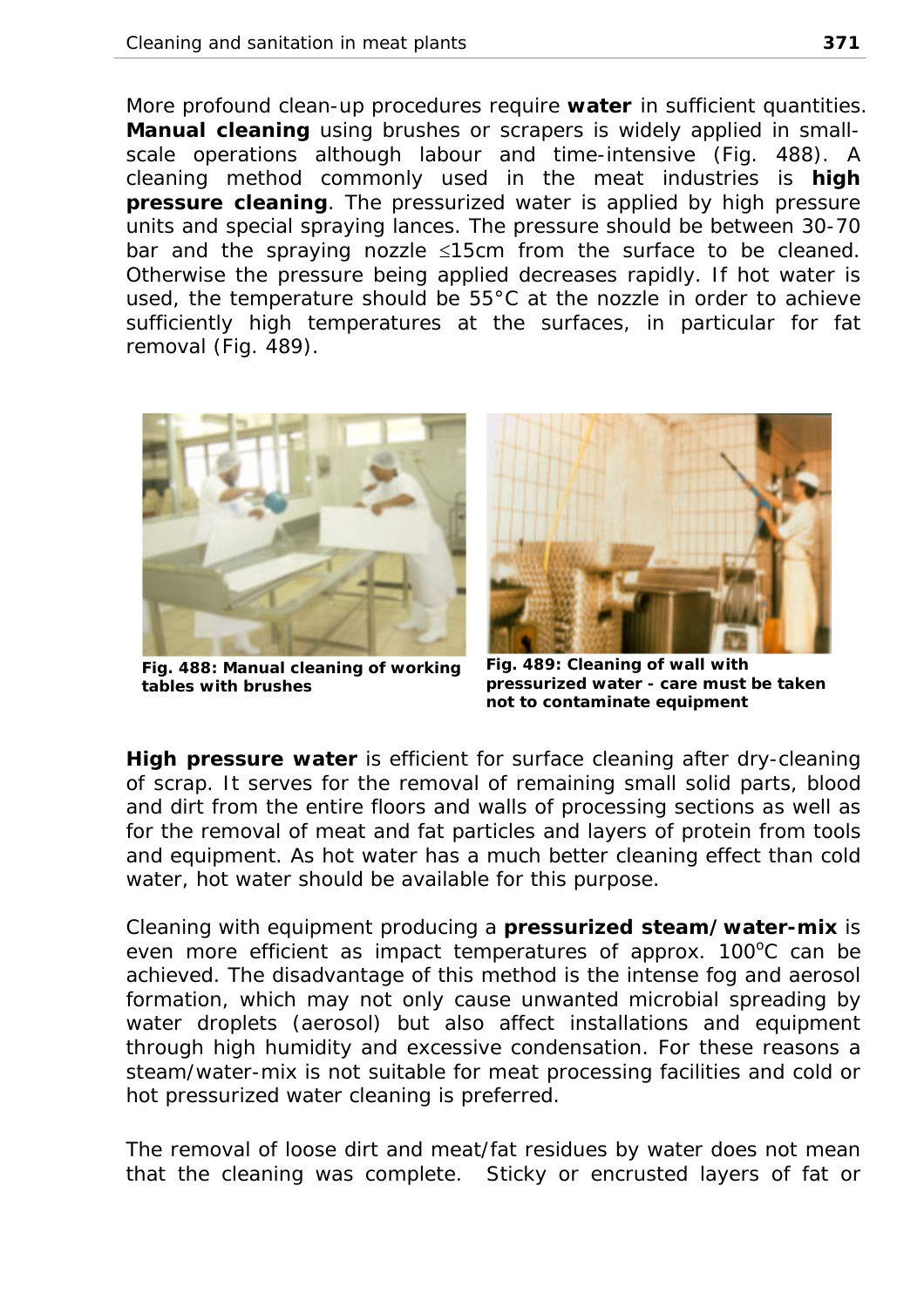More profound clean-up procedures require **water** in sufficient quantities. **Manual cleaning** using brushes or scrapers is widely applied in small-scale operations although labour and time-intensive (Fig. 488). A cleaning method commonly used in the meat industries is **high pressure cleaning**. The pressurized water is applied by high pressure units and special spraying lances. The pressure should be between 30-70 bar and the spraying nozzle ≤15cm from the surface to be cleaned. Otherwise the pressure being applied decreases rapidly. If hot water is used, the temperature should be 55°C at the nozzle in order to achieve sufficiently high temperatures at the surfaces, in particular for fat removal (Fig. 489).

**Fig. 488: Manual cleaning of working tables with brushes**

**Fig. 489: Cleaning of wall with pressurized water - care must be taken not to contaminate equipment**

**High pressure water** is efficient for surface cleaning after dry-cleaning of scrap. It serves for the removal of remaining small solid parts, blood and dirt from the entire floors and walls of processing sections as well as for the removal of meat and fat particles and layers of protein from tools and equipment. As hot water has a much better cleaning effect than cold water, hot water should be available for this purpose.

Cleaning with equipment producing a **pressurized steam/water-mix** is even more efficient as impact temperatures of approx. 100°C can be achieved. The disadvantage of this method is the intense fog and aerosol formation, which may not only cause unwanted microbial spreading by water droplets (aerosol) but also affect installations and equipment through high humidity and excessive condensation. For these reasons a steam/water-mix is not suitable for meat processing facilities and cold or hot pressurized water cleaning is preferred.

The removal of loose dirt and meat/fat residues by water does not mean that the cleaning was complete. Sticky or encrusted layers of fat or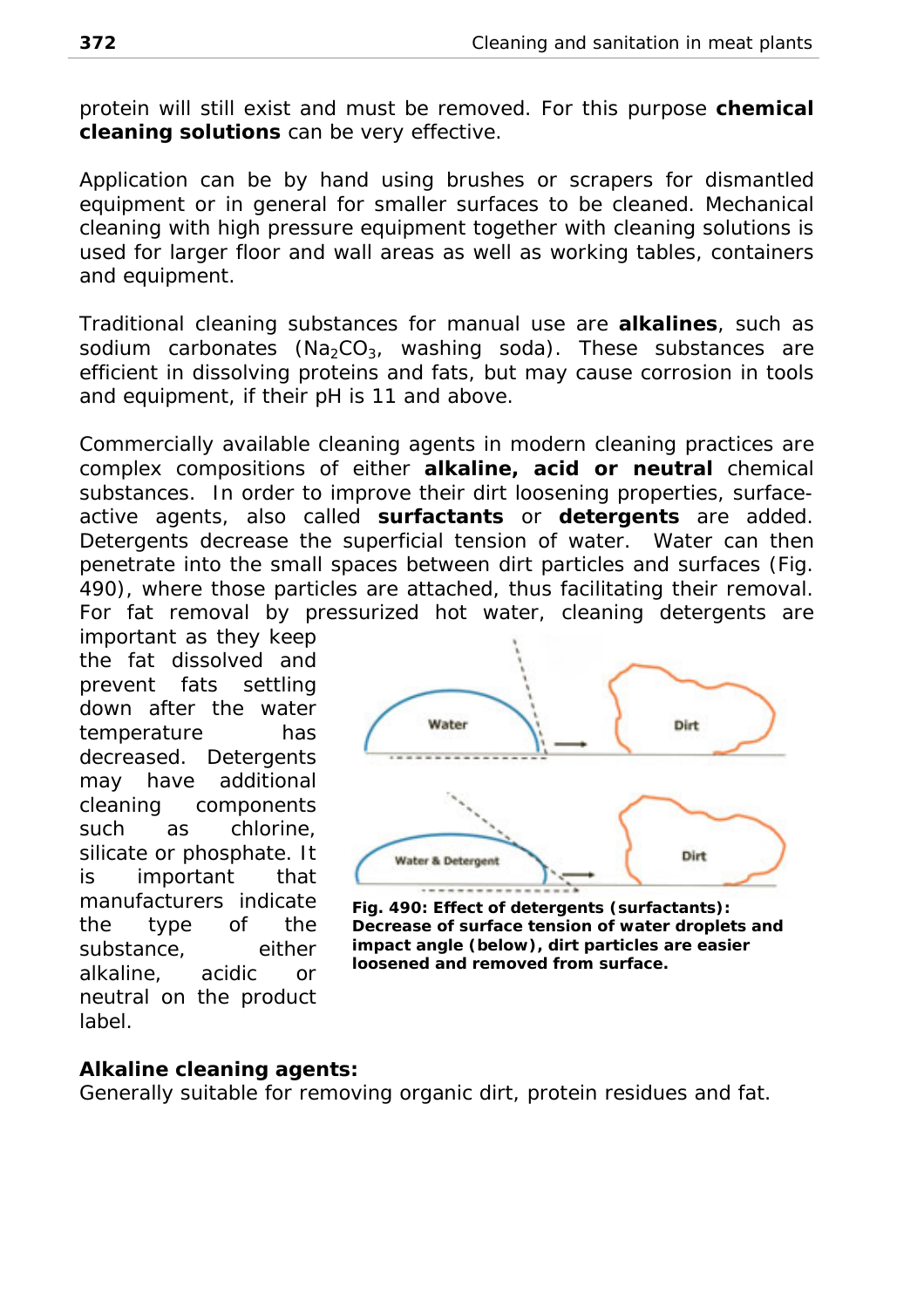protein will still exist and must be removed. For this purpose **chemical cleaning solutions** can be very effective.

Application can be by hand using brushes or scrapers for dismantled equipment or in general for smaller surfaces to be cleaned. Mechanical cleaning with high pressure equipment together with cleaning solutions is used for larger floor and wall areas as well as working tables, containers and equipment.

Traditional cleaning substances for manual use are **alkalines**, such as sodium carbonates ($Na_2CO_3$, washing soda). These substances are efficient in dissolving proteins and fats, but may cause corrosion in tools and equipment, if their pH is 11 and above.

Commercially available cleaning agents in modern cleaning practices are complex compositions of either **alkaline, acid or neutral** chemical substances. In order to improve their dirt loosening properties, surface-active agents, also called **surfactants** or **detergents** are added. Detergents decrease the superficial tension of water. Water can then penetrate into the small spaces between dirt particles and surfaces (Fig. 490), where those particles are attached, thus facilitating their removal. For fat removal by pressurized hot water, cleaning detergents are important as they keep the fat dissolved and prevent fats settling down after the water temperature has decreased. Detergents may have additional cleaning components such as chlorine, silicate or phosphate. It is important that manufacturers indicate the type of the substance, either alkaline, acidic or neutral on the product label.

**Fig. 490: Effect of detergents (surfactants): Decrease of surface tension of water droplets and impact angle (below), dirt particles are easier loosened and removed from surface.**

**Alkaline cleaning agents:**
Generally suitable for removing organic dirt, protein residues and fat.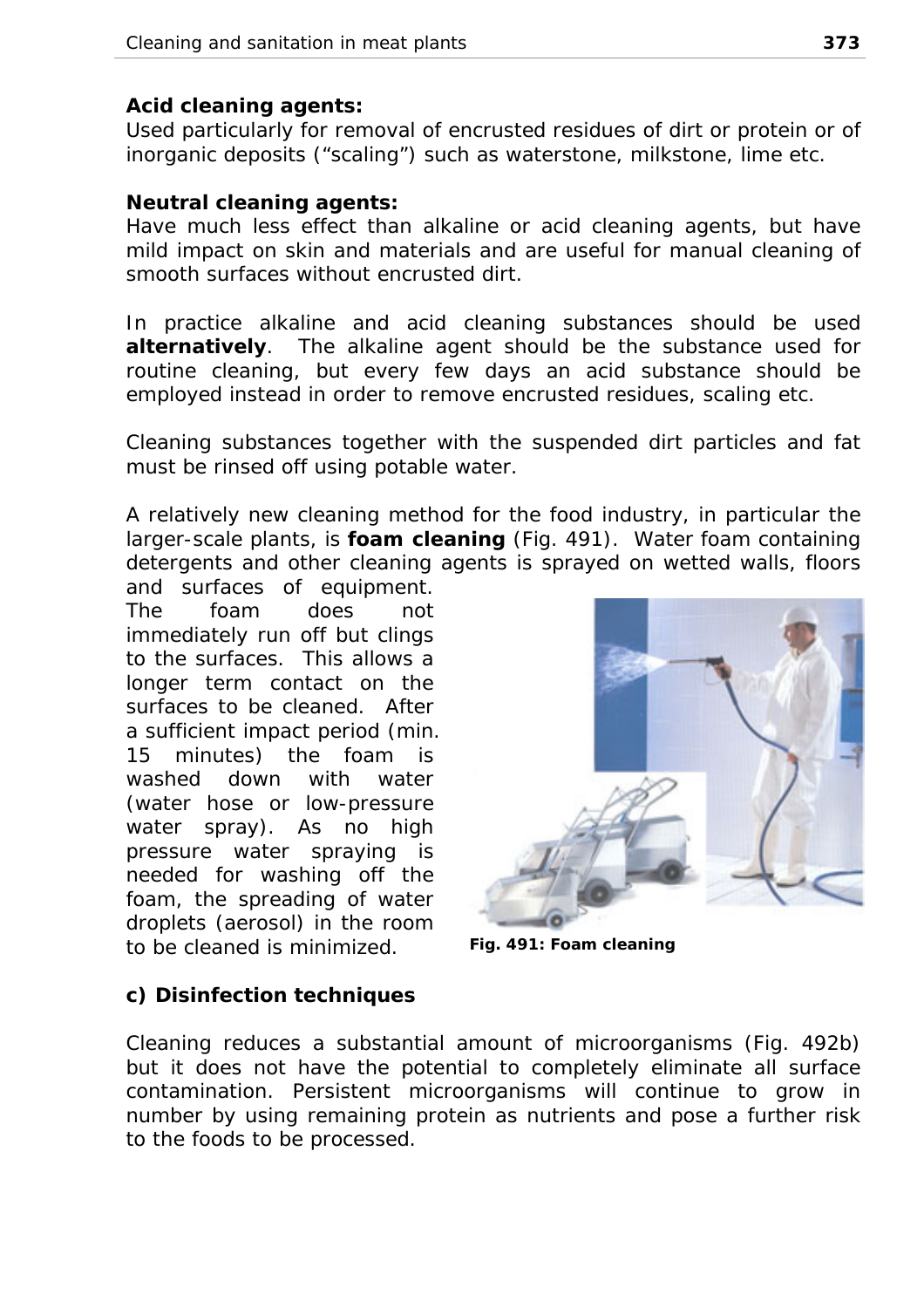**Acid cleaning agents:**
Used particularly for removal of encrusted residues of dirt or protein or of inorganic deposits (“scaling”) such as waterstone, milkstone, lime etc.

**Neutral cleaning agents:**
Have much less effect than alkaline or acid cleaning agents, but have mild impact on skin and materials and are useful for manual cleaning of smooth surfaces without encrusted dirt.

In practice alkaline and acid cleaning substances should be used **alternatively**. The alkaline agent should be the substance used for routine cleaning, but every few days an acid substance should be employed instead in order to remove encrusted residues, scaling etc.

Cleaning substances together with the suspended dirt particles and fat must be rinsed off using potable water.

A relatively new cleaning method for the food industry, in particular the larger-scale plants, is **foam cleaning** (Fig. 491). Water foam containing detergents and other cleaning agents is sprayed on wetted walls, floors and surfaces of equipment. The foam does not immediately run off but clings to the surfaces. This allows a longer term contact on the surfaces to be cleaned. After a sufficient impact period (min. 15 minutes) the foam is washed down with water (water hose or low-pressure water spray). As no high pressure water spraying is needed for washing off the foam, the spreading of water droplets (aerosol) in the room to be cleaned is minimized.

**Fig. 491: Foam cleaning**

### c) Disinfection techniques

Cleaning reduces a substantial amount of microorganisms (Fig. 492b) but it does not have the potential to completely eliminate all surface contamination. Persistent microorganisms will continue to grow in number by using remaining protein as nutrients and pose a further risk to the foods to be processed.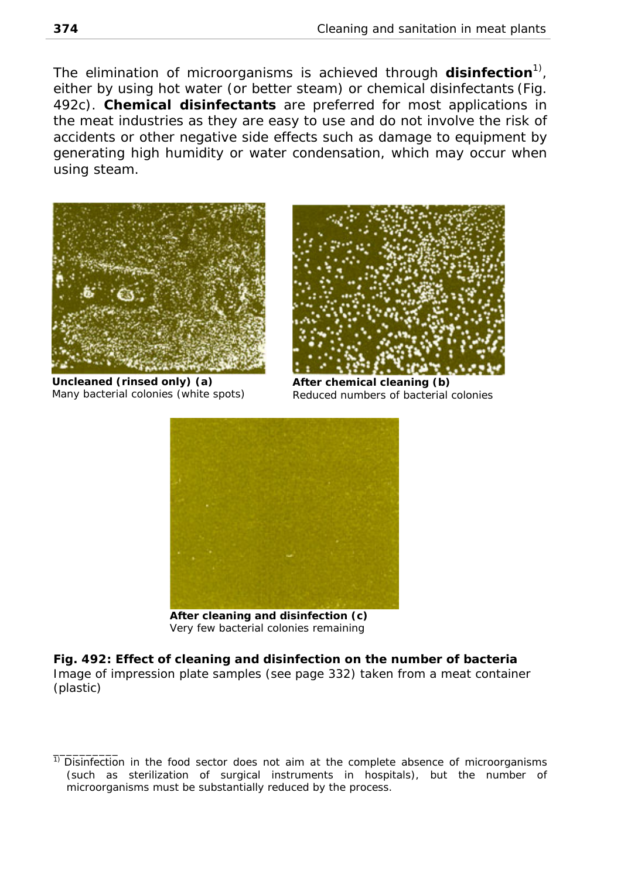The elimination of microorganisms is achieved through **disinfection**[1], either by using hot water (or better steam) or chemical disinfectants (Fig. 492c). **Chemical disinfectants** are preferred for most applications in the meat industries as they are easy to use and do not involve the risk of accidents or other negative side effects such as damage to equipment by generating high humidity or water condensation, which may occur when using steam.

**Uncleaned (rinsed only) (a)**
Many bacterial colonies (white spots)

**After chemical cleaning (b)**
Reduced numbers of bacterial colonies

**After cleaning and disinfection (c)**
Very few bacterial colonies remaining

**Fig. 492: Effect of cleaning and disinfection on the number of bacteria**
Image of impression plate samples (see page 332) taken from a meat container (plastic)

---

[1] Disinfection in the food sector does not aim at the complete absence of microorganisms (such as sterilization of surgical instruments in hospitals), but the number of microorganisms must be substantially reduced by the process.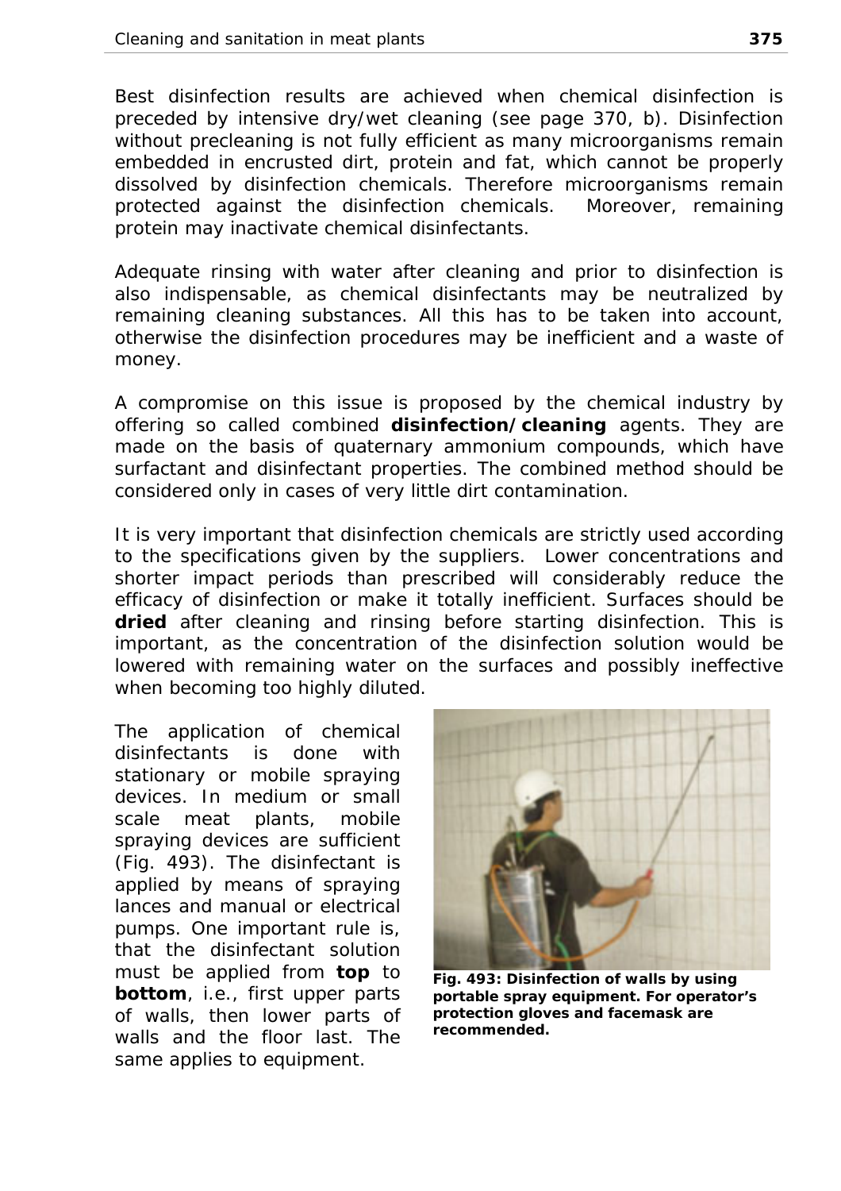Best disinfection results are achieved when chemical disinfection is preceded by intensive dry/wet cleaning (see page 370, b). Disinfection without precleaning is not fully efficient as many microorganisms remain embedded in encrusted dirt, protein and fat, which cannot be properly dissolved by disinfection chemicals. Therefore microorganisms remain protected against the disinfection chemicals. Moreover, remaining protein may inactivate chemical disinfectants.

Adequate rinsing with water after cleaning and prior to disinfection is also indispensable, as chemical disinfectants may be neutralized by remaining cleaning substances. All this has to be taken into account, otherwise the disinfection procedures may be inefficient and a waste of money.

A compromise on this issue is proposed by the chemical industry by offering so called combined **disinfection/cleaning** agents. They are made on the basis of quaternary ammonium compounds, which have surfactant and disinfectant properties. The combined method should be considered only in cases of very little dirt contamination.

It is very important that disinfection chemicals are strictly used according to the specifications given by the suppliers. Lower concentrations and shorter impact periods than prescribed will considerably reduce the efficacy of disinfection or make it totally inefficient. Surfaces should be **dried** after cleaning and rinsing before starting disinfection. This is important, as the concentration of the disinfection solution would be lowered with remaining water on the surfaces and possibly ineffective when becoming too highly diluted.

The application of chemical disinfectants is done with stationary or mobile spraying devices. In medium or small scale meat plants, mobile spraying devices are sufficient (Fig. 493). The disinfectant is applied by means of spraying lances and manual or electrical pumps. One important rule is, that the disinfectant solution must be applied from **top** to **bottom**, i.e., first upper parts of walls, then lower parts of walls and the floor last. The same applies to equipment.

**Fig. 493: Disinfection of walls by using portable spray equipment. For operator's protection gloves and facemask are recommended.**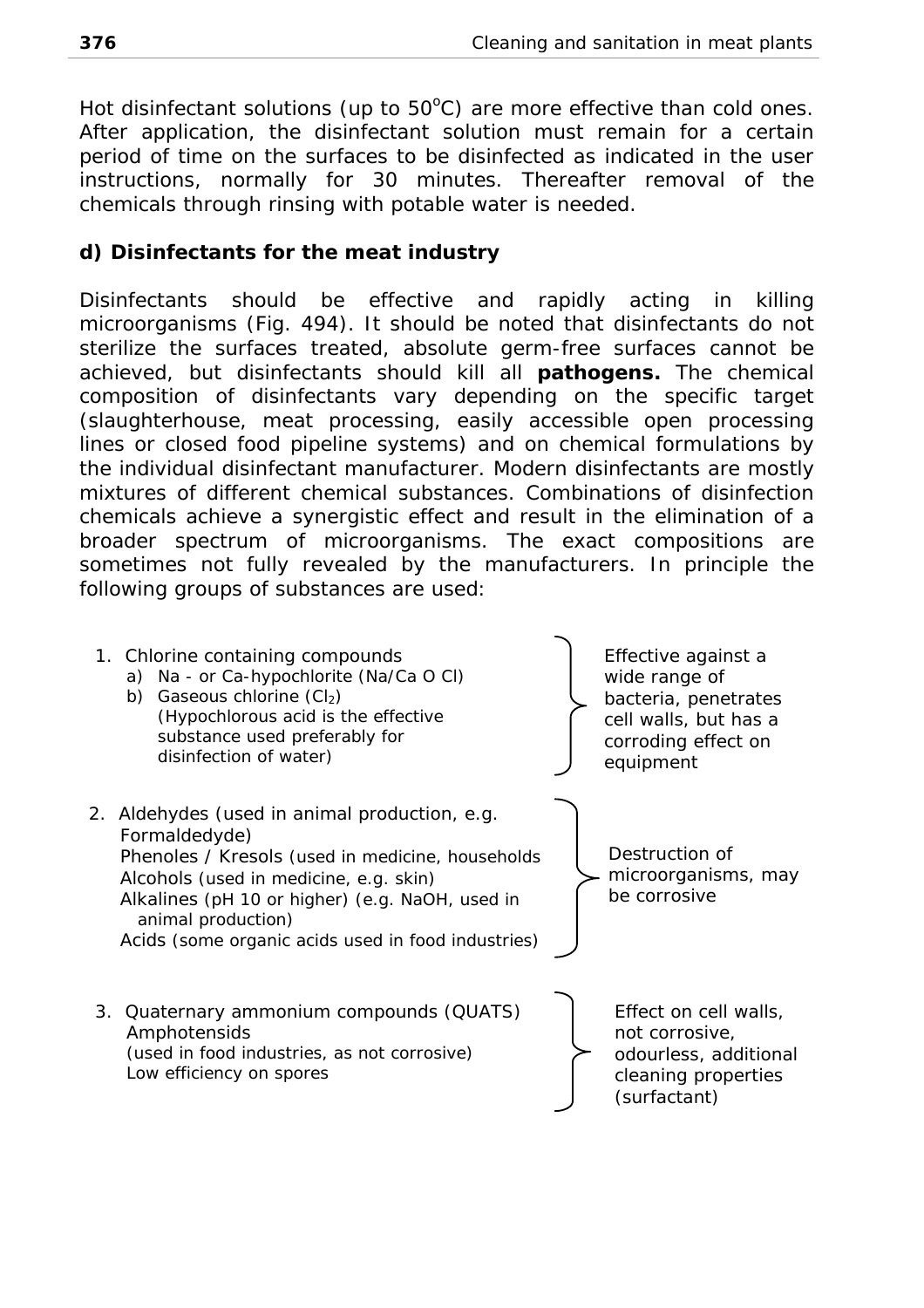Hot disinfectant solutions (up to 50°C) are more effective than cold ones. After application, the disinfectant solution must remain for a certain period of time on the surfaces to be disinfected as indicated in the user instructions, normally for 30 minutes. Thereafter removal of the chemicals through rinsing with potable water is needed.

### d) Disinfectants for the meat industry

Disinfectants should be effective and rapidly acting in killing microorganisms (Fig. 494). It should be noted that disinfectants do not sterilize the surfaces treated, absolute germ-free surfaces cannot be achieved, but disinfectants should kill all **pathogens.** The chemical composition of disinfectants vary depending on the specific target (slaughterhouse, meat processing, easily accessible open processing lines or closed food pipeline systems) and on chemical formulations by the individual disinfectant manufacturer. Modern disinfectants are mostly mixtures of different chemical substances. Combinations of disinfection chemicals achieve a synergistic effect and result in the elimination of a broader spectrum of microorganisms. The exact compositions are sometimes not fully revealed by the manufacturers. In principle the following groups of substances are used:

| Substances | Properties |
|---|---|
| 1. Chlorine containing compounds<br>a) Na - or Ca-hypochlorite (Na/Ca O Cl)<br>b) Gaseous chlorine ($Cl_2$)<br>(Hypochlorous acid is the effective substance used preferably for disinfection of water) | Effective against a wide range of bacteria, penetrates cell walls, but has a corroding effect on equipment |
| 2. Aldehydes (used in animal production, e.g. Formaldedyde)<br>Phenoles / Kresols (used in medicine, households<br>Alcohols (used in medicine, e.g. skin)<br>Alkalines (pH 10 or higher) (e.g. NaOH, used in animal production)<br>Acids (some organic acids used in food industries) | Destruction of microorganisms, may be corrosive |
| 3. Quaternary ammonium compounds (QUATS)<br>Amphotensids<br>(used in food industries, as not corrosive)<br>Low efficiency on spores | Effect on cell walls, not corrosive, odourless, additional cleaning properties (surfactant) |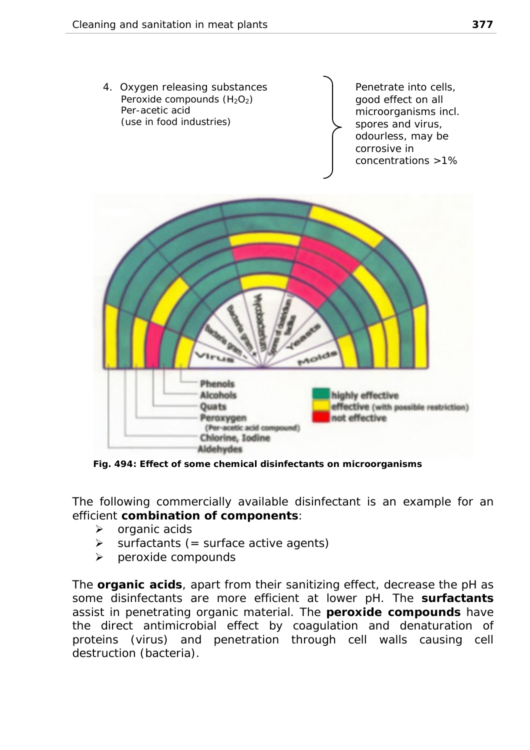4. Oxygen releasing substances
   Peroxide compounds ($H_2O_2$)
   Per-acetic acid
   (use in food industries)

Penetrate into cells, good effect on all microorganisms incl. spores and virus, odourless, may be corrosive in concentrations >1%

**Fig. 494: Effect of some chemical disinfectants on microorganisms**

The following commercially available disinfectant is an example for an efficient **combination of components**:

- organic acids
- surfactants (= surface active agents)
- peroxide compounds

The **organic acids**, apart from their sanitizing effect, decrease the pH as some disinfectants are more efficient at lower pH. The **surfactants** assist in penetrating organic material. The **peroxide compounds** have the direct antimicrobial effect by coagulation and denaturation of proteins (virus) and penetration through cell walls causing cell destruction (bacteria).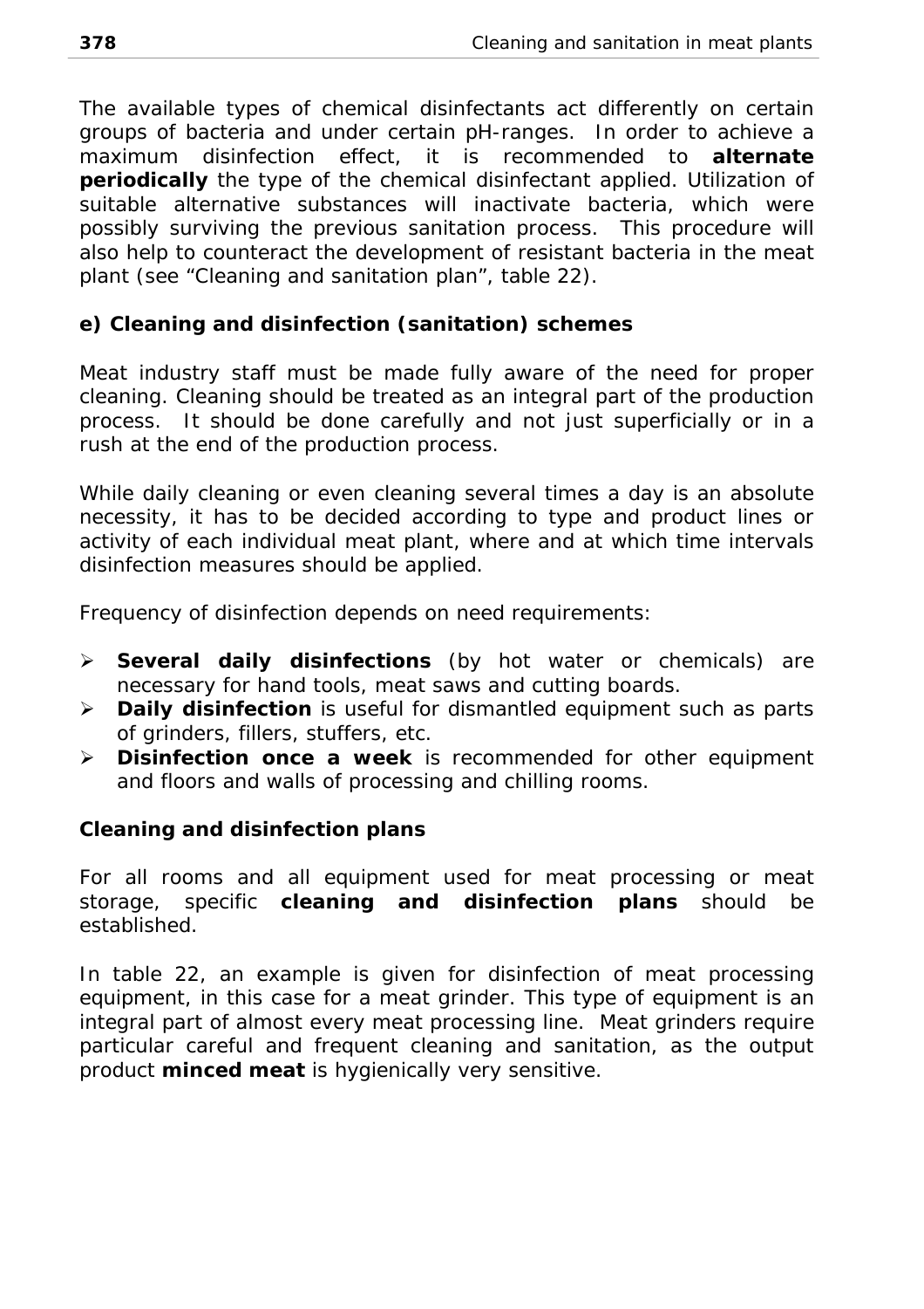The available types of chemical disinfectants act differently on certain groups of bacteria and under certain pH-ranges. In order to achieve a maximum disinfection effect, it is recommended to **alternate periodically** the type of the chemical disinfectant applied. Utilization of suitable alternative substances will inactivate bacteria, which were possibly surviving the previous sanitation process. This procedure will also help to counteract the development of resistant bacteria in the meat plant (see "Cleaning and sanitation plan", table 22).

### e) Cleaning and disinfection (sanitation) schemes

Meat industry staff must be made fully aware of the need for proper cleaning. Cleaning should be treated as an integral part of the production process. It should be done carefully and not just superficially or in a rush at the end of the production process.

While daily cleaning or even cleaning several times a day is an absolute necessity, it has to be decided according to type and product lines or activity of each individual meat plant, where and at which time intervals disinfection measures should be applied.

Frequency of disinfection depends on need requirements:

- **Several daily disinfections** (by hot water or chemicals) are necessary for hand tools, meat saws and cutting boards.
- **Daily disinfection** is useful for dismantled equipment such as parts of grinders, fillers, stuffers, etc.
- **Disinfection once a week** is recommended for other equipment and floors and walls of processing and chilling rooms.

### Cleaning and disinfection plans

For all rooms and all equipment used for meat processing or meat storage, specific **cleaning and disinfection plans** should be established.

In table 22, an example is given for disinfection of meat processing equipment, in this case for a meat grinder. This type of equipment is an integral part of almost every meat processing line. Meat grinders require particular careful and frequent cleaning and sanitation, as the output product **minced meat** is hygienically very sensitive.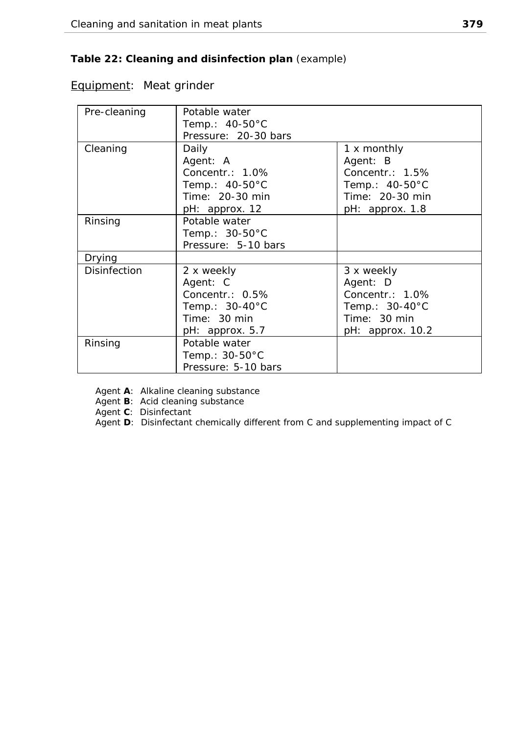**Table 22: Cleaning and disinfection plan** (example)

Equipment: Meat grinder

| | | |
|---|---|---|
| Pre-cleaning | Potable water<br>Temp.: 40-50°C<br>Pressure: 20-30 bars | |
| Cleaning | Daily<br>Agent: A<br>Concentr.: 1.0%<br>Temp.: 40-50°C<br>Time: 20-30 min<br>pH: approx. 12 | 1 x monthly<br>Agent: B<br>Concentr.: 1.5%<br>Temp.: 40-50°C<br>Time: 20-30 min<br>pH: approx. 1.8 |
| Rinsing | Potable water<br>Temp.: 30-50°C<br>Pressure: 5-10 bars | |
| Drying | | |
| Disinfection | 2 x weekly<br>Agent: C<br>Concentr.: 0.5%<br>Temp.: 30-40°C<br>Time: 30 min<br>pH: approx. 5.7 | 3 x weekly<br>Agent: D<br>Concentr.: 1.0%<br>Temp.: 30-40°C<br>Time: 30 min<br>pH: approx. 10.2 |
| Rinsing | Potable water<br>Temp.: 30-50°C<br>Pressure: 5-10 bars | |

Agent **A**: Alkaline cleaning substance
Agent **B**: Acid cleaning substance
Agent **C**: Disinfectant
Agent **D**: Disinfectant chemically different from C and supplementing impact of C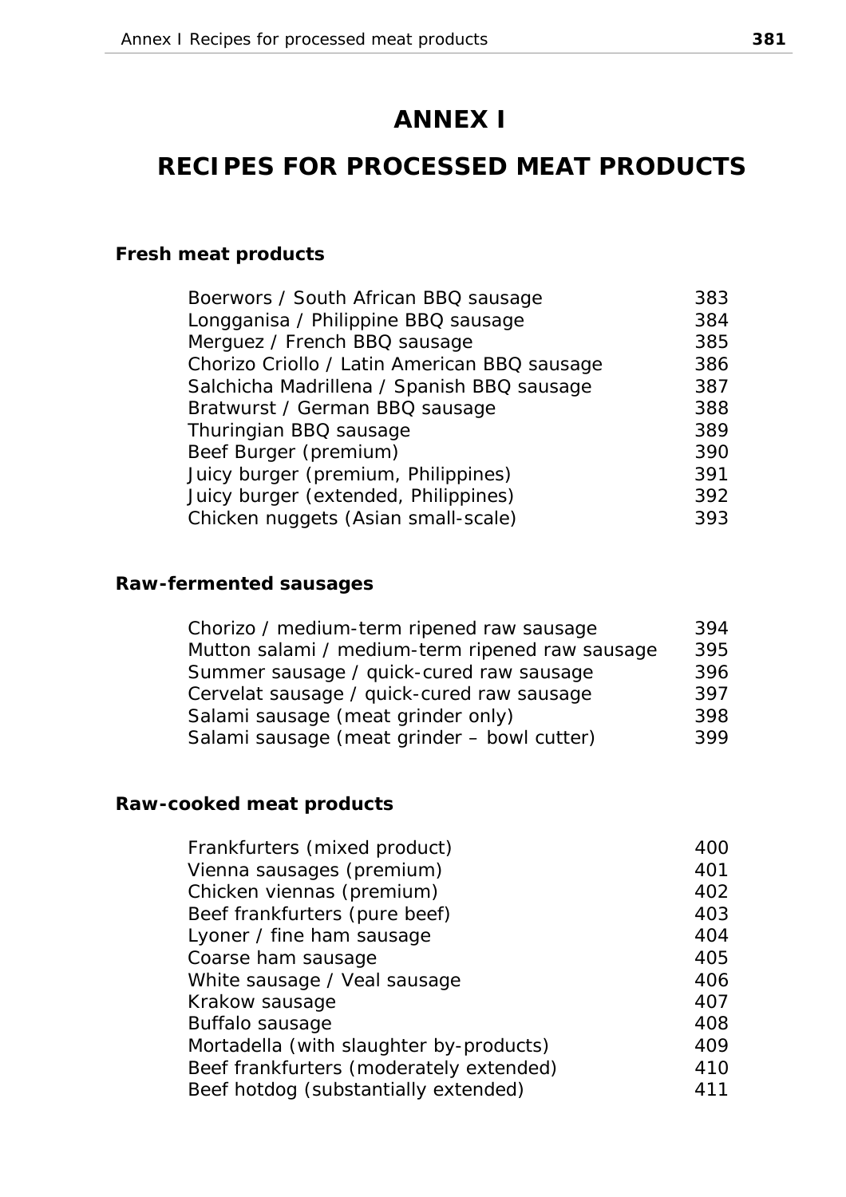# ANNEX I

# RECIPES FOR PROCESSED MEAT PRODUCTS

### Fresh meat products

| | |
|---|---|
| Boerwors / South African BBQ sausage | 383 |
| Longganisa / Philippine BBQ sausage | 384 |
| Merguez / French BBQ sausage | 385 |
| Chorizo Criollo / Latin American BBQ sausage | 386 |
| Salchicha Madrillena / Spanish BBQ sausage | 387 |
| Bratwurst / German BBQ sausage | 388 |
| Thuringian BBQ sausage | 389 |
| Beef Burger (premium) | 390 |
| Juicy burger (premium, Philippines) | 391 |
| Juicy burger (extended, Philippines) | 392 |
| Chicken nuggets (Asian small-scale) | 393 |

### Raw-fermented sausages

| | |
|---|---|
| Chorizo / medium-term ripened raw sausage | 394 |
| Mutton salami / medium-term ripened raw sausage | 395 |
| Summer sausage / quick-cured raw sausage | 396 |
| Cervelat sausage / quick-cured raw sausage | 397 |
| Salami sausage (meat grinder only) | 398 |
| Salami sausage (meat grinder – bowl cutter) | 399 |

### Raw-cooked meat products

| | |
|---|---|
| Frankfurters (mixed product) | 400 |
| Vienna sausages (premium) | 401 |
| Chicken viennas (premium) | 402 |
| Beef frankfurters (pure beef) | 403 |
| Lyoner / fine ham sausage | 404 |
| Coarse ham sausage | 405 |
| White sausage / Veal sausage | 406 |
| Krakow sausage | 407 |
| Buffalo sausage | 408 |
| Mortadella (with slaughter by-products) | 409 |
| Beef frankfurters (moderately extended) | 410 |
| Beef hotdog (substantially extended) | 411 |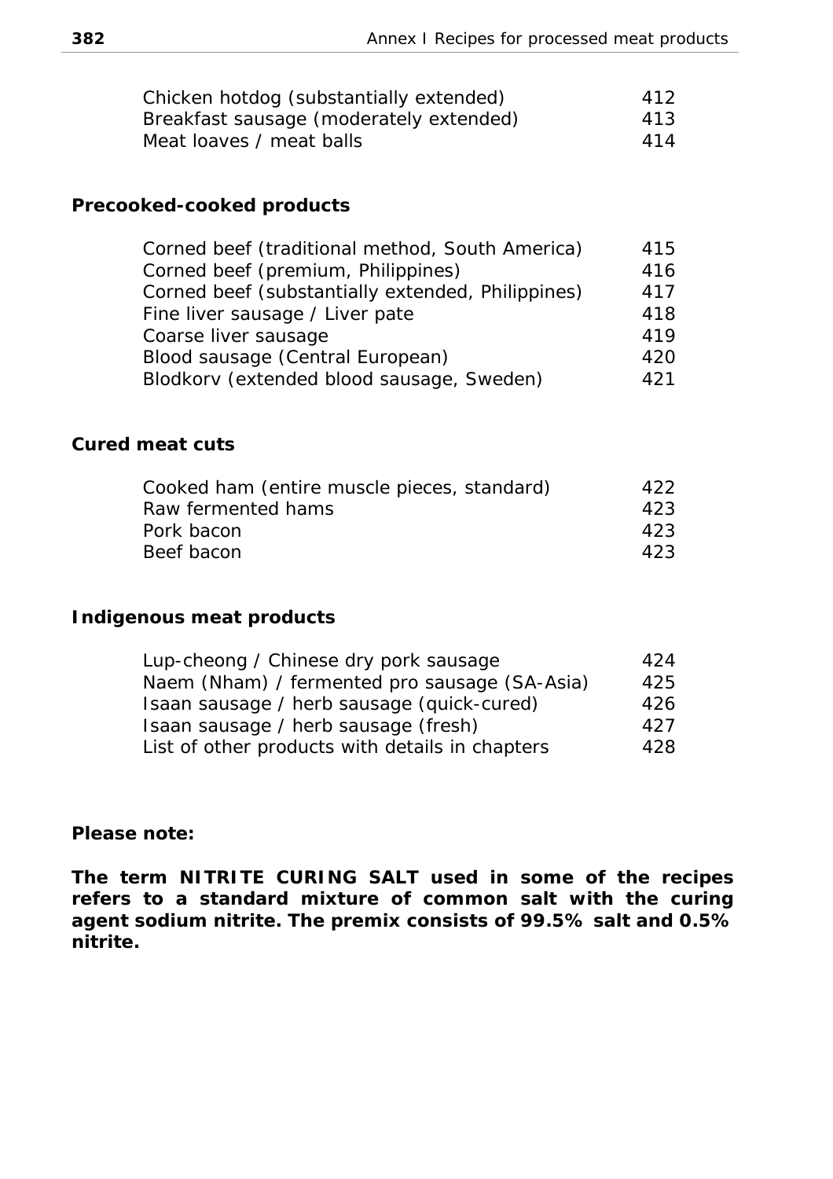| | |
|---|---|
| Chicken hotdog (substantially extended) | 412 |
| Breakfast sausage (moderately extended) | 413 |
| Meat loaves / meat balls | 414 |

**Precooked-cooked products**

| | |
|---|---|
| Corned beef (traditional method, South America) | 415 |
| Corned beef (premium, Philippines) | 416 |
| Corned beef (substantially extended, Philippines) | 417 |
| Fine liver sausage / Liver pate | 418 |
| Coarse liver sausage | 419 |
| Blood sausage (Central European) | 420 |
| Blodkorv (extended blood sausage, Sweden) | 421 |

**Cured meat cuts**

| | |
|---|---|
| Cooked ham (entire muscle pieces, standard) | 422 |
| Raw fermented hams | 423 |
| Pork bacon | 423 |
| Beef bacon | 423 |

**Indigenous meat products**

| | |
|---|---|
| Lup-cheong / Chinese dry pork sausage | 424 |
| Naem (Nham) / fermented pro sausage (SA-Asia) | 425 |
| Isaan sausage / herb sausage (quick-cured) | 426 |
| Isaan sausage / herb sausage (fresh) | 427 |
| List of other products with details in chapters | 428 |

**Please note:**

**The term NITRITE CURING SALT used in some of the recipes refers to a standard mixture of common salt with the curing agent sodium nitrite. The premix consists of 99.5% salt and 0.5% nitrite.**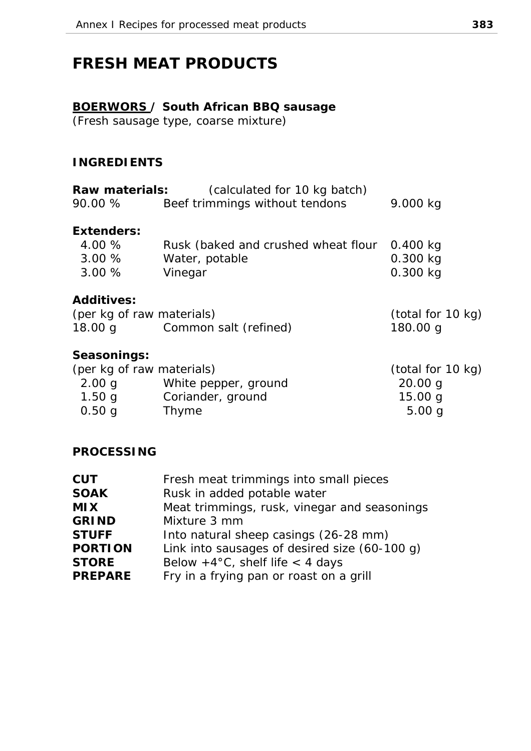# FRESH MEAT PRODUCTS

## **BOERWORS / South African BBQ sausage**

(Fresh sausage type, coarse mixture)

### INGREDIENTS

**Raw materials:** (calculated for 10 kg batch)

| | | |
|---|---|---|
| 90.00 % | Beef trimmings without tendons | 9.000 kg |

**Extenders:**

| | | |
|---|---|---|
| 4.00 % | Rusk (baked and crushed wheat flour | 0.400 kg |
| 3.00 % | Water, potable | 0.300 kg |
| 3.00 % | Vinegar | 0.300 kg |

**Additives:**

| (per kg of raw materials) | | (total for 10 kg) |
|---|---|---|
| 18.00 g | Common salt (refined) | 180.00 g |

**Seasonings:**

| (per kg of raw materials) | | (total for 10 kg) |
|---|---|---|
| 2.00 g | White pepper, ground | 20.00 g |
| 1.50 g | Coriander, ground | 15.00 g |
| 0.50 g | Thyme | 5.00 g |

### PROCESSING

| | |
|---|---|
| **CUT** | Fresh meat trimmings into small pieces |
| **SOAK** | Rusk in added potable water |
| **MIX** | Meat trimmings, rusk, vinegar and seasonings |
| **GRIND** | Mixture 3 mm |
| **STUFF** | Into natural sheep casings (26-28 mm) |
| **PORTION** | Link into sausages of desired size (60-100 g) |
| **STORE** | Below +4°C, shelf life < 4 days |
| **PREPARE** | Fry in a frying pan or roast on a grill |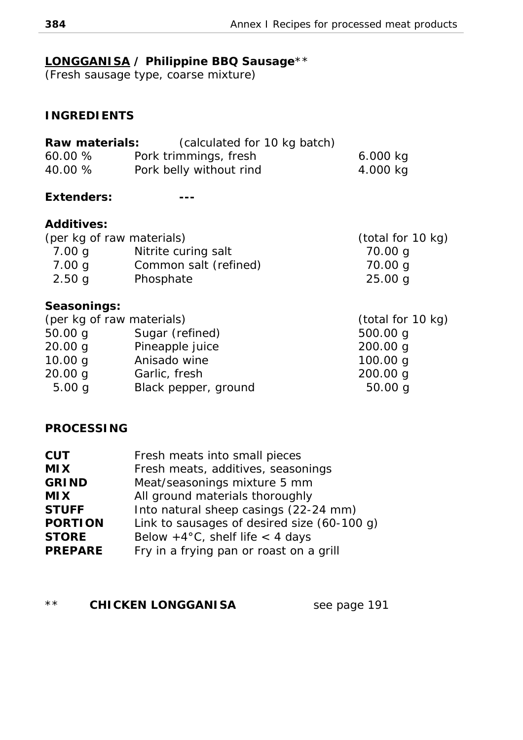## **<u>LONGGANISA</u> / Philippine BBQ Sausage****

*(Fresh sausage type, coarse mixture)*

### INGREDIENTS

**Raw materials:** (calculated for 10 kg batch)

| | | |
|---|---|---|
| 60.00 % | Pork trimmings, fresh | 6.000 kg |
| 40.00 % | Pork belly without rind | 4.000 kg |

**Extenders:** ---

**Additives:**

| (per kg of raw materials) | | (total for 10 kg) |
|---|---|---|
| 7.00 g | Nitrite curing salt | 70.00 g |
| 7.00 g | Common salt (refined) | 70.00 g |
| 2.50 g | Phosphate | 25.00 g |

**Seasonings:**

| (per kg of raw materials) | | (total for 10 kg) |
|---|---|---|
| 50.00 g | Sugar (refined) | 500.00 g |
| 20.00 g | Pineapple juice | 200.00 g |
| 10.00 g | Anisado wine | 100.00 g |
| 20.00 g | Garlic, fresh | 200.00 g |
| 5.00 g | Black pepper, ground | 50.00 g |

### PROCESSING

| | |
|---|---|
| **CUT** | Fresh meats into small pieces |
| **MIX** | Fresh meats, additives, seasonings |
| **GRIND** | Meat/seasonings mixture 5 mm |
| **MIX** | All ground materials thoroughly |
| **STUFF** | Into natural sheep casings (22-24 mm) |
| **PORTION** | Link to sausages of desired size (60-100 g) |
| **STORE** | Below +4°C, shelf life < 4 days |
| **PREPARE** | Fry in a frying pan or roast on a grill |

** **CHICKEN LONGGANISA** see page 191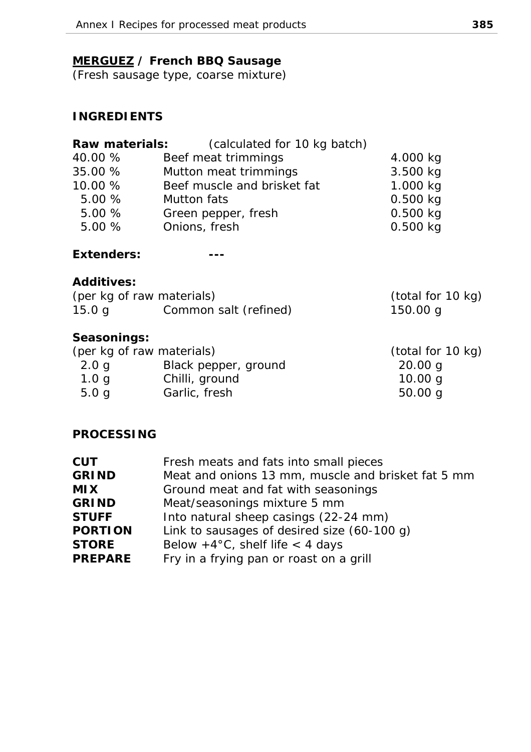## **<u>MERGUEZ</u> / French BBQ Sausage**

*(Fresh sausage type, coarse mixture)*

### INGREDIENTS

**Raw materials:** (calculated for 10 kg batch)

| | | |
|---|---|---|
| 40.00 % | Beef meat trimmings | 4.000 kg |
| 35.00 % | Mutton meat trimmings | 3.500 kg |
| 10.00 % | Beef muscle and brisket fat | 1.000 kg |
| 5.00 % | Mutton fats | 0.500 kg |
| 5.00 % | Green pepper, fresh | 0.500 kg |
| 5.00 % | Onions, fresh | 0.500 kg |

**Extenders:** ---

**Additives:**

| (per kg of raw materials) | | (total for 10 kg) |
|---|---|---|
| 15.0 g | Common salt (refined) | 150.00 g |

**Seasonings:**

| (per kg of raw materials) | | (total for 10 kg) |
|---|---|---|
| 2.0 g | Black pepper, ground | 20.00 g |
| 1.0 g | Chilli, ground | 10.00 g |
| 5.0 g | Garlic, fresh | 50.00 g |

### PROCESSING

| | |
|---|---|
| **CUT** | Fresh meats and fats into small pieces |
| **GRIND** | Meat and onions 13 mm, muscle and brisket fat 5 mm |
| **MIX** | Ground meat and fat with seasonings |
| **GRIND** | Meat/seasonings mixture 5 mm |
| **STUFF** | Into natural sheep casings (22-24 mm) |
| **PORTION** | Link to sausages of desired size (60-100 g) |
| **STORE** | Below +4°C, shelf life < 4 days |
| **PREPARE** | Fry in a frying pan or roast on a grill |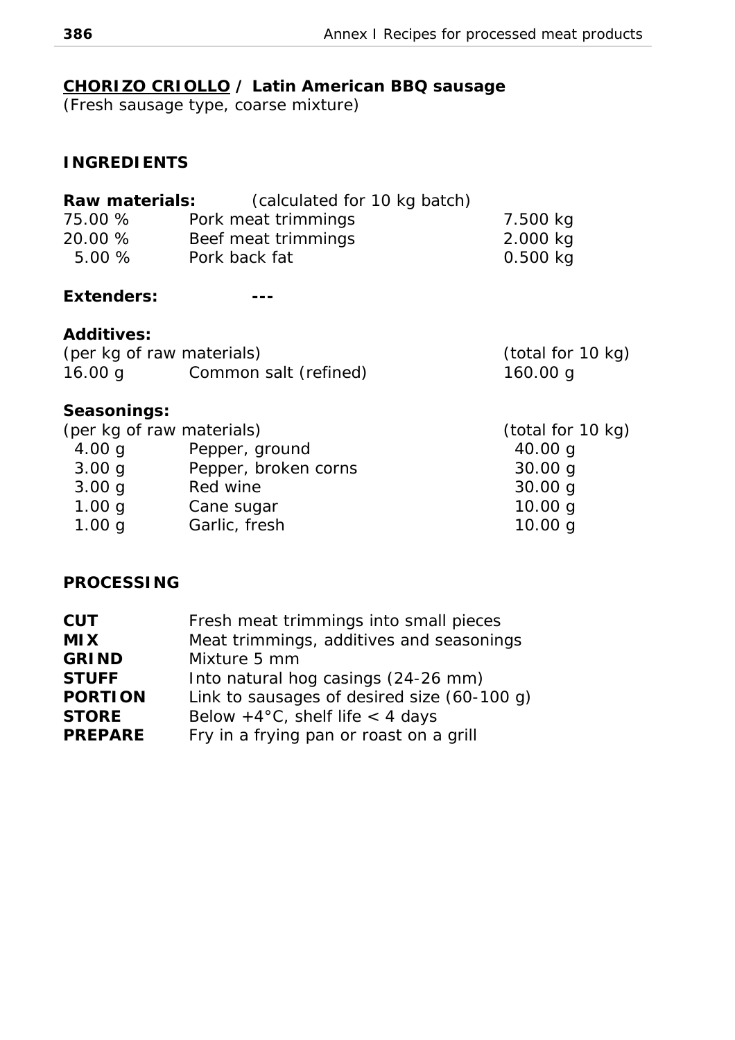## CHORIZO CRIOLLO / Latin American BBQ sausage

(Fresh sausage type, coarse mixture)

### INGREDIENTS

**Raw materials:** (calculated for 10 kg batch)

| | | |
|---|---|---|
| 75.00 % | Pork meat trimmings | 7.500 kg |
| 20.00 % | Beef meat trimmings | 2.000 kg |
| 5.00 % | Pork back fat | 0.500 kg |

**Extenders:** ---

**Additives:**

| (per kg of raw materials) | | (total for 10 kg) |
|---|---|---|
| 16.00 g | Common salt (refined) | 160.00 g |

**Seasonings:**

| (per kg of raw materials) | | (total for 10 kg) |
|---|---|---|
| 4.00 g | Pepper, ground | 40.00 g |
| 3.00 g | Pepper, broken corns | 30.00 g |
| 3.00 g | Red wine | 30.00 g |
| 1.00 g | Cane sugar | 10.00 g |
| 1.00 g | Garlic, fresh | 10.00 g |

### PROCESSING

| | |
|---|---|
| **CUT** | Fresh meat trimmings into small pieces |
| **MIX** | Meat trimmings, additives and seasonings |
| **GRIND** | Mixture 5 mm |
| **STUFF** | Into natural hog casings (24-26 mm) |
| **PORTION** | Link to sausages of desired size (60-100 g) |
| **STORE** | Below +4°C, shelf life < 4 days |
| **PREPARE** | Fry in a frying pan or roast on a grill |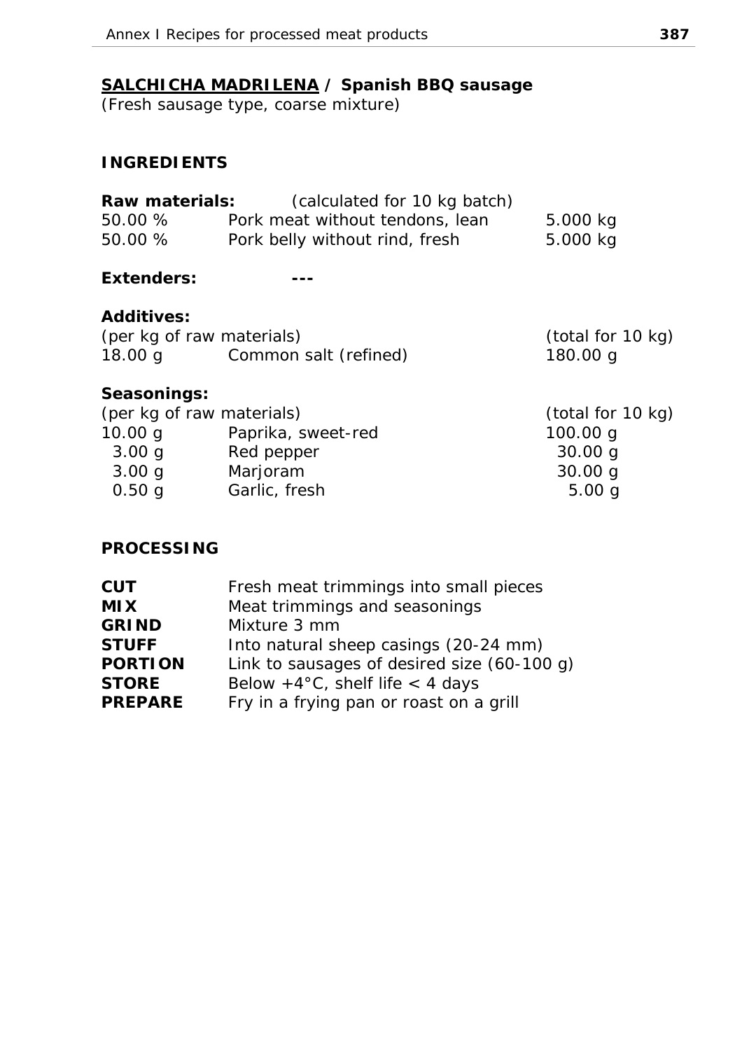## **SALCHICHA MADRILENA / Spanish BBQ sausage**

(Fresh sausage type, coarse mixture)

### INGREDIENTS

**Raw materials:** (calculated for 10 kg batch)

| | | |
|---|---|---|
| 50.00 % | Pork meat without tendons, lean | 5.000 kg |
| 50.00 % | Pork belly without rind, fresh | 5.000 kg |

**Extenders:** ---

**Additives:**

| (per kg of raw materials) | | (total for 10 kg) |
|---|---|---|
| 18.00 g | Common salt (refined) | 180.00 g |

**Seasonings:**

| (per kg of raw materials) | | (total for 10 kg) |
|---|---|---|
| 10.00 g | Paprika, sweet-red | 100.00 g |
| 3.00 g | Red pepper | 30.00 g |
| 3.00 g | Marjoram | 30.00 g |
| 0.50 g | Garlic, fresh | 5.00 g |

### PROCESSING

| | |
|---|---|
| **CUT** | Fresh meat trimmings into small pieces |
| **MIX** | Meat trimmings and seasonings |
| **GRIND** | Mixture 3 mm |
| **STUFF** | Into natural sheep casings (20-24 mm) |
| **PORTION** | Link to sausages of desired size (60-100 g) |
| **STORE** | Below +4°C, shelf life < 4 days |
| **PREPARE** | Fry in a frying pan or roast on a grill |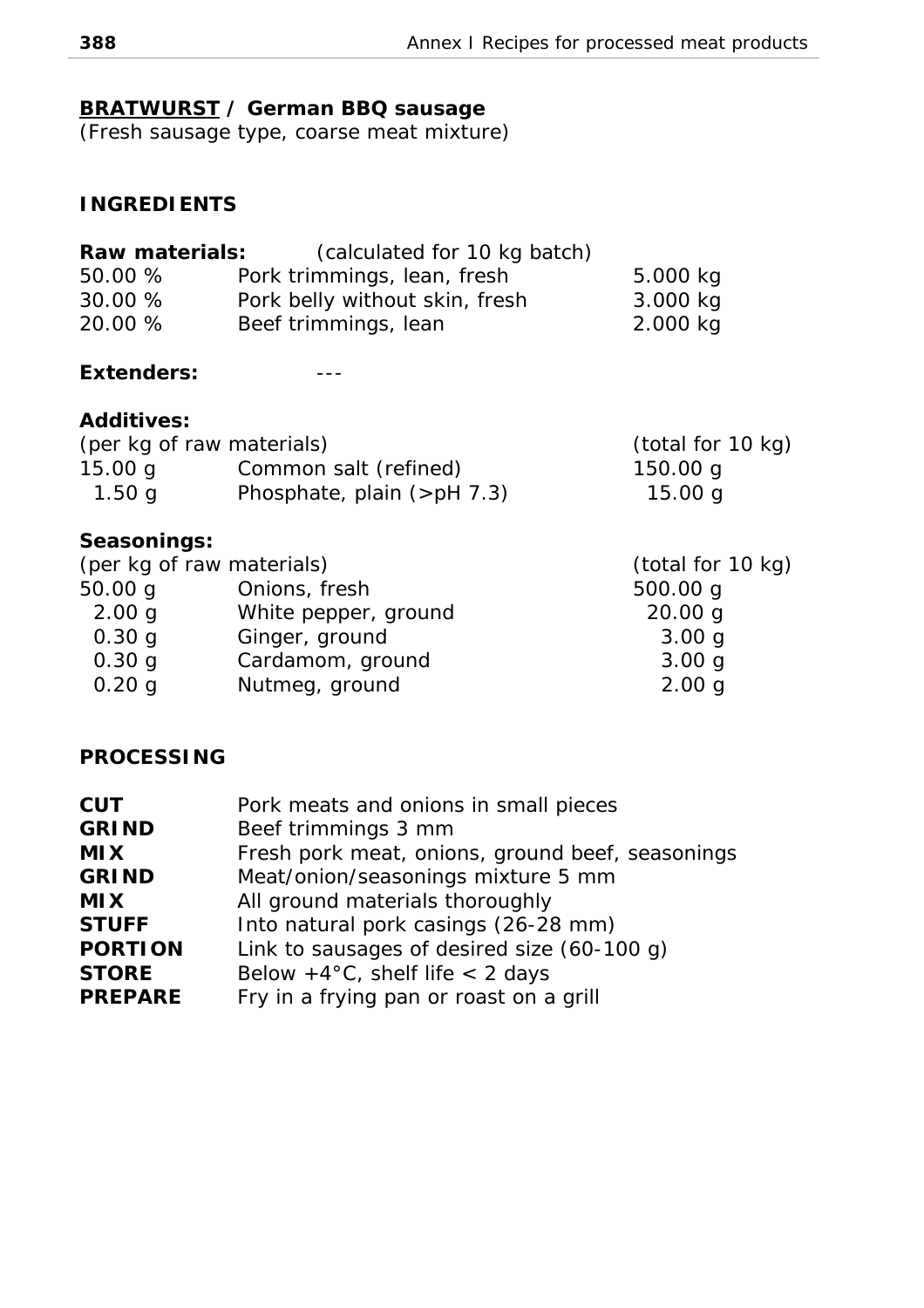## **BRATWURST / German BBQ sausage**

*(Fresh sausage type, coarse meat mixture)*

### INGREDIENTS

**Raw materials:** (calculated for 10 kg batch)

| | | |
|---|---|---|
| 50.00 % | Pork trimmings, lean, fresh | 5.000 kg |
| 30.00 % | Pork belly without skin, fresh | 3.000 kg |
| 20.00 % | Beef trimmings, lean | 2.000 kg |

**Extenders:** ---

**Additives:**

| (per kg of raw materials) | | (total for 10 kg) |
|---|---|---|
| 15.00 g | Common salt (refined) | 150.00 g |
| 1.50 g | Phosphate, plain (>pH 7.3) | 15.00 g |

**Seasonings:**

| (per kg of raw materials) | | (total for 10 kg) |
|---|---|---|
| 50.00 g | Onions, fresh | 500.00 g |
| 2.00 g | White pepper, ground | 20.00 g |
| 0.30 g | Ginger, ground | 3.00 g |
| 0.30 g | Cardamom, ground | 3.00 g |
| 0.20 g | Nutmeg, ground | 2.00 g |

### PROCESSING

| | |
|---|---|
| **CUT** | Pork meats and onions in small pieces |
| **GRIND** | Beef trimmings 3 mm |
| **MIX** | Fresh pork meat, onions, ground beef, seasonings |
| **GRIND** | Meat/onion/seasonings mixture 5 mm |
| **MIX** | All ground materials thoroughly |
| **STUFF** | Into natural pork casings (26-28 mm) |
| **PORTION** | Link to sausages of desired size (60-100 g) |
| **STORE** | Below +4°C, shelf life < 2 days |
| **PREPARE** | Fry in a frying pan or roast on a grill |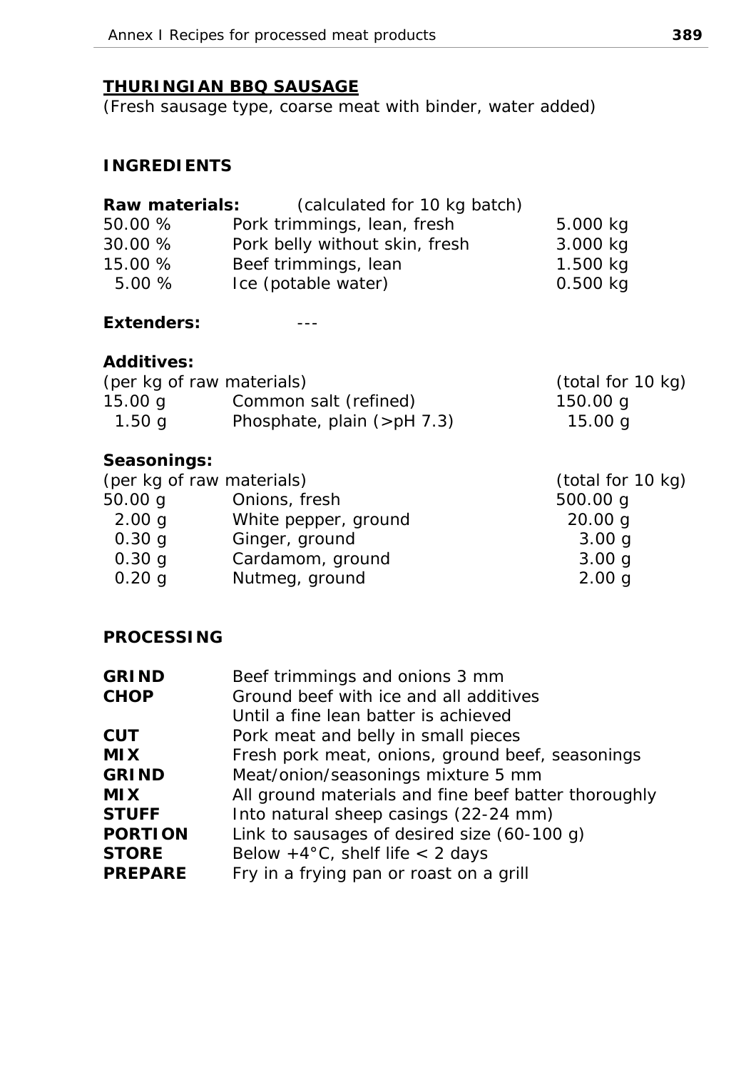## THURINGIAN BBQ SAUSAGE

*(Fresh sausage type, coarse meat with binder, water added)*

### INGREDIENTS

**Raw materials:** (calculated for 10 kg batch)

| | | |
|---|---|---|
| 50.00 % | Pork trimmings, lean, fresh | 5.000 kg |
| 30.00 % | Pork belly without skin, fresh | 3.000 kg |
| 15.00 % | Beef trimmings, lean | 1.500 kg |
| 5.00 % | Ice (potable water) | 0.500 kg |

**Extenders:** ---

**Additives:**

| (per kg of raw materials) | | (total for 10 kg) |
|---|---|---|
| 15.00 g | Common salt (refined) | 150.00 g |
| 1.50 g | Phosphate, plain (>pH 7.3) | 15.00 g |

**Seasonings:**

| (per kg of raw materials) | | (total for 10 kg) |
|---|---|---|
| 50.00 g | Onions, fresh | 500.00 g |
| 2.00 g | White pepper, ground | 20.00 g |
| 0.30 g | Ginger, ground | 3.00 g |
| 0.30 g | Cardamom, ground | 3.00 g |
| 0.20 g | Nutmeg, ground | 2.00 g |

### PROCESSING

| | |
|---|---|
| **GRIND** | Beef trimmings and onions 3 mm |
| **CHOP** | Ground beef with ice and all additives Until a fine lean batter is achieved |
| **CUT** | Pork meat and belly in small pieces |
| **MIX** | Fresh pork meat, onions, ground beef, seasonings |
| **GRIND** | Meat/onion/seasonings mixture 5 mm |
| **MIX** | All ground materials and fine beef batter thoroughly |
| **STUFF** | Into natural sheep casings (22-24 mm) |
| **PORTION** | Link to sausages of desired size (60-100 g) |
| **STORE** | Below +4°C, shelf life < 2 days |
| **PREPARE** | Fry in a frying pan or roast on a grill |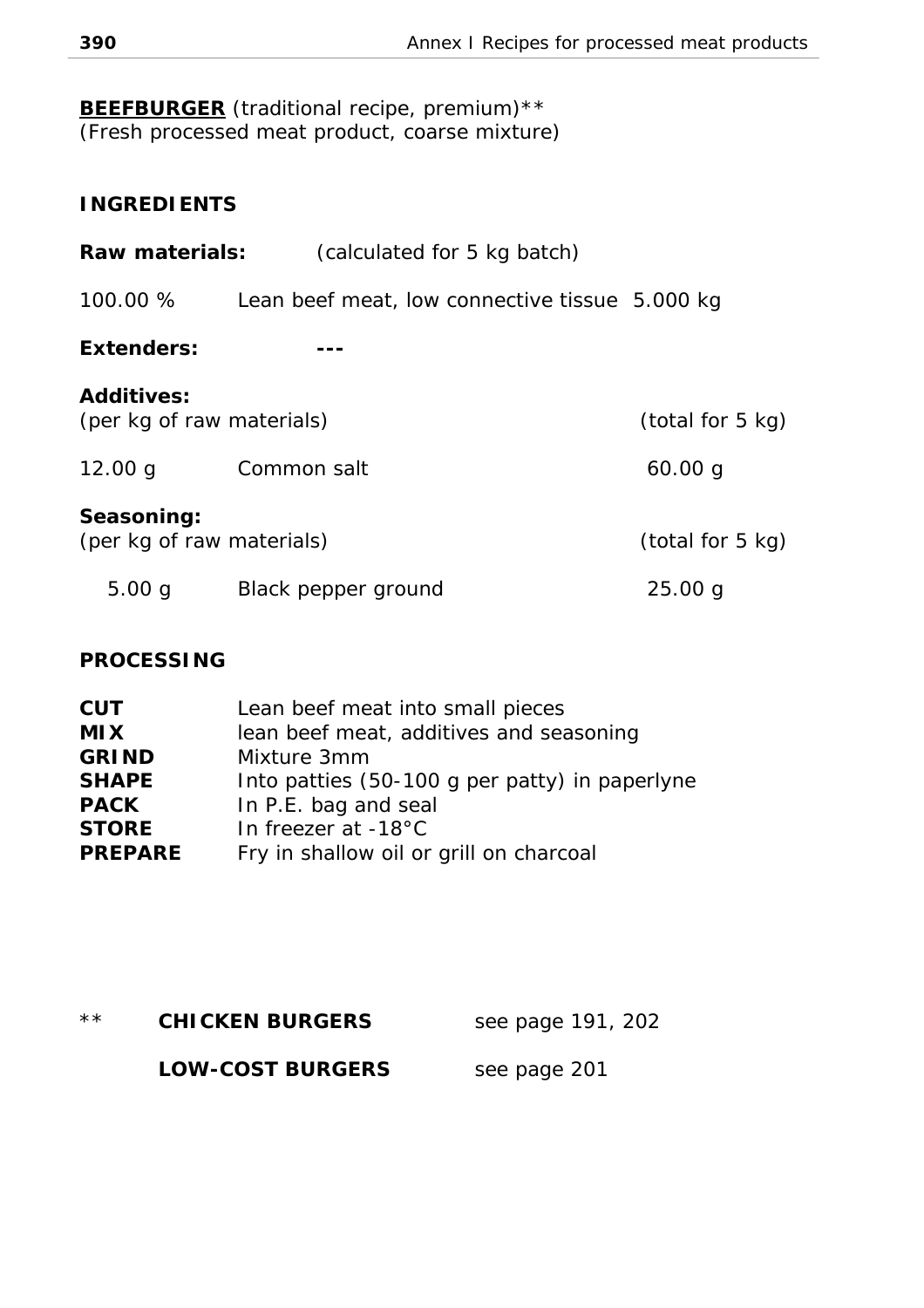**<u>BEEFBURGER</u>** (traditional recipe, premium)**
(Fresh processed meat product, coarse mixture)

## INGREDIENTS

**Raw materials:** (calculated for 5 kg batch)

| | | |
|---|---|---|
| 100.00 % | Lean beef meat, low connective tissue | 5.000 kg |

**Extenders:** ---

**Additives:**
(per kg of raw materials) (total for 5 kg)

| | | |
|---|---|---|
| 12.00 g | Common salt | 60.00 g |

**Seasoning:**
(per kg of raw materials) (total for 5 kg)

| | | |
|---|---|---|
| 5.00 g | Black pepper ground | 25.00 g |

## PROCESSING

| | |
|---|---|
| **CUT** | Lean beef meat into small pieces |
| **MIX** | lean beef meat, additives and seasoning |
| **GRIND** | Mixture 3mm |
| **SHAPE** | Into patties (50-100 g per patty) in paperlyne |
| **PACK** | In P.E. bag and seal |
| **STORE** | In freezer at -18°C |
| **PREPARE** | Fry in shallow oil or grill on charcoal |

** **CHICKEN BURGERS** see page 191, 202

**LOW-COST BURGERS** see page 201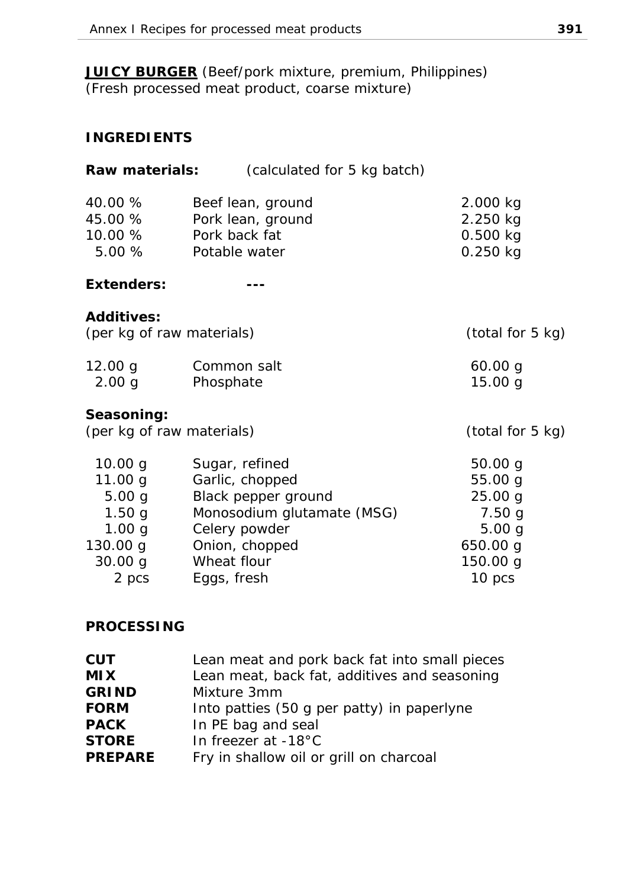**JUICY BURGER** (Beef/pork mixture, premium, Philippines)
(Fresh processed meat product, coarse mixture)

## INGREDIENTS

**Raw materials:** (calculated for 5 kg batch)

| | | |
|---|---|---|
| 40.00 % | Beef lean, ground | 2.000 kg |
| 45.00 % | Pork lean, ground | 2.250 kg |
| 10.00 % | Pork back fat | 0.500 kg |
| 5.00 % | Potable water | 0.250 kg |

**Extenders:** ---

**Additives:**
(per kg of raw materials) (total for 5 kg)

| | | |
|---|---|---|
| 12.00 g | Common salt | 60.00 g |
| 2.00 g | Phosphate | 15.00 g |

**Seasoning:**
(per kg of raw materials) (total for 5 kg)

| | | |
|---|---|---|
| 10.00 g | Sugar, refined | 50.00 g |
| 11.00 g | Garlic, chopped | 55.00 g |
| 5.00 g | Black pepper ground | 25.00 g |
| 1.50 g | Monosodium glutamate (MSG) | 7.50 g |
| 1.00 g | Celery powder | 5.00 g |
| 130.00 g | Onion, chopped | 650.00 g |
| 30.00 g | Wheat flour | 150.00 g |
| 2 pcs | Eggs, fresh | 10 pcs |

## PROCESSING

| | |
|---|---|
| **CUT** | Lean meat and pork back fat into small pieces |
| **MIX** | Lean meat, back fat, additives and seasoning |
| **GRIND** | Mixture 3mm |
| **FORM** | Into patties (50 g per patty) in paperlyne |
| **PACK** | In PE bag and seal |
| **STORE** | In freezer at -18°C |
| **PREPARE** | Fry in shallow oil or grill on charcoal |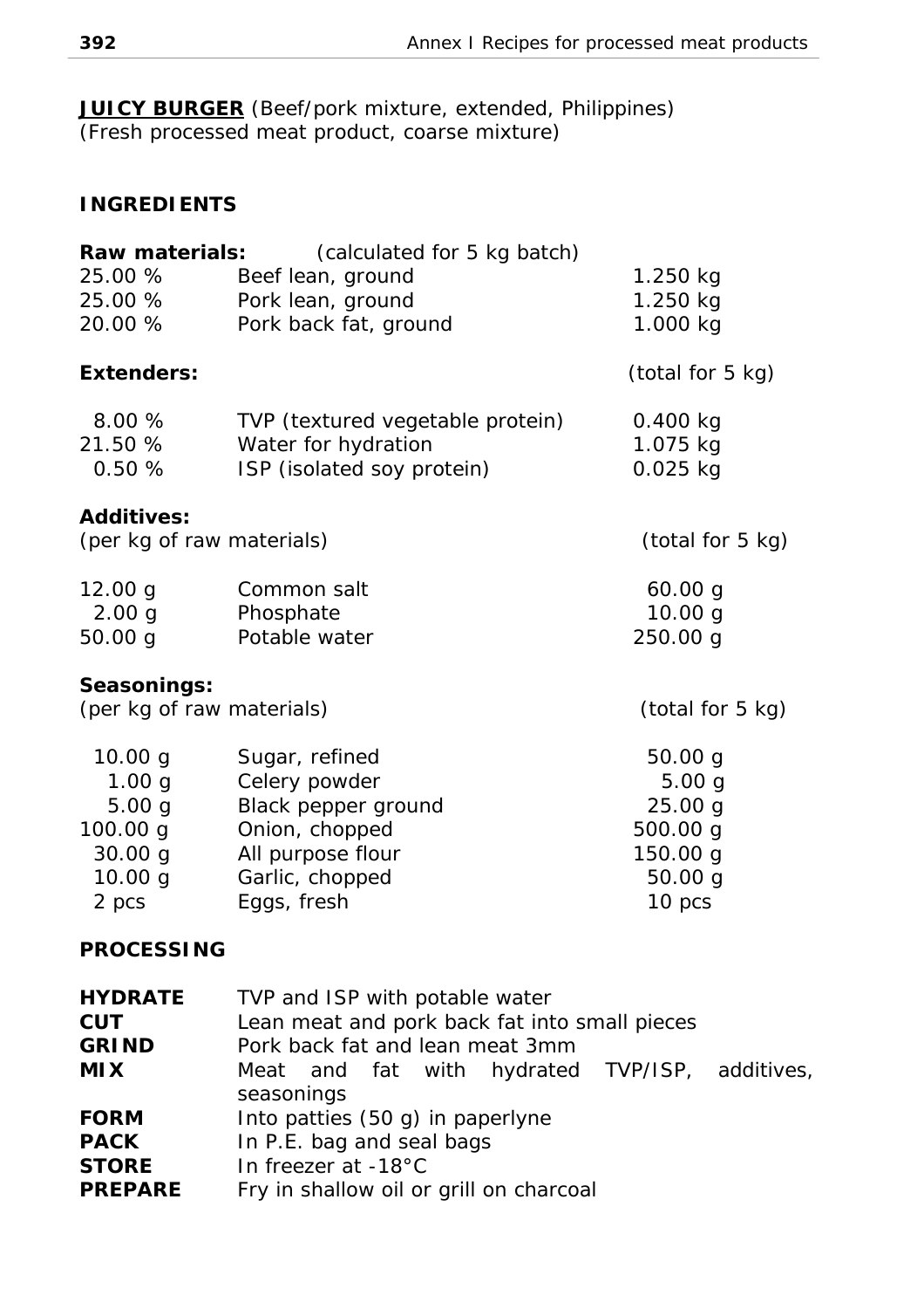**JUICY BURGER** (Beef/pork mixture, extended, Philippines)
(Fresh processed meat product, coarse mixture)

## INGREDIENTS

**Raw materials:** (calculated for 5 kg batch)

| | | |
|---|---|---|
| 25.00 % | Beef lean, ground | 1.250 kg |
| 25.00 % | Pork lean, ground | 1.250 kg |
| 20.00 % | Pork back fat, ground | 1.000 kg |

**Extenders:** (total for 5 kg)

| | | |
|---|---|---|
| 8.00 % | TVP (textured vegetable protein) | 0.400 kg |
| 21.50 % | Water for hydration | 1.075 kg |
| 0.50 % | ISP (isolated soy protein) | 0.025 kg |

**Additives:**
(per kg of raw materials) (total for 5 kg)

| | | |
|---|---|---|
| 12.00 g | Common salt | 60.00 g |
| 2.00 g | Phosphate | 10.00 g |
| 50.00 g | Potable water | 250.00 g |

**Seasonings:**
(per kg of raw materials) (total for 5 kg)

| | | |
|---|---|---|
| 10.00 g | Sugar, refined | 50.00 g |
| 1.00 g | Celery powder | 5.00 g |
| 5.00 g | Black pepper ground | 25.00 g |
| 100.00 g | Onion, chopped | 500.00 g |
| 30.00 g | All purpose flour | 150.00 g |
| 10.00 g | Garlic, chopped | 50.00 g |
| 2 pcs | Eggs, fresh | 10 pcs |

## PROCESSING

| | |
|---|---|
| **HYDRATE** | TVP and ISP with potable water |
| **CUT** | Lean meat and pork back fat into small pieces |
| **GRIND** | Pork back fat and lean meat 3mm |
| **MIX** | Meat and fat with hydrated TVP/ISP, additives, seasonings |
| **FORM** | Into patties (50 g) in paperlyne |
| **PACK** | In P.E. bag and seal bags |
| **STORE** | In freezer at -18°C |
| **PREPARE** | Fry in shallow oil or grill on charcoal |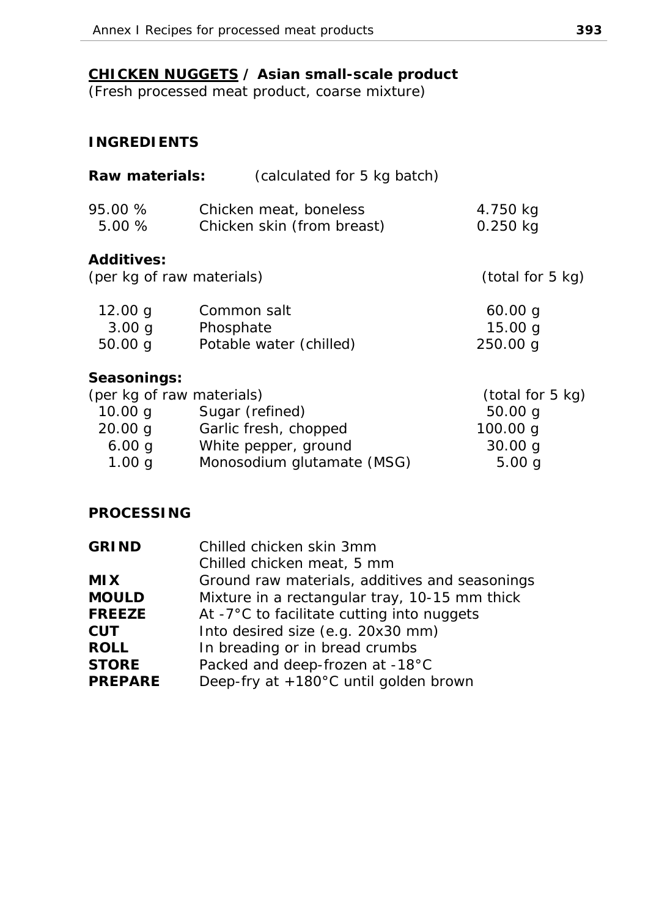## **CHICKEN NUGGETS / Asian small-scale product**

*(Fresh processed meat product, coarse mixture)*

### INGREDIENTS

**Raw materials:** (calculated for 5 kg batch)

| | | |
|---|---|---|
| 95.00 % | Chicken meat, boneless | 4.750 kg |
| 5.00 % | Chicken skin (from breast) | 0.250 kg |

**Additives:**

| (per kg of raw materials) | | (total for 5 kg) |
|---|---|---|
| 12.00 g | Common salt | 60.00 g |
| 3.00 g | Phosphate | 15.00 g |
| 50.00 g | Potable water (chilled) | 250.00 g |

**Seasonings:**

| (per kg of raw materials) | | (total for 5 kg) |
|---|---|---|
| 10.00 g | Sugar (refined) | 50.00 g |
| 20.00 g | Garlic fresh, chopped | 100.00 g |
| 6.00 g | White pepper, ground | 30.00 g |
| 1.00 g | Monosodium glutamate (MSG) | 5.00 g |

### PROCESSING

| | |
|---|---|
| **GRIND** | Chilled chicken skin 3mm<br>Chilled chicken meat, 5 mm |
| **MIX** | Ground raw materials, additives and seasonings |
| **MOULD** | Mixture in a rectangular tray, 10-15 mm thick |
| **FREEZE** | At -7°C to facilitate cutting into nuggets |
| **CUT** | Into desired size (e.g. 20x30 mm) |
| **ROLL** | In breading or in bread crumbs |
| **STORE** | Packed and deep-frozen at -18°C |
| **PREPARE** | Deep-fry at +180°C until golden brown |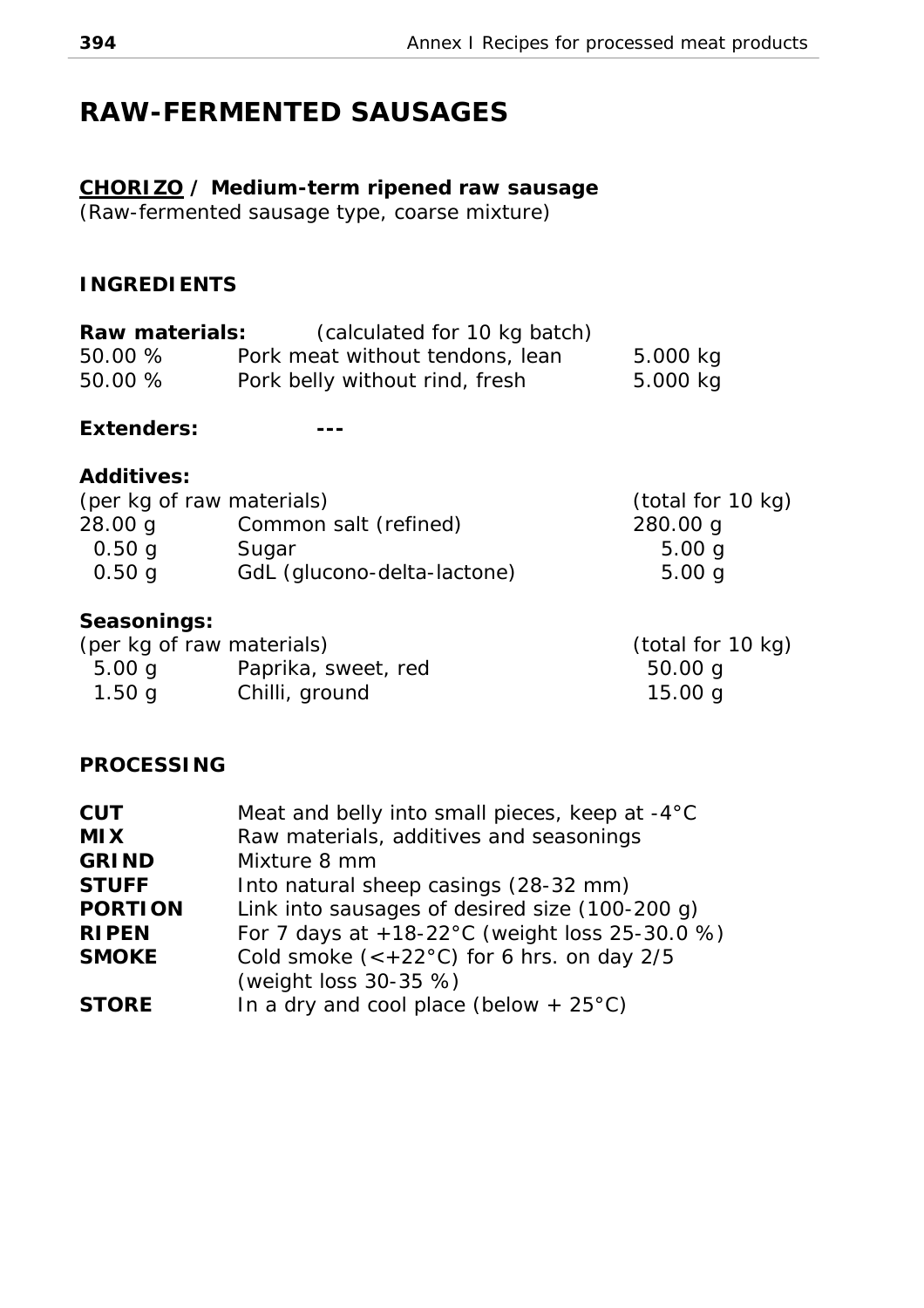# RAW-FERMENTED SAUSAGES

## CHORIZO / Medium-term ripened raw sausage

*(Raw-fermented sausage type, coarse mixture)*

### INGREDIENTS

**Raw materials:** (calculated for 10 kg batch)

| | | |
|---|---|---|
| 50.00 % | Pork meat without tendons, lean | 5.000 kg |
| 50.00 % | Pork belly without rind, fresh | 5.000 kg |

**Extenders:** ---

**Additives:**

| (per kg of raw materials) | | (total for 10 kg) |
|---|---|---|
| 28.00 g | Common salt (refined) | 280.00 g |
| 0.50 g | Sugar | 5.00 g |
| 0.50 g | GdL (glucono-delta-lactone) | 5.00 g |

**Seasonings:**

| (per kg of raw materials) | | (total for 10 kg) |
|---|---|---|
| 5.00 g | Paprika, sweet, red | 50.00 g |
| 1.50 g | Chilli, ground | 15.00 g |

### PROCESSING

| | |
|---|---|
| **CUT** | Meat and belly into small pieces, keep at -4°C |
| **MIX** | Raw materials, additives and seasonings |
| **GRIND** | Mixture 8 mm |
| **STUFF** | Into natural sheep casings (28-32 mm) |
| **PORTION** | Link into sausages of desired size (100-200 g) |
| **RIPEN** | For 7 days at +18-22°C (weight loss 25-30.0 %) |
| **SMOKE** | Cold smoke (<+22°C) for 6 hrs. on day 2/5 (weight loss 30-35 %) |
| **STORE** | In a dry and cool place (below + 25°C) |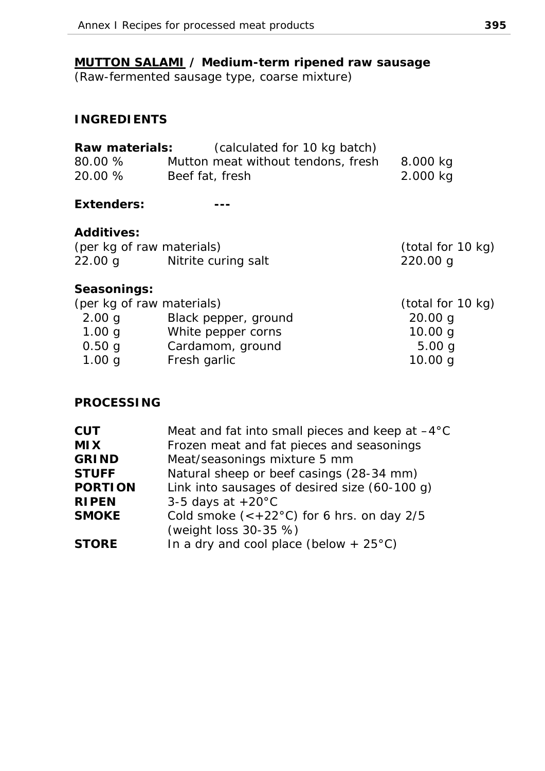## <u>MUTTON SALAMI</u> / Medium-term ripened raw sausage

(Raw-fermented sausage type, coarse mixture)

### INGREDIENTS

**Raw materials:** (calculated for 10 kg batch)

| | | |
|---|---|---|
| 80.00 % | Mutton meat without tendons, fresh | 8.000 kg |
| 20.00 % | Beef fat, fresh | 2.000 kg |

**Extenders:** ---

**Additives:**

| (per kg of raw materials) | | (total for 10 kg) |
|---|---|---|
| 22.00 g | Nitrite curing salt | 220.00 g |

**Seasonings:**

| (per kg of raw materials) | | (total for 10 kg) |
|---|---|---|
| 2.00 g | Black pepper, ground | 20.00 g |
| 1.00 g | White pepper corns | 10.00 g |
| 0.50 g | Cardamom, ground | 5.00 g |
| 1.00 g | Fresh garlic | 10.00 g |

### PROCESSING

| | |
|---|---|
| **CUT** | Meat and fat into small pieces and keep at –4°C |
| **MIX** | Frozen meat and fat pieces and seasonings |
| **GRIND** | Meat/seasonings mixture 5 mm |
| **STUFF** | Natural sheep or beef casings (28-34 mm) |
| **PORTION** | Link into sausages of desired size (60-100 g) |
| **RIPEN** | 3-5 days at +20°C |
| **SMOKE** | Cold smoke (<+22°C) for 6 hrs. on day 2/5 (weight loss 30-35 %) |
| **STORE** | In a dry and cool place (below + 25°C) |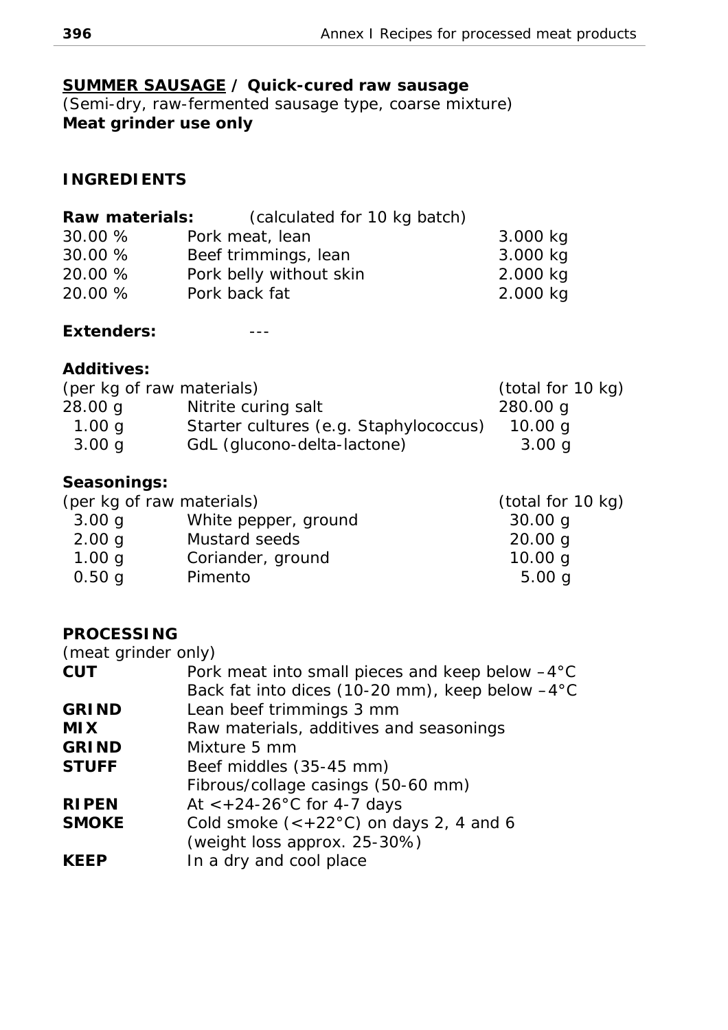## **<u>SUMMER SAUSAGE</u> / Quick-cured raw sausage**

*(Semi-dry, raw-fermented sausage type, coarse mixture)*
**Meat grinder use only**

### INGREDIENTS

**Raw materials:** (calculated for 10 kg batch)

| | | |
|---|---|---|
| 30.00 % | Pork meat, lean | 3.000 kg |
| 30.00 % | Beef trimmings, lean | 3.000 kg |
| 20.00 % | Pork belly without skin | 2.000 kg |
| 20.00 % | Pork back fat | 2.000 kg |

**Extenders:** ---

**Additives:**

| (per kg of raw materials) | | (total for 10 kg) |
|---|---|---|
| 28.00 g | Nitrite curing salt | 280.00 g |
| 1.00 g | Starter cultures (e.g. Staphylococcus) | 10.00 g |
| 3.00 g | GdL (glucono-delta-lactone) | 3.00 g |

**Seasonings:**

| (per kg of raw materials) | | (total for 10 kg) |
|---|---|---|
| 3.00 g | White pepper, ground | 30.00 g |
| 2.00 g | Mustard seeds | 20.00 g |
| 1.00 g | Coriander, ground | 10.00 g |
| 0.50 g | Pimento | 5.00 g |

### PROCESSING

(meat grinder only)

| | |
|---|---|
| **CUT** | Pork meat into small pieces and keep below –4°C<br>Back fat into dices (10-20 mm), keep below –4°C |
| **GRIND** | Lean beef trimmings 3 mm |
| **MIX** | Raw materials, additives and seasonings |
| **GRIND** | Mixture 5 mm |
| **STUFF** | Beef middles (35-45 mm)<br>Fibrous/collage casings (50-60 mm) |
| **RIPEN** | At <+24-26°C for 4-7 days |
| **SMOKE** | Cold smoke (<+22°C) on days 2, 4 and 6<br>(weight loss approx. 25-30%) |
| **KEEP** | In a dry and cool place |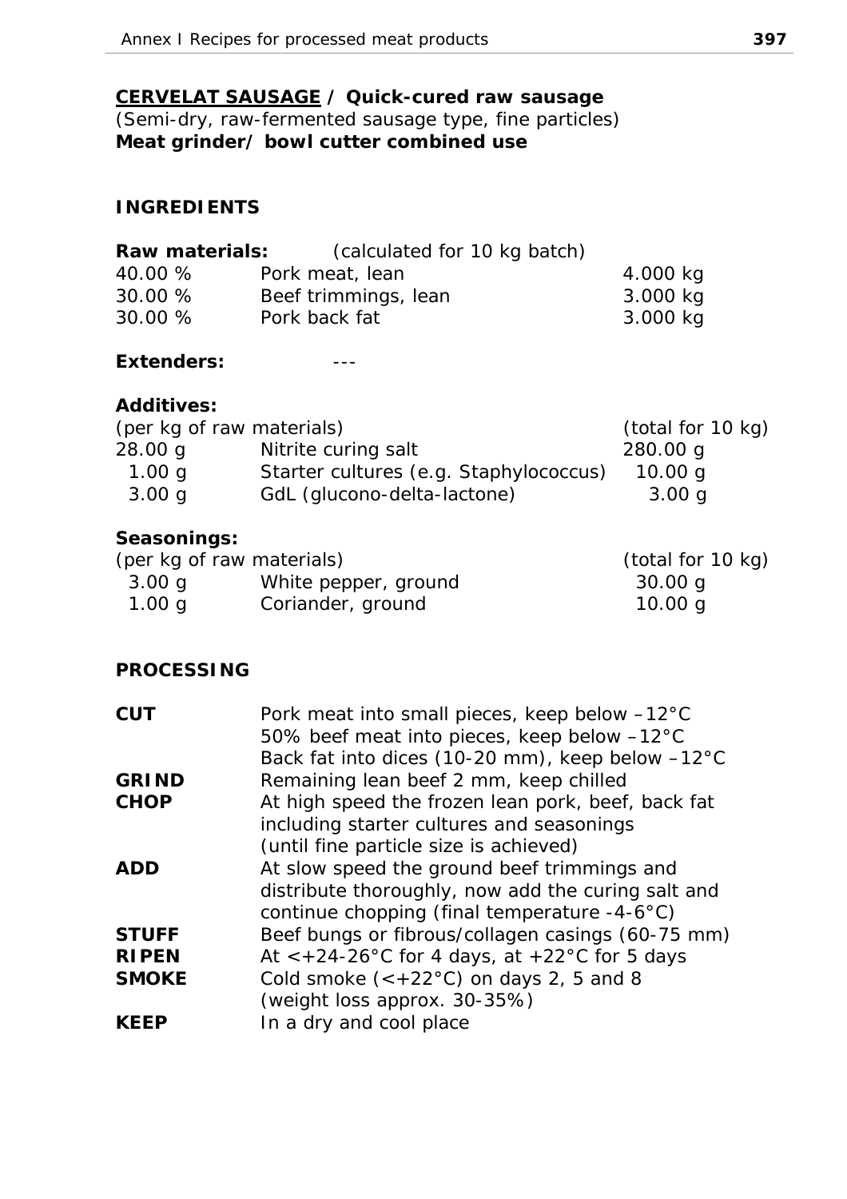**CERVELAT SAUSAGE / Quick-cured raw sausage**
(Semi-dry, raw-fermented sausage type, fine particles)
**Meat grinder/ bowl cutter combined use**

## INGREDIENTS

**Raw materials:** (calculated for 10 kg batch)

| | | |
|---|---|---|
| 40.00 % | Pork meat, lean | 4.000 kg |
| 30.00 % | Beef trimmings, lean | 3.000 kg |
| 30.00 % | Pork back fat | 3.000 kg |

**Extenders:** ---

**Additives:**

| (per kg of raw materials) | | (total for 10 kg) |
|---|---|---|
| 28.00 g | Nitrite curing salt | 280.00 g |
| 1.00 g | Starter cultures (e.g. Staphylococcus) | 10.00 g |
| 3.00 g | GdL (glucono-delta-lactone) | 3.00 g |

**Seasonings:**

| (per kg of raw materials) | | (total for 10 kg) |
|---|---|---|
| 3.00 g | White pepper, ground | 30.00 g |
| 1.00 g | Coriander, ground | 10.00 g |

## PROCESSING

| | |
|---|---|
| **CUT** | Pork meat into small pieces, keep below –12°C<br>50% beef meat into pieces, keep below –12°C<br>Back fat into dices (10-20 mm), keep below –12°C |
| **GRIND** | Remaining lean beef 2 mm, keep chilled |
| **CHOP** | At high speed the frozen lean pork, beef, back fat including starter cultures and seasonings (until fine particle size is achieved) |
| **ADD** | At slow speed the ground beef trimmings and distribute thoroughly, now add the curing salt and continue chopping (final temperature -4-6°C) |
| **STUFF** | Beef bungs or fibrous/collagen casings (60-75 mm) |
| **RIPEN** | At <+24-26°C for 4 days, at +22°C for 5 days |
| **SMOKE** | Cold smoke (<+22°C) on days 2, 5 and 8 (weight loss approx. 30-35%) |
| **KEEP** | In a dry and cool place |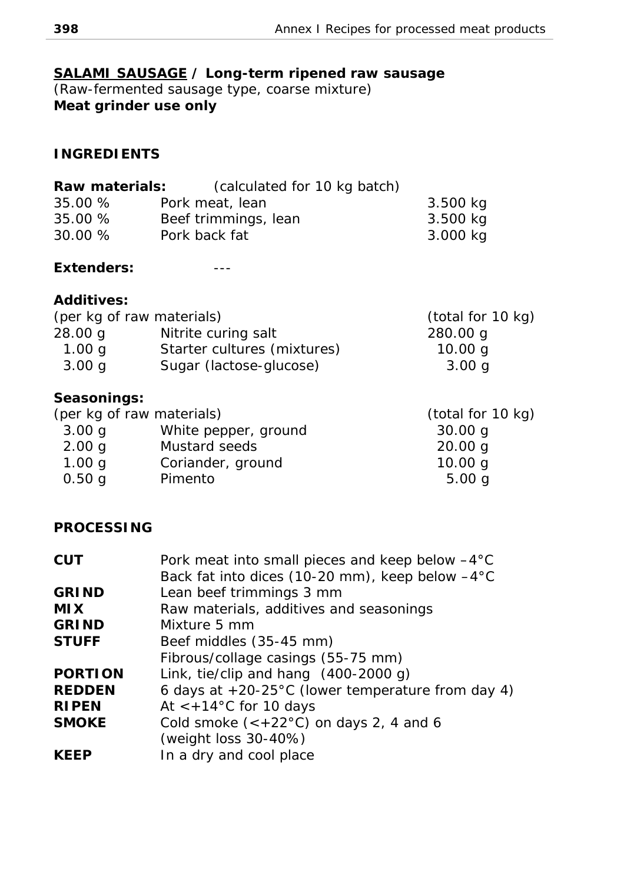## **SALAMI SAUSAGE / Long-term ripened raw sausage**

(Raw-fermented sausage type, coarse mixture)
**Meat grinder use only**

### INGREDIENTS

**Raw materials:** (calculated for 10 kg batch)

| | | |
|---|---|---|
| 35.00 % | Pork meat, lean | 3.500 kg |
| 35.00 % | Beef trimmings, lean | 3.500 kg |
| 30.00 % | Pork back fat | 3.000 kg |

**Extenders:** ---

**Additives:**

| (per kg of raw materials) | | (total for 10 kg) |
|---|---|---|
| 28.00 g | Nitrite curing salt | 280.00 g |
| 1.00 g | Starter cultures (mixtures) | 10.00 g |
| 3.00 g | Sugar (lactose-glucose) | 3.00 g |

**Seasonings:**

| (per kg of raw materials) | | (total for 10 kg) |
|---|---|---|
| 3.00 g | White pepper, ground | 30.00 g |
| 2.00 g | Mustard seeds | 20.00 g |
| 1.00 g | Coriander, ground | 10.00 g |
| 0.50 g | Pimento | 5.00 g |

### PROCESSING

| | |
|---|---|
| **CUT** | Pork meat into small pieces and keep below –4°C<br>Back fat into dices (10-20 mm), keep below –4°C |
| **GRIND** | Lean beef trimmings 3 mm |
| **MIX** | Raw materials, additives and seasonings |
| **GRIND** | Mixture 5 mm |
| **STUFF** | Beef middles (35-45 mm)<br>Fibrous/collage casings (55-75 mm) |
| **PORTION** | Link, tie/clip and hang (400-2000 g) |
| **REDDEN** | 6 days at +20-25°C (lower temperature from day 4) |
| **RIPEN** | At <+14°C for 10 days |
| **SMOKE** | Cold smoke (<+22°C) on days 2, 4 and 6<br>(weight loss 30-40%) |
| **KEEP** | In a dry and cool place |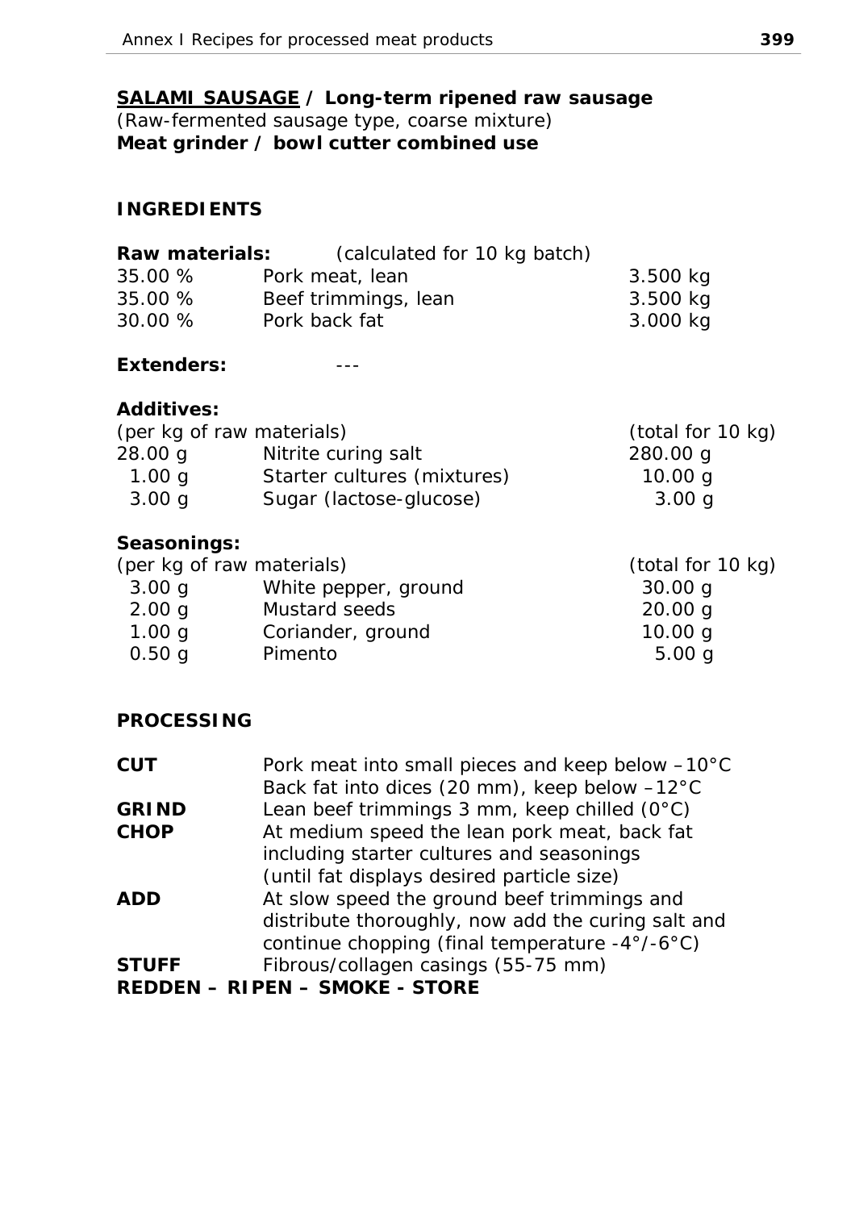## **<u>SALAMI SAUSAGE</u> / Long-term ripened raw sausage**

*(Raw-fermented sausage type, coarse mixture)*

**Meat grinder / bowl cutter combined use**

### INGREDIENTS

**Raw materials:** (calculated for 10 kg batch)

| | | |
|---|---|---|
| 35.00 % | Pork meat, lean | 3.500 kg |
| 35.00 % | Beef trimmings, lean | 3.500 kg |
| 30.00 % | Pork back fat | 3.000 kg |

**Extenders:** ---

**Additives:**

| (per kg of raw materials) | | (total for 10 kg) |
|---|---|---|
| 28.00 g | Nitrite curing salt | 280.00 g |
| 1.00 g | Starter cultures (mixtures) | 10.00 g |
| 3.00 g | Sugar (lactose-glucose) | 3.00 g |

**Seasonings:**

| (per kg of raw materials) | | (total for 10 kg) |
|---|---|---|
| 3.00 g | White pepper, ground | 30.00 g |
| 2.00 g | Mustard seeds | 20.00 g |
| 1.00 g | Coriander, ground | 10.00 g |
| 0.50 g | Pimento | 5.00 g |

### PROCESSING

**CUT** Pork meat into small pieces and keep below –10°C
Back fat into dices (20 mm), keep below –12°C

**GRIND** Lean beef trimmings 3 mm, keep chilled (0°C)

**CHOP** At medium speed the lean pork meat, back fat including starter cultures and seasonings (until fat displays desired particle size)

**ADD** At slow speed the ground beef trimmings and distribute thoroughly, now add the curing salt and continue chopping (final temperature -4°/-6°C)

**STUFF** Fibrous/collagen casings (55-75 mm)

**REDDEN – RIPEN – SMOKE - STORE**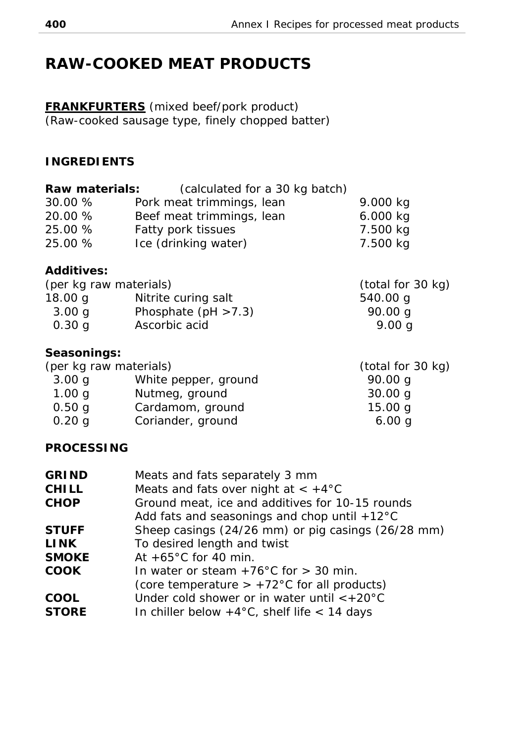# RAW-COOKED MEAT PRODUCTS

**FRANKFURTERS** (mixed beef/pork product)
(Raw-cooked sausage type, finely chopped batter)

## INGREDIENTS

**Raw materials:** (calculated for a 30 kg batch)

| | | |
|---|---|---|
| 30.00 % | Pork meat trimmings, lean | 9.000 kg |
| 20.00 % | Beef meat trimmings, lean | 6.000 kg |
| 25.00 % | Fatty pork tissues | 7.500 kg |
| 25.00 % | Ice (drinking water) | 7.500 kg |

**Additives:**

| (per kg raw materials) | | (total for 30 kg) |
|---|---|---|
| 18.00 g | Nitrite curing salt | 540.00 g |
| 3.00 g | Phosphate (pH >7.3) | 90.00 g |
| 0.30 g | Ascorbic acid | 9.00 g |

**Seasonings:**

| (per kg raw materials) | | (total for 30 kg) |
|---|---|---|
| 3.00 g | White pepper, ground | 90.00 g |
| 1.00 g | Nutmeg, ground | 30.00 g |
| 0.50 g | Cardamom, ground | 15.00 g |
| 0.20 g | Coriander, ground | 6.00 g |

## PROCESSING

| | |
|---|---|
| **GRIND** | Meats and fats separately 3 mm |
| **CHILL** | Meats and fats over night at < +4°C |
| **CHOP** | Ground meat, ice and additives for 10-15 rounds<br>Add fats and seasonings and chop until +12°C |
| **STUFF** | Sheep casings (24/26 mm) or pig casings (26/28 mm) |
| **LINK** | To desired length and twist |
| **SMOKE** | At +65°C for 40 min. |
| **COOK** | In water or steam +76°C for > 30 min.<br>(core temperature > +72°C for all products) |
| **COOL** | Under cold shower or in water until <+20°C |
| **STORE** | In chiller below +4°C, shelf life < 14 days |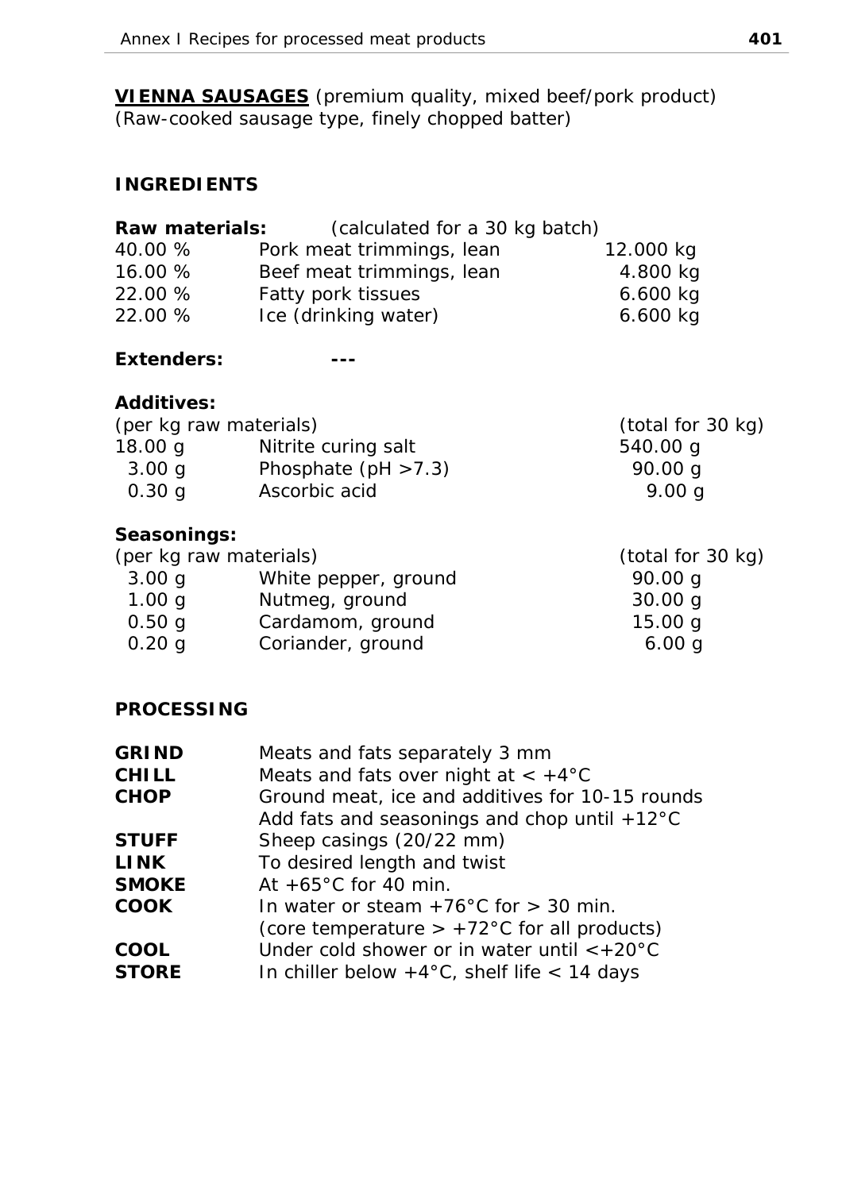**VIENNA SAUSAGES** (premium quality, mixed beef/pork product)
(Raw-cooked sausage type, finely chopped batter)

## INGREDIENTS

**Raw materials:** (calculated for a 30 kg batch)

| | | |
|---|---|---|
| 40.00 % | Pork meat trimmings, lean | 12.000 kg |
| 16.00 % | Beef meat trimmings, lean | 4.800 kg |
| 22.00 % | Fatty pork tissues | 6.600 kg |
| 22.00 % | Ice (drinking water) | 6.600 kg |

**Extenders:** ---

**Additives:**

| (per kg raw materials) | | (total for 30 kg) |
|---|---|---|
| 18.00 g | Nitrite curing salt | 540.00 g |
| 3.00 g | Phosphate (pH >7.3) | 90.00 g |
| 0.30 g | Ascorbic acid | 9.00 g |

**Seasonings:**

| (per kg raw materials) | | (total for 30 kg) |
|---|---|---|
| 3.00 g | White pepper, ground | 90.00 g |
| 1.00 g | Nutmeg, ground | 30.00 g |
| 0.50 g | Cardamom, ground | 15.00 g |
| 0.20 g | Coriander, ground | 6.00 g |

## PROCESSING

| | |
|---|---|
| **GRIND** | Meats and fats separately 3 mm |
| **CHILL** | Meats and fats over night at < +4°C |
| **CHOP** | Ground meat, ice and additives for 10-15 rounds<br>Add fats and seasonings and chop until +12°C |
| **STUFF** | Sheep casings (20/22 mm) |
| **LINK** | To desired length and twist |
| **SMOKE** | At +65°C for 40 min. |
| **COOK** | In water or steam +76°C for > 30 min.<br>(core temperature > +72°C for all products) |
| **COOL** | Under cold shower or in water until <+20°C |
| **STORE** | In chiller below +4°C, shelf life < 14 days |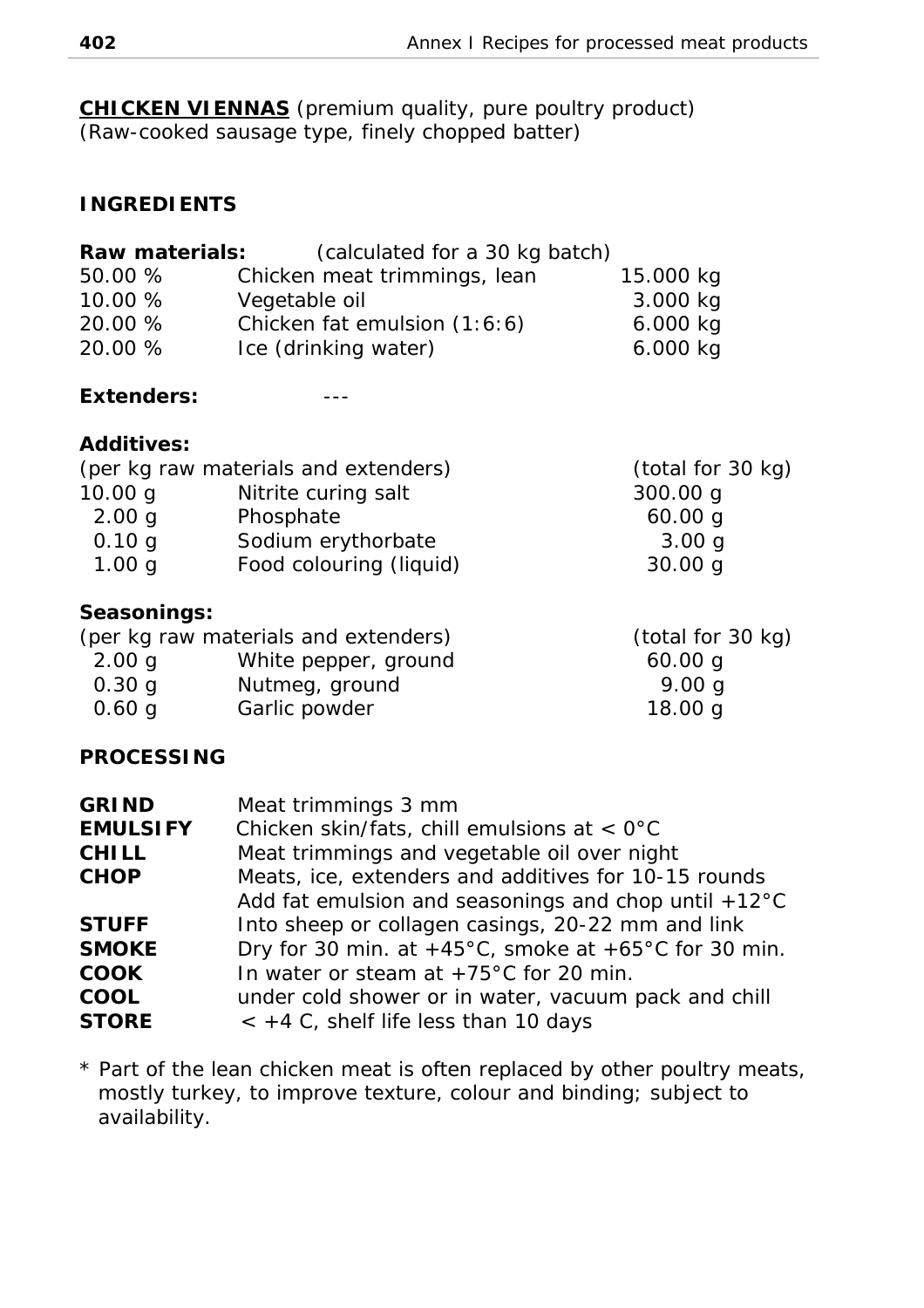**CHICKEN VIENNAS** (premium quality, pure poultry product)
(Raw-cooked sausage type, finely chopped batter)

## INGREDIENTS

**Raw materials:** (calculated for a 30 kg batch)

| | | |
|---|---|---|
| 50.00 % | Chicken meat trimmings, lean | 15.000 kg |
| 10.00 % | Vegetable oil | 3.000 kg |
| 20.00 % | Chicken fat emulsion (1:6:6) | 6.000 kg |
| 20.00 % | Ice (drinking water) | 6.000 kg |

**Extenders:** ---

**Additives:**

| (per kg raw materials and extenders) | | (total for 30 kg) |
|---|---|---|
| 10.00 g | Nitrite curing salt | 300.00 g |
| 2.00 g | Phosphate | 60.00 g |
| 0.10 g | Sodium erythorbate | 3.00 g |
| 1.00 g | Food colouring (liquid) | 30.00 g |

**Seasonings:**

| (per kg raw materials and extenders) | | (total for 30 kg) |
|---|---|---|
| 2.00 g | White pepper, ground | 60.00 g |
| 0.30 g | Nutmeg, ground | 9.00 g |
| 0.60 g | Garlic powder | 18.00 g |

## PROCESSING

| | |
|---|---|
| **GRIND** | Meat trimmings 3 mm |
| **EMULSIFY** | Chicken skin/fats, chill emulsions at < 0°C |
| **CHILL** | Meat trimmings and vegetable oil over night |
| **CHOP** | Meats, ice, extenders and additives for 10-15 rounds<br>Add fat emulsion and seasonings and chop until +12°C |
| **STUFF** | Into sheep or collagen casings, 20-22 mm and link |
| **SMOKE** | Dry for 30 min. at +45°C, smoke at +65°C for 30 min. |
| **COOK** | In water or steam at +75°C for 20 min. |
| **COOL** | under cold shower or in water, vacuum pack and chill |
| **STORE** | < +4 C, shelf life less than 10 days |

* Part of the lean chicken meat is often replaced by other poultry meats, mostly turkey, to improve texture, colour and binding; subject to availability.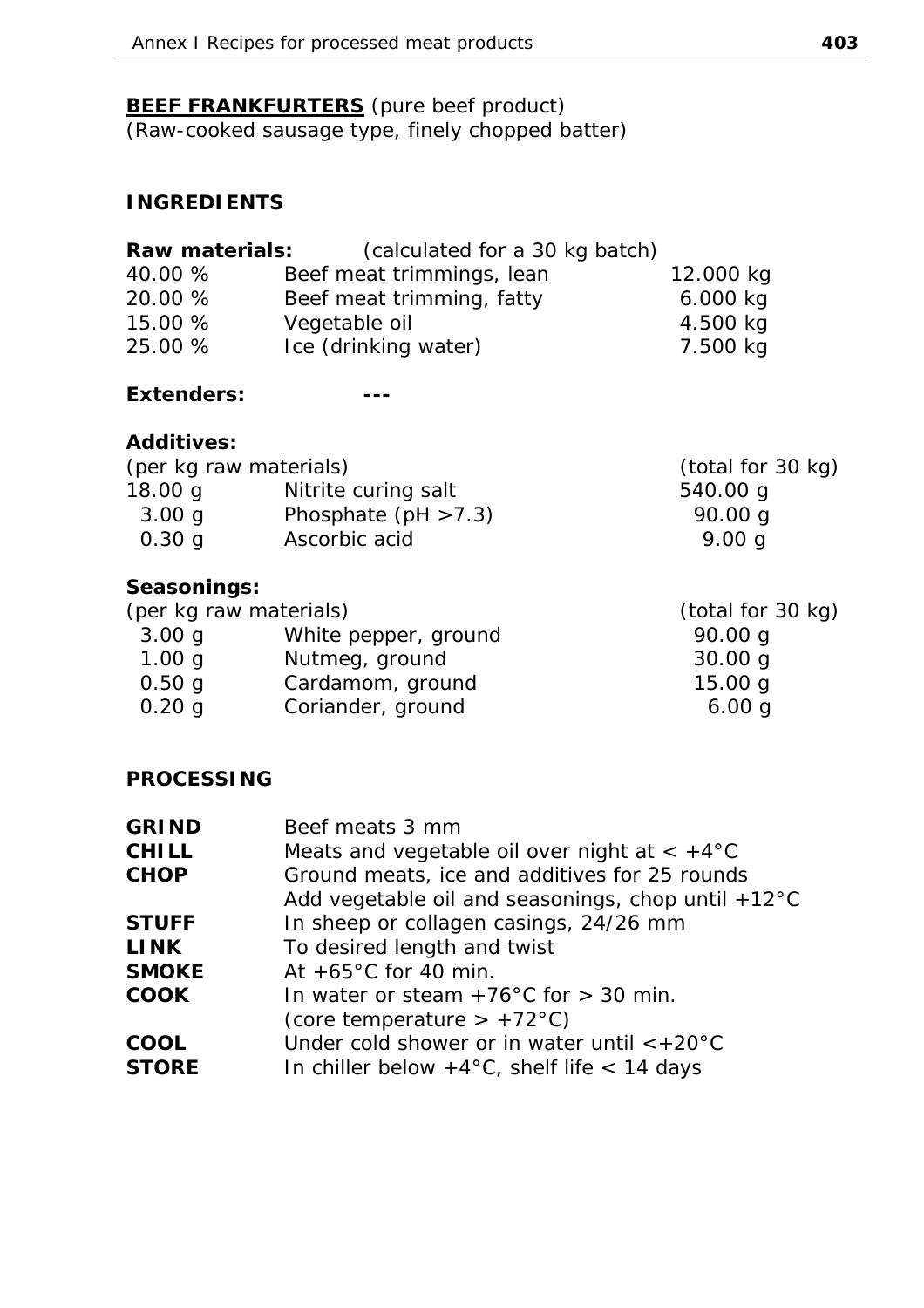**BEEF FRANKFURTERS** (pure beef product)
(Raw-cooked sausage type, finely chopped batter)

## INGREDIENTS

**Raw materials:** (calculated for a 30 kg batch)

| | | |
|---|---|---|
| 40.00 % | Beef meat trimmings, lean | 12.000 kg |
| 20.00 % | Beef meat trimming, fatty | 6.000 kg |
| 15.00 % | Vegetable oil | 4.500 kg |
| 25.00 % | Ice (drinking water) | 7.500 kg |

**Extenders:** ---

**Additives:**

| (per kg raw materials) | | (total for 30 kg) |
|---|---|---|
| 18.00 g | Nitrite curing salt | 540.00 g |
| 3.00 g | Phosphate (pH >7.3) | 90.00 g |
| 0.30 g | Ascorbic acid | 9.00 g |

**Seasonings:**

| (per kg raw materials) | | (total for 30 kg) |
|---|---|---|
| 3.00 g | White pepper, ground | 90.00 g |
| 1.00 g | Nutmeg, ground | 30.00 g |
| 0.50 g | Cardamom, ground | 15.00 g |
| 0.20 g | Coriander, ground | 6.00 g |

## PROCESSING

| | |
|---|---|
| **GRIND** | Beef meats 3 mm |
| **CHILL** | Meats and vegetable oil over night at < +4°C |
| **CHOP** | Ground meats, ice and additives for 25 rounds<br>Add vegetable oil and seasonings, chop until +12°C |
| **STUFF** | In sheep or collagen casings, 24/26 mm |
| **LINK** | To desired length and twist |
| **SMOKE** | At +65°C for 40 min. |
| **COOK** | In water or steam +76°C for > 30 min.<br>(core temperature > +72°C) |
| **COOL** | Under cold shower or in water until <+20°C |
| **STORE** | In chiller below +4°C, shelf life < 14 days |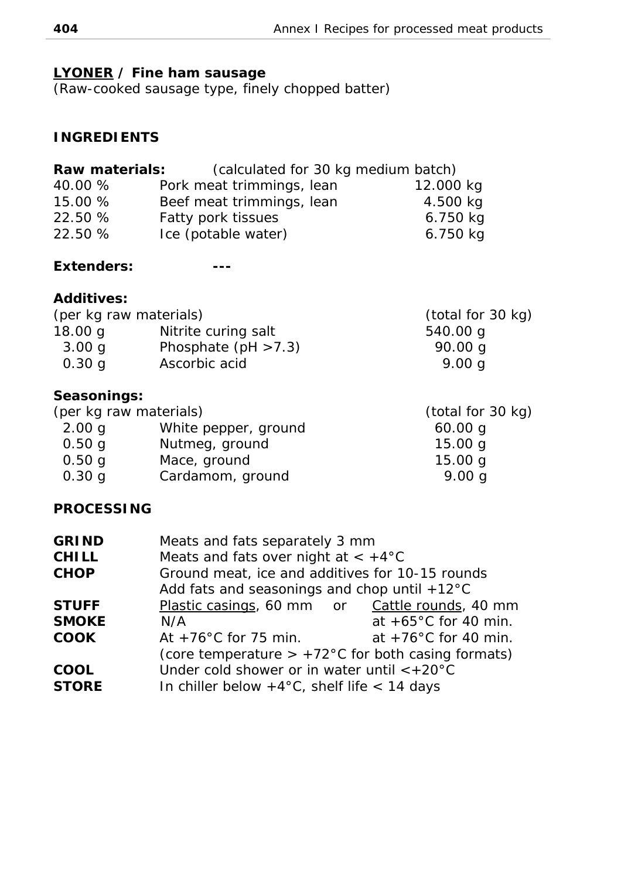## LYONER / Fine ham sausage

(Raw-cooked sausage type, finely chopped batter)

### INGREDIENTS

**Raw materials:** (calculated for 30 kg medium batch)

| | | |
|---|---|---|
| 40.00 % | Pork meat trimmings, lean | 12.000 kg |
| 15.00 % | Beef meat trimmings, lean | 4.500 kg |
| 22.50 % | Fatty pork tissues | 6.750 kg |
| 22.50 % | Ice (potable water) | 6.750 kg |

**Extenders:** ---

**Additives:**

| (per kg raw materials) | | (total for 30 kg) |
|---|---|---|
| 18.00 g | Nitrite curing salt | 540.00 g |
| 3.00 g | Phosphate (pH >7.3) | 90.00 g |
| 0.30 g | Ascorbic acid | 9.00 g |

**Seasonings:**

| (per kg raw materials) | | (total for 30 kg) |
|---|---|---|
| 2.00 g | White pepper, ground | 60.00 g |
| 0.50 g | Nutmeg, ground | 15.00 g |
| 0.50 g | Mace, ground | 15.00 g |
| 0.30 g | Cardamom, ground | 9.00 g |

### PROCESSING

| | | |
|---|---|---|
| **GRIND** | Meats and fats separately 3 mm | |
| **CHILL** | Meats and fats over night at < +4°C | |
| **CHOP** | Ground meat, ice and additives for 10-15 rounds<br>Add fats and seasonings and chop until +12°C | |
| **STUFF** | Plastic casings, 60 mm or | Cattle rounds, 40 mm |
| **SMOKE** | N/A | at +65°C for 40 min. |
| **COOK** | At +76°C for 75 min. | at +76°C for 40 min. |
| | (core temperature > +72°C for both casing formats) | |
| **COOL** | Under cold shower or in water until <+20°C | |
| **STORE** | In chiller below +4°C, shelf life < 14 days | |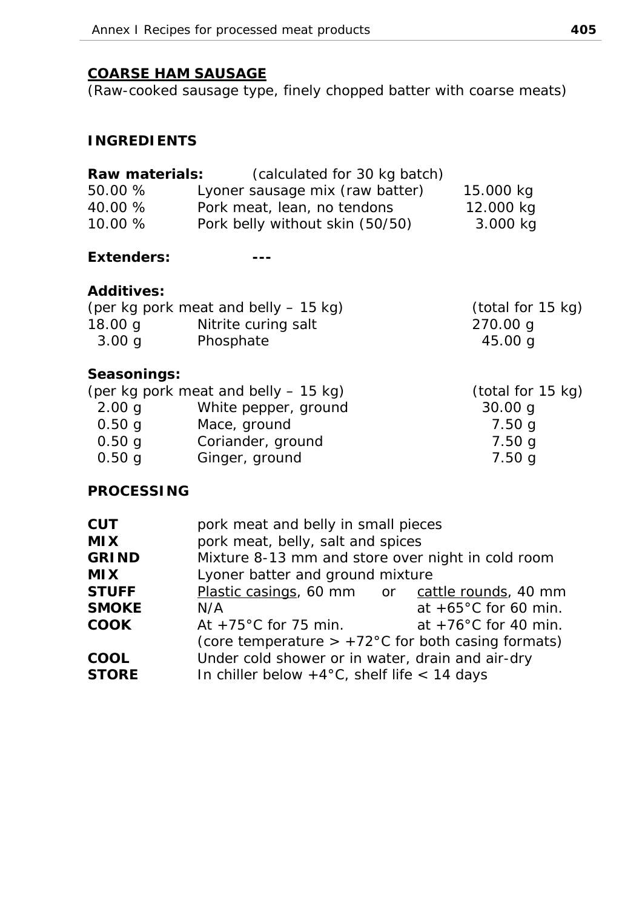## COARSE HAM SAUSAGE

(Raw-cooked sausage type, finely chopped batter with coarse meats)

### INGREDIENTS

**Raw materials:** (calculated for 30 kg batch)

| | | |
|---|---|---|
| 50.00 % | Lyoner sausage mix (raw batter) | 15.000 kg |
| 40.00 % | Pork meat, lean, no tendons | 12.000 kg |
| 10.00 % | Pork belly without skin (50/50) | 3.000 kg |

**Extenders:** ---

**Additives:**

| (per kg pork meat and belly – 15 kg) | | (total for 15 kg) |
|---|---|---|
| 18.00 g | Nitrite curing salt | 270.00 g |
| 3.00 g | Phosphate | 45.00 g |

**Seasonings:**

| (per kg pork meat and belly – 15 kg) | | (total for 15 kg) |
|---|---|---|
| 2.00 g | White pepper, ground | 30.00 g |
| 0.50 g | Mace, ground | 7.50 g |
| 0.50 g | Coriander, ground | 7.50 g |
| 0.50 g | Ginger, ground | 7.50 g |

### PROCESSING

| | | |
|---|---|---|
| **CUT** | pork meat and belly in small pieces | |
| **MIX** | pork meat, belly, salt and spices | |
| **GRIND** | Mixture 8-13 mm and store over night in cold room | |
| **MIX** | Lyoner batter and ground mixture | |
| **STUFF** | Plastic casings, 60 mm or | cattle rounds, 40 mm |
| **SMOKE** | N/A | at +65°C for 60 min. |
| **COOK** | At +75°C for 75 min. | at +76°C for 40 min. |
| | (core temperature > +72°C for both casing formats) | |
| **COOL** | Under cold shower or in water, drain and air-dry | |
| **STORE** | In chiller below +4°C, shelf life < 14 days | |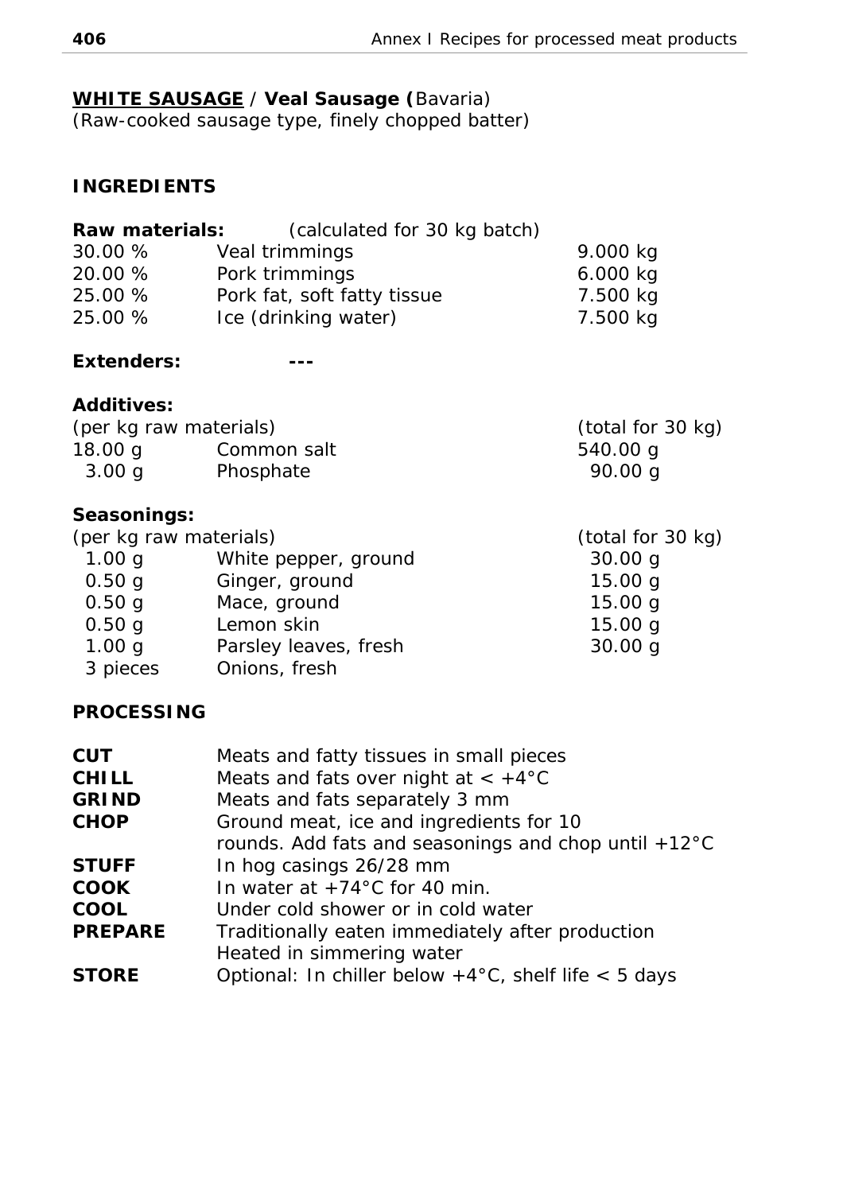## **<u>WHITE SAUSAGE</u> / Veal Sausage (**Bavaria)

(Raw-cooked sausage type, finely chopped batter)

### INGREDIENTS

**Raw materials:** (calculated for 30 kg batch)

| | | |
|---|---|---|
| 30.00 % | Veal trimmings | 9.000 kg |
| 20.00 % | Pork trimmings | 6.000 kg |
| 25.00 % | Pork fat, soft fatty tissue | 7.500 kg |
| 25.00 % | Ice (drinking water) | 7.500 kg |

**Extenders:** ---

**Additives:**

| (per kg raw materials) | | (total for 30 kg) |
|---|---|---|
| 18.00 g | Common salt | 540.00 g |
| 3.00 g | Phosphate | 90.00 g |

**Seasonings:**

| (per kg raw materials) | | (total for 30 kg) |
|---|---|---|
| 1.00 g | White pepper, ground | 30.00 g |
| 0.50 g | Ginger, ground | 15.00 g |
| 0.50 g | Mace, ground | 15.00 g |
| 0.50 g | Lemon skin | 15.00 g |
| 1.00 g | Parsley leaves, fresh | 30.00 g |
| 3 pieces | Onions, fresh | |

### PROCESSING

| | |
|---|---|
| **CUT** | Meats and fatty tissues in small pieces |
| **CHILL** | Meats and fats over night at < +4°C |
| **GRIND** | Meats and fats separately 3 mm |
| **CHOP** | Ground meat, ice and ingredients for 10 rounds. Add fats and seasonings and chop until +12°C |
| **STUFF** | In hog casings 26/28 mm |
| **COOK** | In water at +74°C for 40 min. |
| **COOL** | Under cold shower or in cold water |
| **PREPARE** | Traditionally eaten immediately after production<br>Heated in simmering water |
| **STORE** | Optional: In chiller below +4°C, shelf life < 5 days |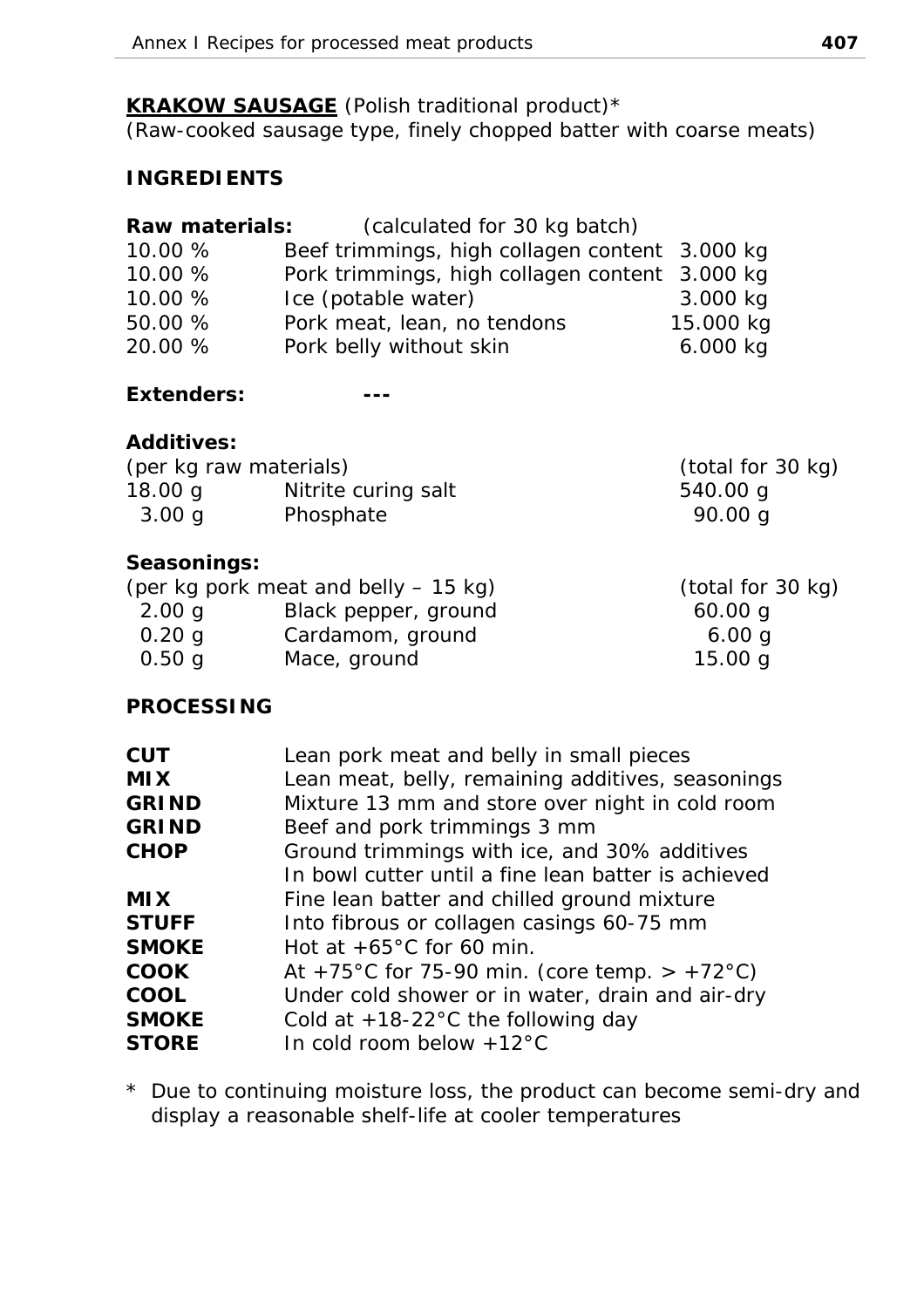**KRAKOW SAUSAGE** (Polish traditional product)*
(Raw-cooked sausage type, finely chopped batter with coarse meats)

## INGREDIENTS

**Raw materials:** (calculated for 30 kg batch)

| | | |
|---|---|---|
| 10.00 % | Beef trimmings, high collagen content | 3.000 kg |
| 10.00 % | Pork trimmings, high collagen content | 3.000 kg |
| 10.00 % | Ice (potable water) | 3.000 kg |
| 50.00 % | Pork meat, lean, no tendons | 15.000 kg |
| 20.00 % | Pork belly without skin | 6.000 kg |

**Extenders:** ---

**Additives:**

| (per kg raw materials) | | (total for 30 kg) |
|---|---|---|
| 18.00 g | Nitrite curing salt | 540.00 g |
| 3.00 g | Phosphate | 90.00 g |

**Seasonings:**

| (per kg pork meat and belly – 15 kg) | | (total for 30 kg) |
|---|---|---|
| 2.00 g | Black pepper, ground | 60.00 g |
| 0.20 g | Cardamom, ground | 6.00 g |
| 0.50 g | Mace, ground | 15.00 g |

## PROCESSING

| | |
|---|---|
| **CUT** | Lean pork meat and belly in small pieces |
| **MIX** | Lean meat, belly, remaining additives, seasonings |
| **GRIND** | Mixture 13 mm and store over night in cold room |
| **GRIND** | Beef and pork trimmings 3 mm |
| **CHOP** | Ground trimmings with ice, and 30% additives In bowl cutter until a fine lean batter is achieved |
| **MIX** | Fine lean batter and chilled ground mixture |
| **STUFF** | Into fibrous or collagen casings 60-75 mm |
| **SMOKE** | Hot at +65°C for 60 min. |
| **COOK** | At +75°C for 75-90 min. (core temp. > +72°C) |
| **COOL** | Under cold shower or in water, drain and air-dry |
| **SMOKE** | Cold at +18-22°C the following day |
| **STORE** | In cold room below +12°C |

* Due to continuing moisture loss, the product can become semi-dry and display a reasonable shelf-life at cooler temperatures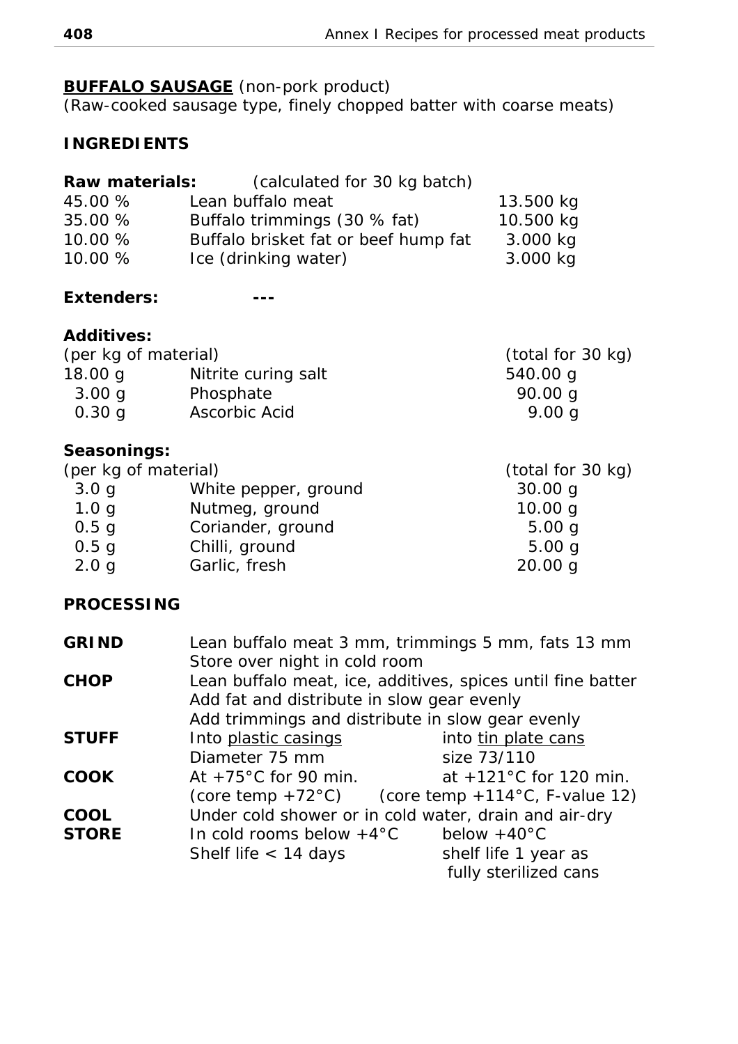**BUFFALO SAUSAGE** (non-pork product)
(Raw-cooked sausage type, finely chopped batter with coarse meats)

## INGREDIENTS

**Raw materials:** (calculated for 30 kg batch)

| | | |
|---|---|---|
| 45.00 % | Lean buffalo meat | 13.500 kg |
| 35.00 % | Buffalo trimmings (30 % fat) | 10.500 kg |
| 10.00 % | Buffalo brisket fat or beef hump fat | 3.000 kg |
| 10.00 % | Ice (drinking water) | 3.000 kg |

**Extenders:** ---

**Additives:**

| (per kg of material) | | (total for 30 kg) |
|---|---|---|
| 18.00 g | Nitrite curing salt | 540.00 g |
| 3.00 g | Phosphate | 90.00 g |
| 0.30 g | Ascorbic Acid | 9.00 g |

**Seasonings:**

| (per kg of material) | | (total for 30 kg) |
|---|---|---|
| 3.0 g | White pepper, ground | 30.00 g |
| 1.0 g | Nutmeg, ground | 10.00 g |
| 0.5 g | Coriander, ground | 5.00 g |
| 0.5 g | Chilli, ground | 5.00 g |
| 2.0 g | Garlic, fresh | 20.00 g |

## PROCESSING

| | | |
|---|---|---|
| **GRIND** | Lean buffalo meat 3 mm, trimmings 5 mm, fats 13 mm<br>Store over night in cold room | |
| **CHOP** | Lean buffalo meat, ice, additives, spices until fine batter<br>Add fat and distribute in slow gear evenly<br>Add trimmings and distribute in slow gear evenly | |
| **STUFF** | Into plastic casings<br>Diameter 75 mm | into tin plate cans<br>size 73/110 |
| **COOK** | At +75°C for 90 min.<br>(core temp +72°C) | at +121°C for 120 min.<br>(core temp +114°C, F-value 12) |
| **COOL** | Under cold shower or in cold water, drain and air-dry | |
| **STORE** | In cold rooms below +4°C<br>Shelf life < 14 days | below +40°C<br>shelf life 1 year as fully sterilized cans |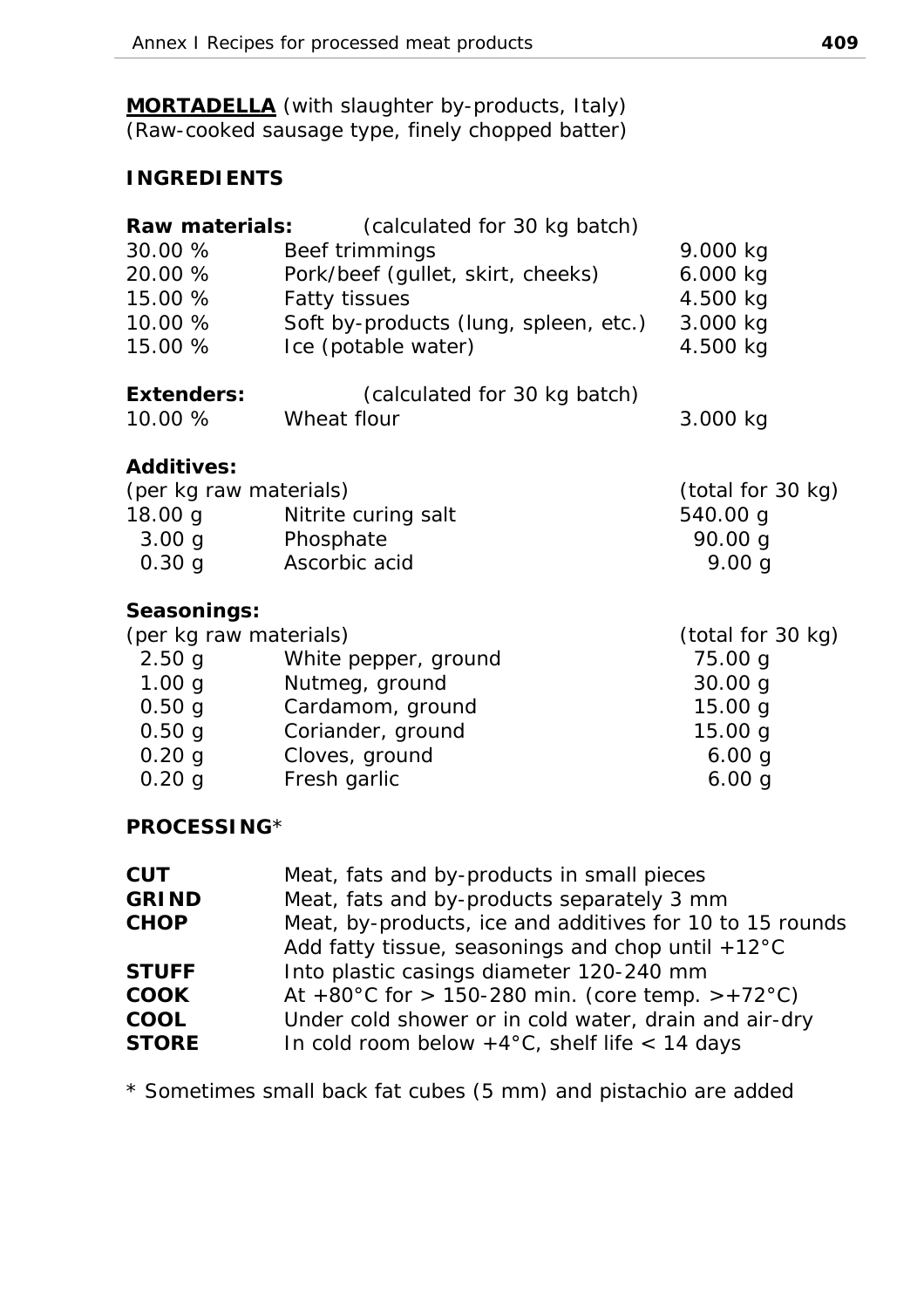**MORTADELLA** *(with slaughter by-products, Italy)*
*(Raw-cooked sausage type, finely chopped batter)*

## INGREDIENTS

| **Raw materials:** | (calculated for 30 kg batch) | |
|---|---|---|
| 30.00 % | Beef trimmings | 9.000 kg |
| 20.00 % | Pork/beef (gullet, skirt, cheeks) | 6.000 kg |
| 15.00 % | Fatty tissues | 4.500 kg |
| 10.00 % | Soft by-products (lung, spleen, etc.) | 3.000 kg |
| 15.00 % | Ice (potable water) | 4.500 kg |

| **Extenders:** | (calculated for 30 kg batch) | |
|---|---|---|
| 10.00 % | Wheat flour | 3.000 kg |

**Additives:**

| (per kg raw materials) | | (total for 30 kg) |
|---|---|---|
| 18.00 g | Nitrite curing salt | 540.00 g |
| 3.00 g | Phosphate | 90.00 g |
| 0.30 g | Ascorbic acid | 9.00 g |

**Seasonings:**

| (per kg raw materials) | | (total for 30 kg) |
|---|---|---|
| 2.50 g | White pepper, ground | 75.00 g |
| 1.00 g | Nutmeg, ground | 30.00 g |
| 0.50 g | Cardamom, ground | 15.00 g |
| 0.50 g | Coriander, ground | 15.00 g |
| 0.20 g | Cloves, ground | 6.00 g |
| 0.20 g | Fresh garlic | 6.00 g |

## PROCESSING*

| | |
|---|---|
| **CUT** | Meat, fats and by-products in small pieces |
| **GRIND** | Meat, fats and by-products separately 3 mm |
| **CHOP** | Meat, by-products, ice and additives for 10 to 15 rounds<br>Add fatty tissue, seasonings and chop until +12°C |
| **STUFF** | Into plastic casings diameter 120-240 mm |
| **COOK** | At +80°C for > 150-280 min. (core temp. >+72°C) |
| **COOL** | Under cold shower or in cold water, drain and air-dry |
| **STORE** | In cold room below +4°C, shelf life < 14 days |

* Sometimes small back fat cubes (5 mm) and pistachio are added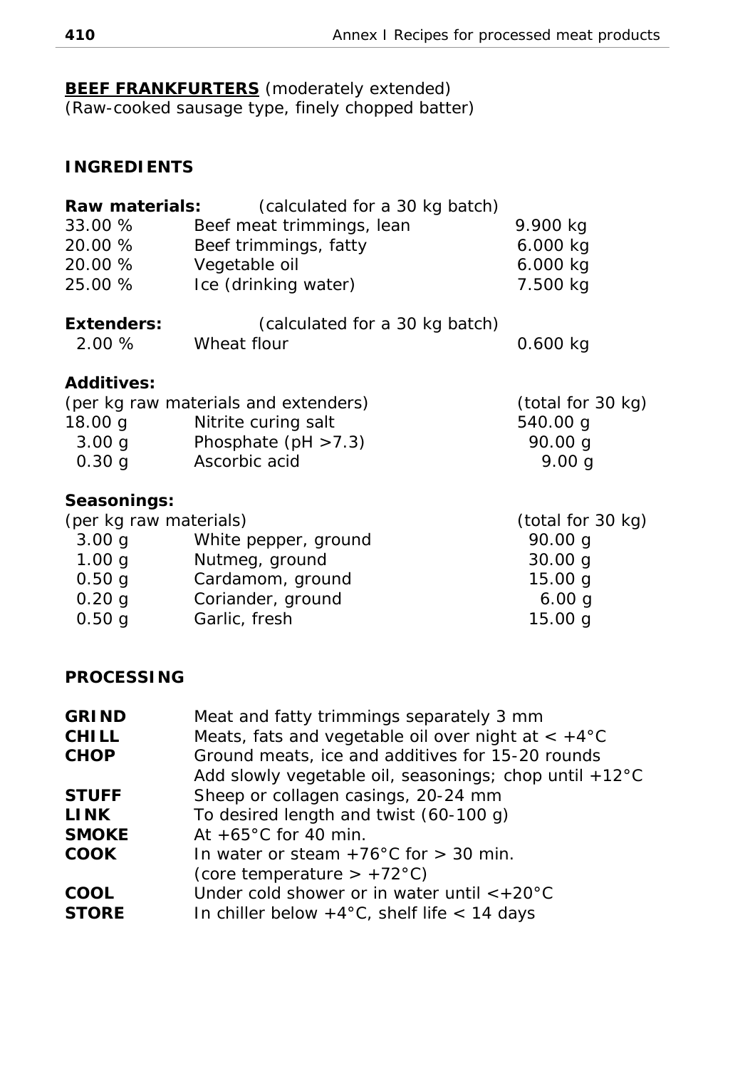**BEEF FRANKFURTERS** (moderately extended)
(Raw-cooked sausage type, finely chopped batter)

## INGREDIENTS

**Raw materials:** (calculated for a 30 kg batch)

| | | |
|---|---|---|
| 33.00 % | Beef meat trimmings, lean | 9.900 kg |
| 20.00 % | Beef trimmings, fatty | 6.000 kg |
| 20.00 % | Vegetable oil | 6.000 kg |
| 25.00 % | Ice (drinking water) | 7.500 kg |

**Extenders:** (calculated for a 30 kg batch)

| | | |
|---|---|---|
| 2.00 % | Wheat flour | 0.600 kg |

**Additives:**

| (per kg raw materials and extenders) | | (total for 30 kg) |
|---|---|---|
| 18.00 g | Nitrite curing salt | 540.00 g |
| 3.00 g | Phosphate (pH >7.3) | 90.00 g |
| 0.30 g | Ascorbic acid | 9.00 g |

**Seasonings:**

| (per kg raw materials) | | (total for 30 kg) |
|---|---|---|
| 3.00 g | White pepper, ground | 90.00 g |
| 1.00 g | Nutmeg, ground | 30.00 g |
| 0.50 g | Cardamom, ground | 15.00 g |
| 0.20 g | Coriander, ground | 6.00 g |
| 0.50 g | Garlic, fresh | 15.00 g |

## PROCESSING

| | |
|---|---|
| **GRIND** | Meat and fatty trimmings separately 3 mm |
| **CHILL** | Meats, fats and vegetable oil over night at < +4°C |
| **CHOP** | Ground meats, ice and additives for 15-20 rounds<br>Add slowly vegetable oil, seasonings; chop until +12°C |
| **STUFF** | Sheep or collagen casings, 20-24 mm |
| **LINK** | To desired length and twist (60-100 g) |
| **SMOKE** | At +65°C for 40 min. |
| **COOK** | In water or steam +76°C for > 30 min.<br>(core temperature > +72°C) |
| **COOL** | Under cold shower or in water until <+20°C |
| **STORE** | In chiller below +4°C, shelf life < 14 days |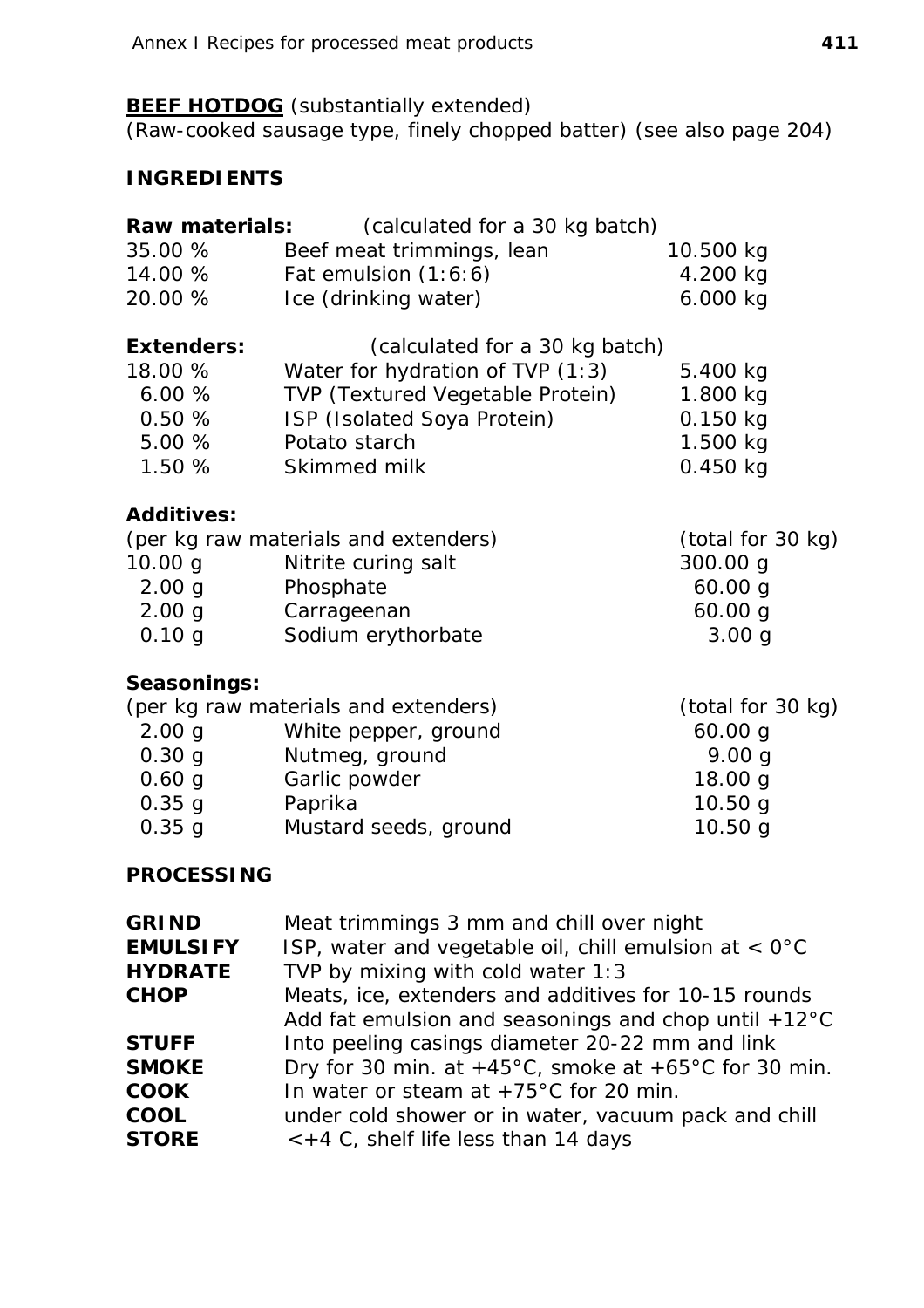**BEEF HOTDOG** (substantially extended)
(Raw-cooked sausage type, finely chopped batter) (see also page 204)

## INGREDIENTS

| **Raw materials:** | (calculated for a 30 kg batch) | |
|---|---|---|
| 35.00 % | Beef meat trimmings, lean | 10.500 kg |
| 14.00 % | Fat emulsion (1:6:6) | 4.200 kg |
| 20.00 % | Ice (drinking water) | 6.000 kg |

| **Extenders:** | (calculated for a 30 kg batch) | |
|---|---|---|
| 18.00 % | Water for hydration of TVP (1:3) | 5.400 kg |
| 6.00 % | TVP (Textured Vegetable Protein) | 1.800 kg |
| 0.50 % | ISP (Isolated Soya Protein) | 0.150 kg |
| 5.00 % | Potato starch | 1.500 kg |
| 1.50 % | Skimmed milk | 0.450 kg |

**Additives:**

| (per kg raw materials and extenders) | | (total for 30 kg) |
|---|---|---|
| 10.00 g | Nitrite curing salt | 300.00 g |
| 2.00 g | Phosphate | 60.00 g |
| 2.00 g | Carrageenan | 60.00 g |
| 0.10 g | Sodium erythorbate | 3.00 g |

**Seasonings:**

| (per kg raw materials and extenders) | | (total for 30 kg) |
|---|---|---|
| 2.00 g | White pepper, ground | 60.00 g |
| 0.30 g | Nutmeg, ground | 9.00 g |
| 0.60 g | Garlic powder | 18.00 g |
| 0.35 g | Paprika | 10.50 g |
| 0.35 g | Mustard seeds, ground | 10.50 g |

## PROCESSING

| | |
|---|---|
| **GRIND** | Meat trimmings 3 mm and chill over night |
| **EMULSIFY** | ISP, water and vegetable oil, chill emulsion at < 0°C |
| **HYDRATE** | TVP by mixing with cold water 1:3 |
| **CHOP** | Meats, ice, extenders and additives for 10-15 rounds<br>Add fat emulsion and seasonings and chop until +12°C |
| **STUFF** | Into peeling casings diameter 20-22 mm and link |
| **SMOKE** | Dry for 30 min. at +45°C, smoke at +65°C for 30 min. |
| **COOK** | In water or steam at +75°C for 20 min. |
| **COOL** | under cold shower or in water, vacuum pack and chill |
| **STORE** | <+4 C, shelf life less than 14 days |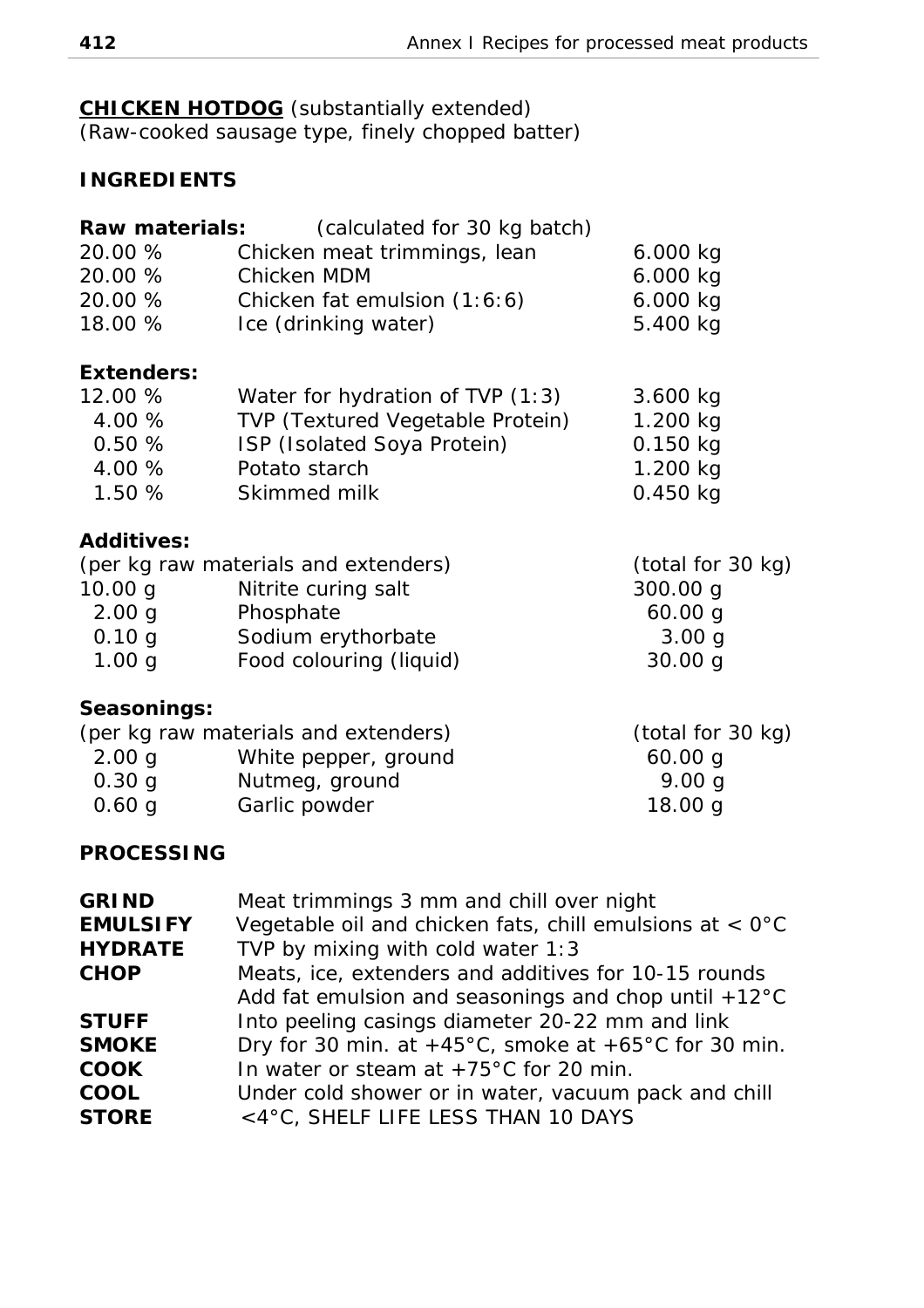**CHICKEN HOTDOG** (substantially extended)
(Raw-cooked sausage type, finely chopped batter)

## INGREDIENTS

**Raw materials:** (calculated for 30 kg batch)

| | | |
|---|---|---|
| 20.00 % | Chicken meat trimmings, lean | 6.000 kg |
| 20.00 % | Chicken MDM | 6.000 kg |
| 20.00 % | Chicken fat emulsion (1:6:6) | 6.000 kg |
| 18.00 % | Ice (drinking water) | 5.400 kg |

**Extenders:**

| | | |
|---|---|---|
| 12.00 % | Water for hydration of TVP (1:3) | 3.600 kg |
| 4.00 % | TVP (Textured Vegetable Protein) | 1.200 kg |
| 0.50 % | ISP (Isolated Soya Protein) | 0.150 kg |
| 4.00 % | Potato starch | 1.200 kg |
| 1.50 % | Skimmed milk | 0.450 kg |

**Additives:**

| (per kg raw materials and extenders) | | (total for 30 kg) |
|---|---|---|
| 10.00 g | Nitrite curing salt | 300.00 g |
| 2.00 g | Phosphate | 60.00 g |
| 0.10 g | Sodium erythorbate | 3.00 g |
| 1.00 g | Food colouring (liquid) | 30.00 g |

**Seasonings:**

| (per kg raw materials and extenders) | | (total for 30 kg) |
|---|---|---|
| 2.00 g | White pepper, ground | 60.00 g |
| 0.30 g | Nutmeg, ground | 9.00 g |
| 0.60 g | Garlic powder | 18.00 g |

## PROCESSING

| | |
|---|---|
| **GRIND** | Meat trimmings 3 mm and chill over night |
| **EMULSIFY** | Vegetable oil and chicken fats, chill emulsions at < 0°C |
| **HYDRATE** | TVP by mixing with cold water 1:3 |
| **CHOP** | Meats, ice, extenders and additives for 10-15 rounds<br>Add fat emulsion and seasonings and chop until +12°C |
| **STUFF** | Into peeling casings diameter 20-22 mm and link |
| **SMOKE** | Dry for 30 min. at +45°C, smoke at +65°C for 30 min. |
| **COOK** | In water or steam at +75°C for 20 min. |
| **COOL** | Under cold shower or in water, vacuum pack and chill |
| **STORE** | <4°C, SHELF LIFE LESS THAN 10 DAYS |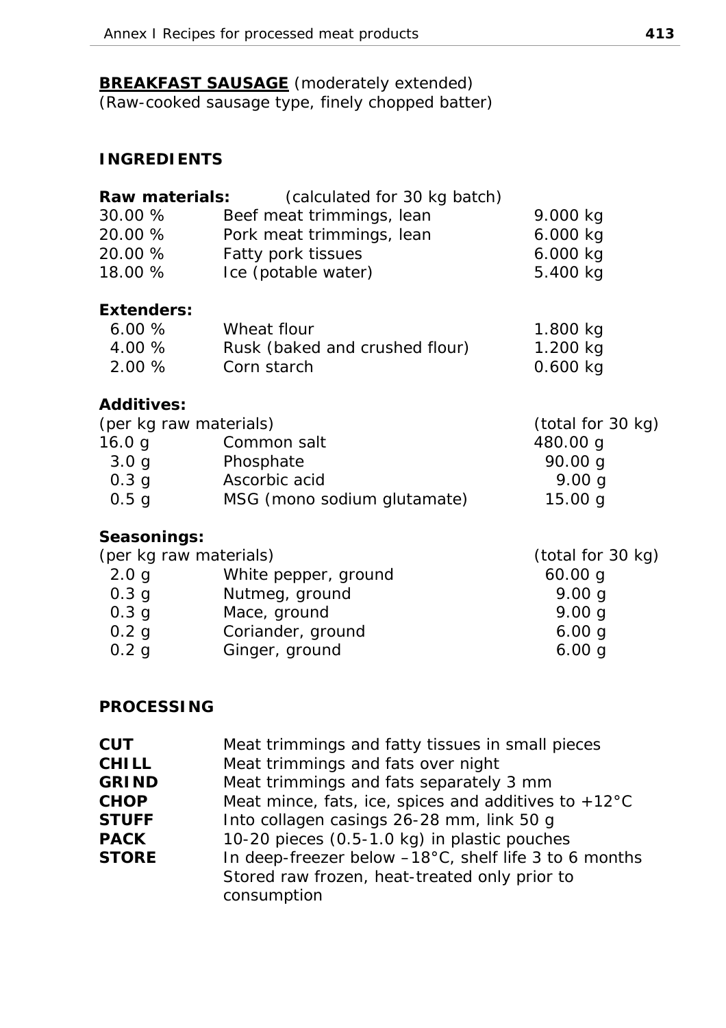**BREAKFAST SAUSAGE** (moderately extended)
(Raw-cooked sausage type, finely chopped batter)

## INGREDIENTS

| **Raw materials:** | (calculated for 30 kg batch) | |
|---|---|---|
| 30.00 % | Beef meat trimmings, lean | 9.000 kg |
| 20.00 % | Pork meat trimmings, lean | 6.000 kg |
| 20.00 % | Fatty pork tissues | 6.000 kg |
| 18.00 % | Ice (potable water) | 5.400 kg |
| **Extenders:** | | |
| 6.00 % | Wheat flour | 1.800 kg |
| 4.00 % | Rusk (baked and crushed flour) | 1.200 kg |
| 2.00 % | Corn starch | 0.600 kg |

**Additives:**

| (per kg raw materials) | | (total for 30 kg) |
|---|---|---|
| 16.0 g | Common salt | 480.00 g |
| 3.0 g | Phosphate | 90.00 g |
| 0.3 g | Ascorbic acid | 9.00 g |
| 0.5 g | MSG (mono sodium glutamate) | 15.00 g |

**Seasonings:**

| (per kg raw materials) | | (total for 30 kg) |
|---|---|---|
| 2.0 g | White pepper, ground | 60.00 g |
| 0.3 g | Nutmeg, ground | 9.00 g |
| 0.3 g | Mace, ground | 9.00 g |
| 0.2 g | Coriander, ground | 6.00 g |
| 0.2 g | Ginger, ground | 6.00 g |

## PROCESSING

| | |
|---|---|
| **CUT** | Meat trimmings and fatty tissues in small pieces |
| **CHILL** | Meat trimmings and fats over night |
| **GRIND** | Meat trimmings and fats separately 3 mm |
| **CHOP** | Meat mince, fats, ice, spices and additives to +12°C |
| **STUFF** | Into collagen casings 26-28 mm, link 50 g |
| **PACK** | 10-20 pieces (0.5-1.0 kg) in plastic pouches |
| **STORE** | In deep-freezer below –18°C, shelf life 3 to 6 months. Stored raw frozen, heat-treated only prior to consumption |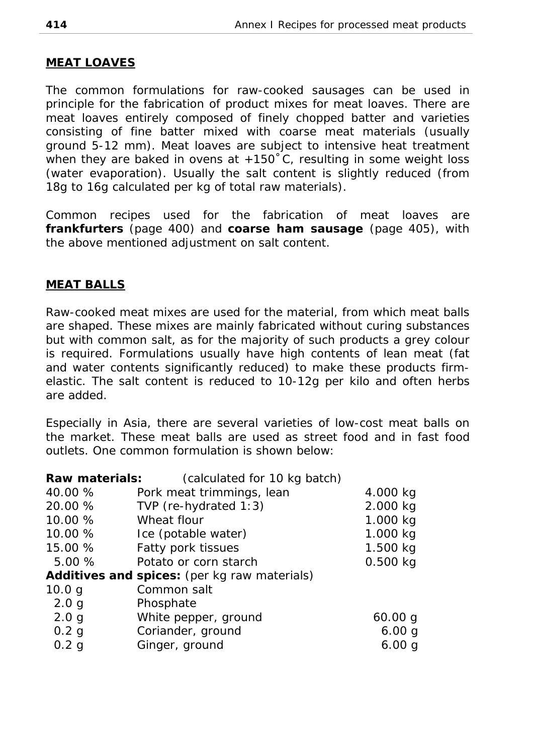## MEAT LOAVES

The common formulations for raw-cooked sausages can be used in principle for the fabrication of product mixes for meat loaves. There are meat loaves entirely composed of finely chopped batter and varieties consisting of fine batter mixed with coarse meat materials (usually ground 5-12 mm). Meat loaves are subject to intensive heat treatment when they are baked in ovens at +150˚C, resulting in some weight loss (water evaporation). Usually the salt content is slightly reduced (from 18g to 16g calculated per kg of total raw materials).

Common recipes used for the fabrication of meat loaves are **frankfurters** (page 400) and **coarse ham sausage** (page 405), with the above mentioned adjustment on salt content.

## MEAT BALLS

Raw-cooked meat mixes are used for the material, from which meat balls are shaped. These mixes are mainly fabricated without curing substances but with common salt, as for the majority of such products a grey colour is required. Formulations usually have high contents of lean meat (fat and water contents significantly reduced) to make these products firm-elastic. The salt content is reduced to 10-12g per kilo and often herbs are added.

Especially in Asia, there are several varieties of low-cost meat balls on the market. These meat balls are used as street food and in fast food outlets. One common formulation is shown below:

| **Raw materials:** | (calculated for 10 kg batch) | |
|---|---|---|
| 40.00 % | Pork meat trimmings, lean | 4.000 kg |
| 20.00 % | TVP (re-hydrated 1:3) | 2.000 kg |
| 10.00 % | Wheat flour | 1.000 kg |
| 10.00 % | Ice (potable water) | 1.000 kg |
| 15.00 % | Fatty pork tissues | 1.500 kg |
| 5.00 % | Potato or corn starch | 0.500 kg |
| **Additives and spices:** (per kg raw materials) | | |
| 10.0 g | Common salt | |
| 2.0 g | Phosphate | |
| 2.0 g | White pepper, ground | 60.00 g |
| 0.2 g | Coriander, ground | 6.00 g |
| 0.2 g | Ginger, ground | 6.00 g |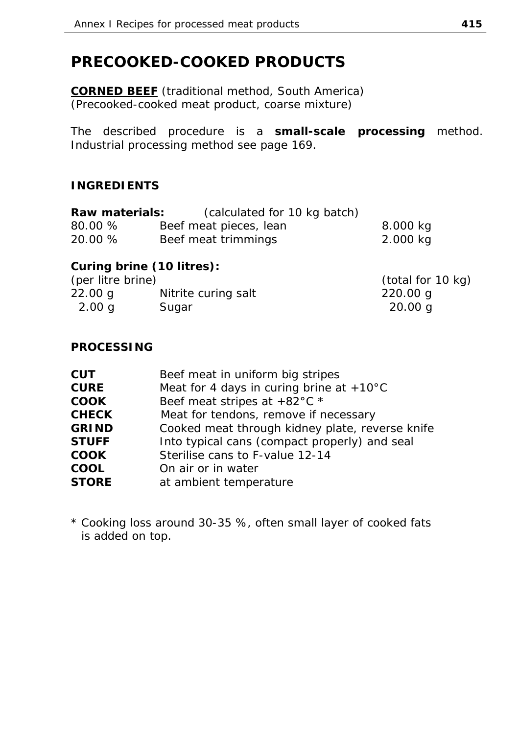# PRECOOKED-COOKED PRODUCTS

**CORNED BEEF** (traditional method, South America)
(Precooked-cooked meat product, coarse mixture)

The described procedure is a **small-scale processing** method. Industrial processing method see page 169.

## INGREDIENTS

| **Raw materials:** | (calculated for 10 kg batch) | |
|---|---|---|
| 80.00 % | Beef meat pieces, lean | 8.000 kg |
| 20.00 % | Beef meat trimmings | 2.000 kg |

**Curing brine (10 litres):**

| (per litre brine) | | (total for 10 kg) |
|---|---|---|
| 22.00 g | Nitrite curing salt | 220.00 g |
| 2.00 g | Sugar | 20.00 g |

## PROCESSING

| | |
|---|---|
| **CUT** | Beef meat in uniform big stripes |
| **CURE** | Meat for 4 days in curing brine at +10°C |
| **COOK** | Beef meat stripes at +82°C * |
| **CHECK** | Meat for tendons, remove if necessary |
| **GRIND** | Cooked meat through kidney plate, reverse knife |
| **STUFF** | Into typical cans (compact properly) and seal |
| **COOK** | Sterilise cans to F-value 12-14 |
| **COOL** | On air or in water |
| **STORE** | at ambient temperature |

* Cooking loss around 30-35 %, often small layer of cooked fats is added on top.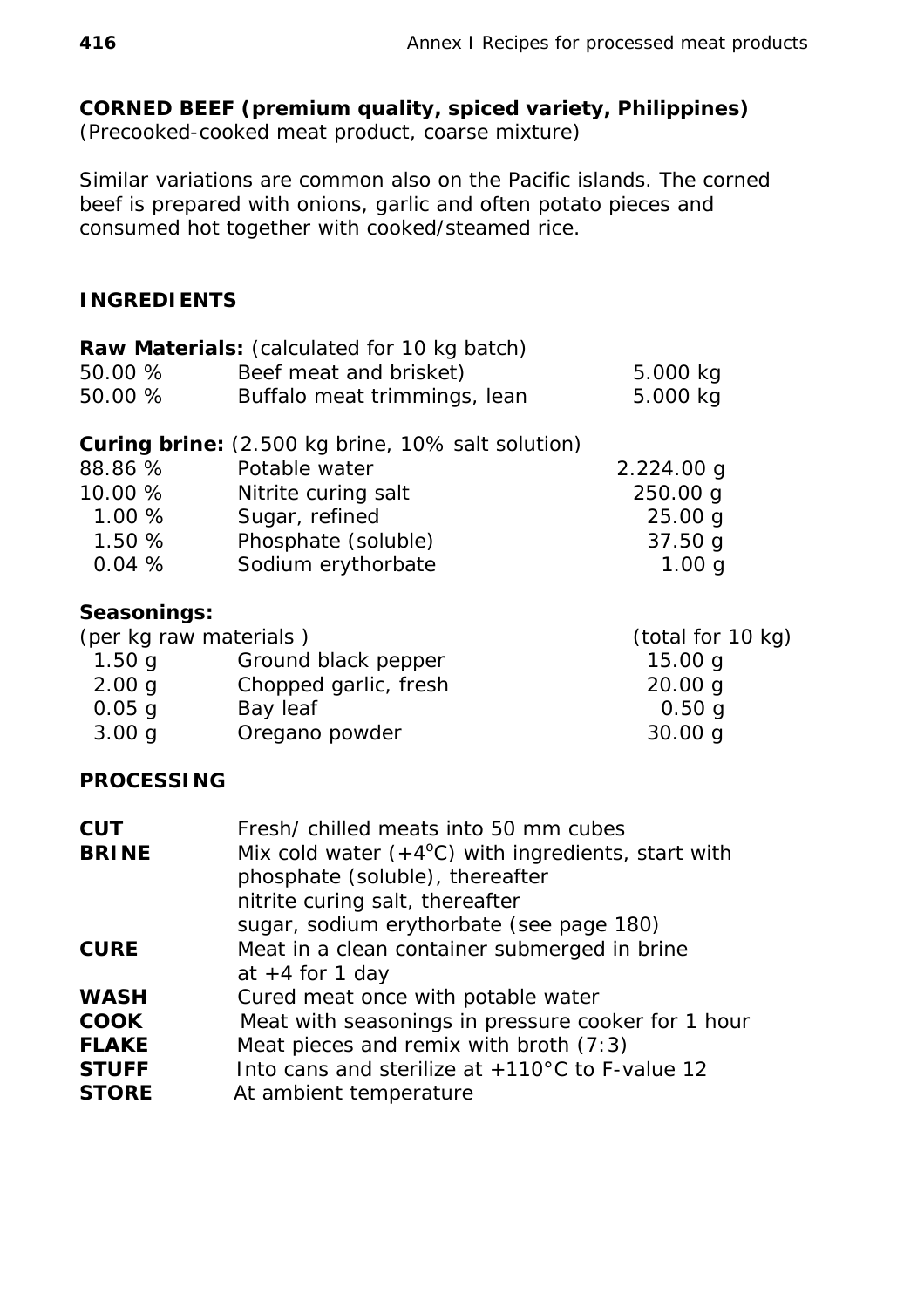**CORNED BEEF (premium quality, spiced variety, Philippines)**
(Precooked-cooked meat product, coarse mixture)

Similar variations are common also on the Pacific islands. The corned beef is prepared with onions, garlic and often potato pieces and consumed hot together with cooked/steamed rice.

## INGREDIENTS

**Raw Materials:** (calculated for 10 kg batch)

| | | |
|---|---|---|
| 50.00 % | Beef meat and brisket) | 5.000 kg |
| 50.00 % | Buffalo meat trimmings, lean | 5.000 kg |

**Curing brine:** (2.500 kg brine, 10% salt solution)

| | | |
|---|---|---|
| 88.86 % | Potable water | 2.224.00 g |
| 10.00 % | Nitrite curing salt | 250.00 g |
| 1.00 % | Sugar, refined | 25.00 g |
| 1.50 % | Phosphate (soluble) | 37.50 g |
| 0.04 % | Sodium erythorbate | 1.00 g |

**Seasonings:**

| (per kg raw materials ) | | (total for 10 kg) |
|---|---|---|
| 1.50 g | Ground black pepper | 15.00 g |
| 2.00 g | Chopped garlic, fresh | 20.00 g |
| 0.05 g | Bay leaf | 0.50 g |
| 3.00 g | Oregano powder | 30.00 g |

## PROCESSING

| | |
|---|---|
| **CUT** | Fresh/ chilled meats into 50 mm cubes |
| **BRINE** | Mix cold water (+4°C) with ingredients, start with phosphate (soluble), thereafter nitrite curing salt, thereafter sugar, sodium erythorbate (see page 180) |
| **CURE** | Meat in a clean container submerged in brine at +4 for 1 day |
| **WASH** | Cured meat once with potable water |
| **COOK** | Meat with seasonings in pressure cooker for 1 hour |
| **FLAKE** | Meat pieces and remix with broth (7:3) |
| **STUFF** | Into cans and sterilize at +110°C to F-value 12 |
| **STORE** | At ambient temperature |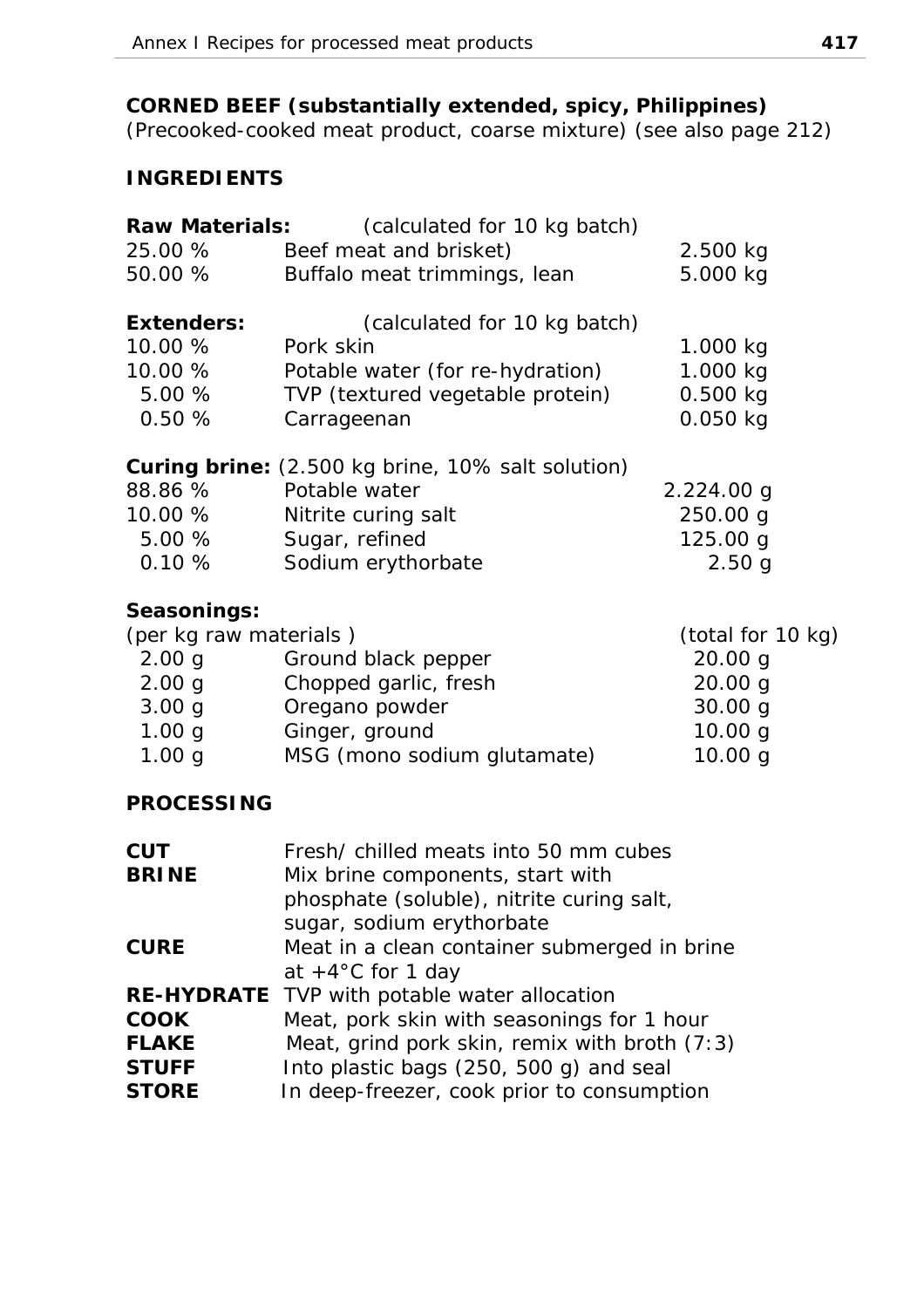## CORNED BEEF (substantially extended, spicy, Philippines)

*(Precooked-cooked meat product, coarse mixture) (see also page 212)*

### INGREDIENTS

| **Raw Materials:** | (calculated for 10 kg batch) | |
|---|---|---|
| 25.00 % | Beef meat and brisket) | 2.500 kg |
| 50.00 % | Buffalo meat trimmings, lean | 5.000 kg |

| **Extenders:** | (calculated for 10 kg batch) | |
|---|---|---|
| 10.00 % | Pork skin | 1.000 kg |
| 10.00 % | Potable water (for re-hydration) | 1.000 kg |
| 5.00 % | TVP (textured vegetable protein) | 0.500 kg |
| 0.50 % | Carrageenan | 0.050 kg |

**Curing brine:** (2.500 kg brine, 10% salt solution)

| | | |
|---|---|---|
| 88.86 % | Potable water | 2.224.00 g |
| 10.00 % | Nitrite curing salt | 250.00 g |
| 5.00 % | Sugar, refined | 125.00 g |
| 0.10 % | Sodium erythorbate | 2.50 g |

**Seasonings:**

| (per kg raw materials ) | | (total for 10 kg) |
|---|---|---|
| 2.00 g | Ground black pepper | 20.00 g |
| 2.00 g | Chopped garlic, fresh | 20.00 g |
| 3.00 g | Oregano powder | 30.00 g |
| 1.00 g | Ginger, ground | 10.00 g |
| 1.00 g | MSG (mono sodium glutamate) | 10.00 g |

### PROCESSING

| | |
|---|---|
| **CUT** | Fresh/ chilled meats into 50 mm cubes |
| **BRINE** | Mix brine components, start with phosphate (soluble), nitrite curing salt, sugar, sodium erythorbate |
| **CURE** | Meat in a clean container submerged in brine at +4°C for 1 day |
| **RE-HYDRATE** | TVP with potable water allocation |
| **COOK** | Meat, pork skin with seasonings for 1 hour |
| **FLAKE** | Meat, grind pork skin, remix with broth (7:3) |
| **STUFF** | Into plastic bags (250, 500 g) and seal |
| **STORE** | In deep-freezer, cook prior to consumption |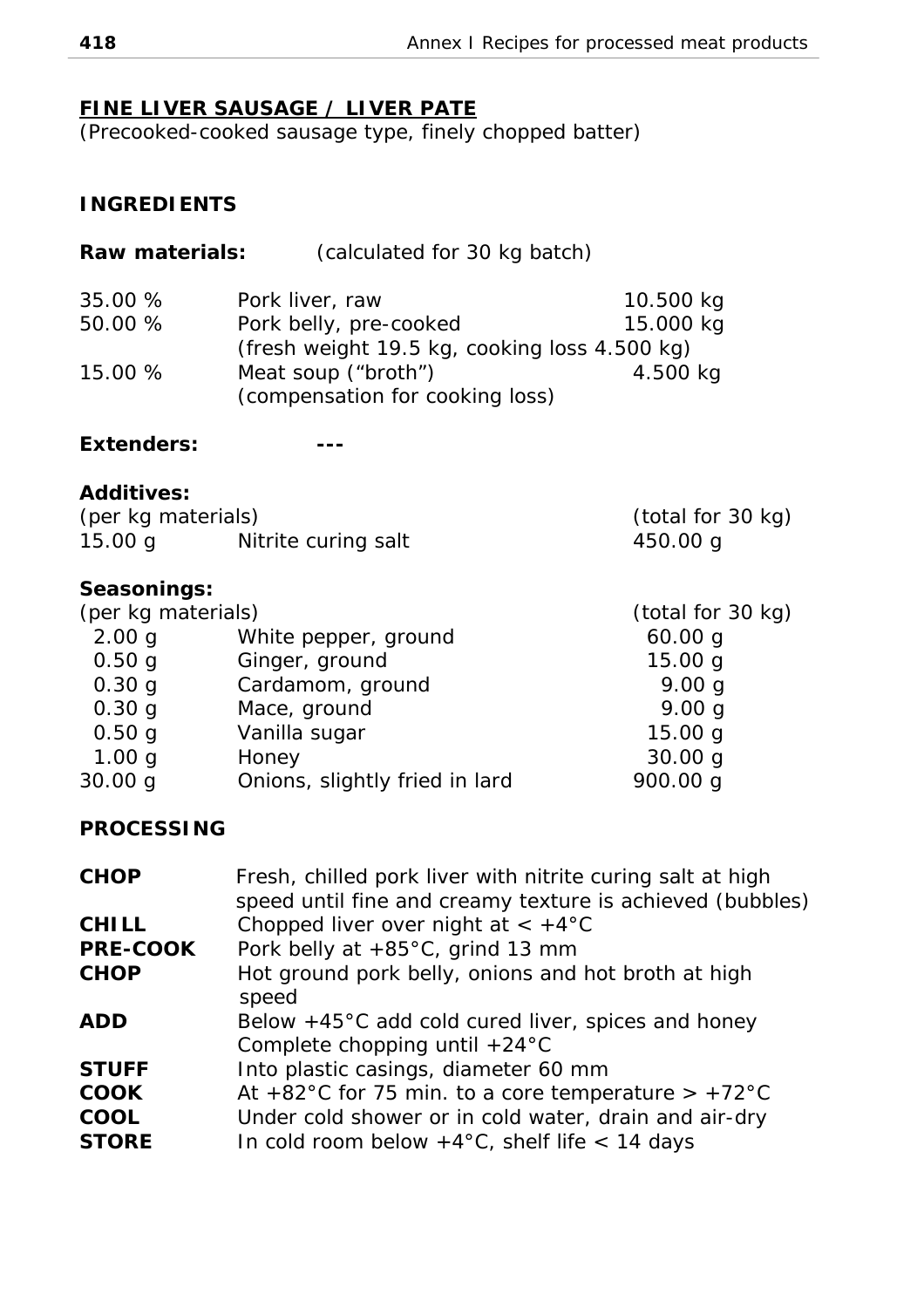## FINE LIVER SAUSAGE / LIVER PATE

(Precooked-cooked sausage type, finely chopped batter)

### INGREDIENTS

**Raw materials:** (calculated for 30 kg batch)

| | | |
|---|---|---|
| 35.00 % | Pork liver, raw | 10.500 kg |
| 50.00 % | Pork belly, pre-cooked (fresh weight 19.5 kg, cooking loss 4.500 kg) | 15.000 kg |
| 15.00 % | Meat soup ("broth") (compensation for cooking loss) | 4.500 kg |

**Extenders:** ---

**Additives:**

| (per kg materials) | | (total for 30 kg) |
|---|---|---|
| 15.00 g | Nitrite curing salt | 450.00 g |

**Seasonings:**

| (per kg materials) | | (total for 30 kg) |
|---|---|---|
| 2.00 g | White pepper, ground | 60.00 g |
| 0.50 g | Ginger, ground | 15.00 g |
| 0.30 g | Cardamom, ground | 9.00 g |
| 0.30 g | Mace, ground | 9.00 g |
| 0.50 g | Vanilla sugar | 15.00 g |
| 1.00 g | Honey | 30.00 g |
| 30.00 g | Onions, slightly fried in lard | 900.00 g |

### PROCESSING

| | |
|---|---|
| **CHOP** | Fresh, chilled pork liver with nitrite curing salt at high speed until fine and creamy texture is achieved (bubbles) |
| **CHILL** | Chopped liver over night at < +4°C |
| **PRE-COOK** | Pork belly at +85°C, grind 13 mm |
| **CHOP** | Hot ground pork belly, onions and hot broth at high speed |
| **ADD** | Below +45°C add cold cured liver, spices and honey Complete chopping until +24°C |
| **STUFF** | Into plastic casings, diameter 60 mm |
| **COOK** | At +82°C for 75 min. to a core temperature > +72°C |
| **COOL** | Under cold shower or in cold water, drain and air-dry |
| **STORE** | In cold room below +4°C, shelf life < 14 days |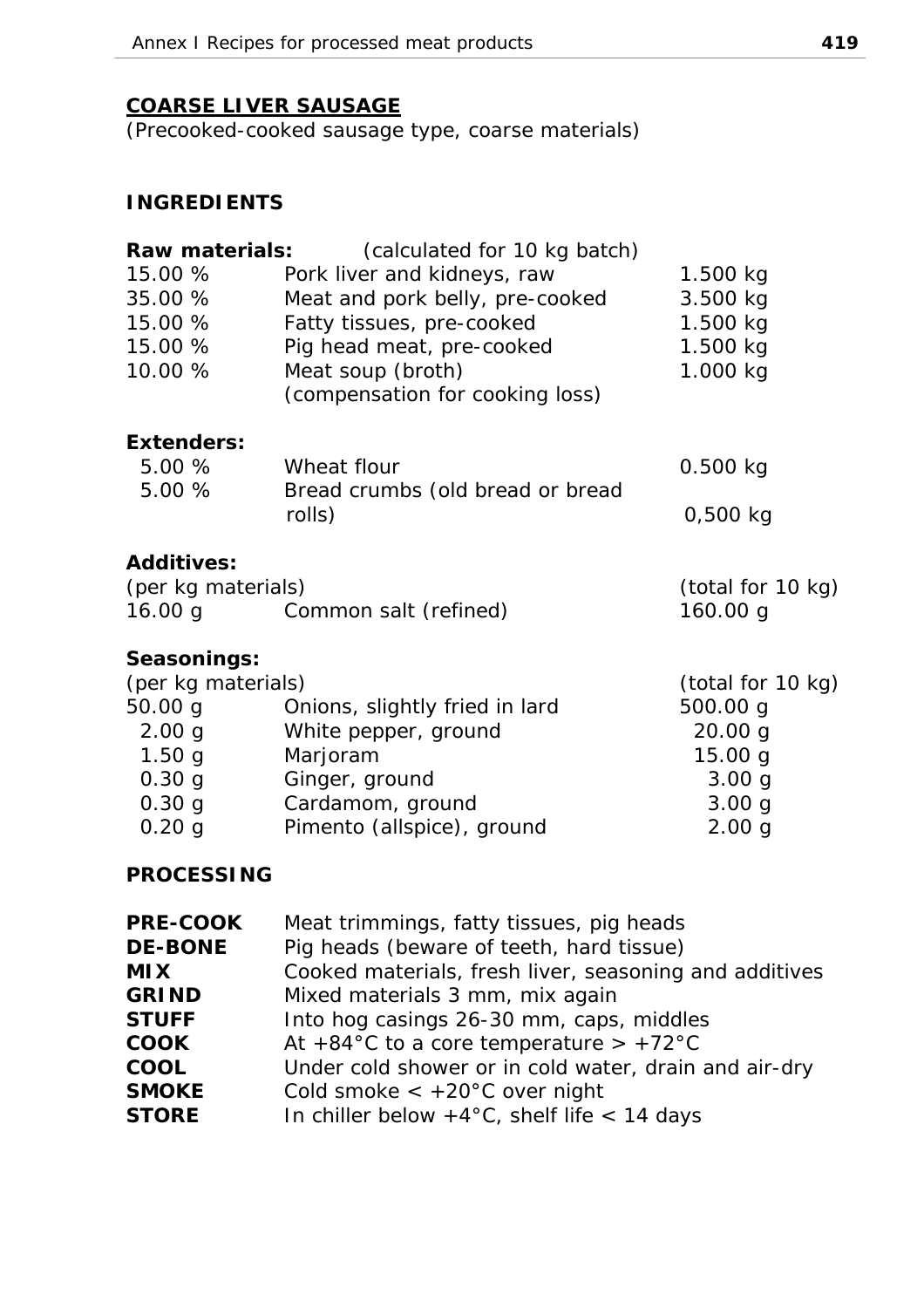## COARSE LIVER SAUSAGE

(Precooked-cooked sausage type, coarse materials)

### INGREDIENTS

**Raw materials:** (calculated for 10 kg batch)

| | | |
|---|---|---|
| 15.00 % | Pork liver and kidneys, raw | 1.500 kg |
| 35.00 % | Meat and pork belly, pre-cooked | 3.500 kg |
| 15.00 % | Fatty tissues, pre-cooked | 1.500 kg |
| 15.00 % | Pig head meat, pre-cooked | 1.500 kg |
| 10.00 % | Meat soup (broth) (compensation for cooking loss) | 1.000 kg |

**Extenders:**

| | | |
|---|---|---|
| 5.00 % | Wheat flour | 0.500 kg |
| 5.00 % | Bread crumbs (old bread or bread rolls) | 0,500 kg |

**Additives:**

| (per kg materials) | | (total for 10 kg) |
|---|---|---|
| 16.00 g | Common salt (refined) | 160.00 g |

**Seasonings:**

| (per kg materials) | | (total for 10 kg) |
|---|---|---|
| 50.00 g | Onions, slightly fried in lard | 500.00 g |
| 2.00 g | White pepper, ground | 20.00 g |
| 1.50 g | Marjoram | 15.00 g |
| 0.30 g | Ginger, ground | 3.00 g |
| 0.30 g | Cardamom, ground | 3.00 g |
| 0.20 g | Pimento (allspice), ground | 2.00 g |

### PROCESSING

| | |
|---|---|
| **PRE-COOK** | Meat trimmings, fatty tissues, pig heads |
| **DE-BONE** | Pig heads (beware of teeth, hard tissue) |
| **MIX** | Cooked materials, fresh liver, seasoning and additives |
| **GRIND** | Mixed materials 3 mm, mix again |
| **STUFF** | Into hog casings 26-30 mm, caps, middles |
| **COOK** | At +84°C to a core temperature > +72°C |
| **COOL** | Under cold shower or in cold water, drain and air-dry |
| **SMOKE** | Cold smoke < +20°C over night |
| **STORE** | In chiller below +4°C, shelf life < 14 days |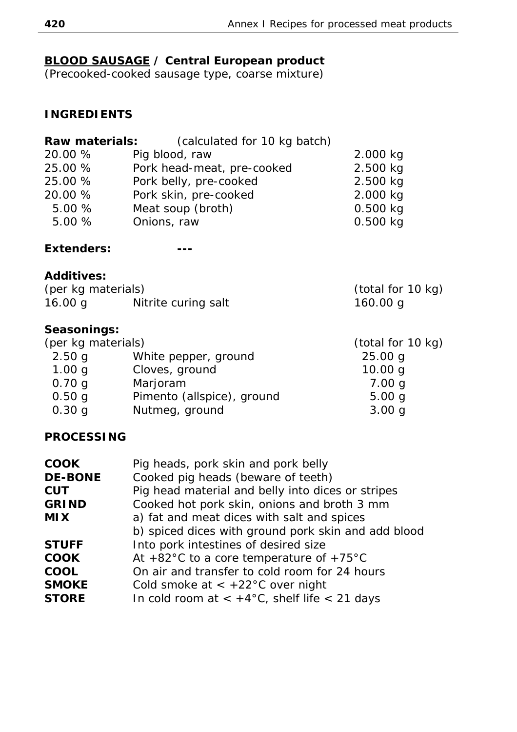## **BLOOD SAUSAGE / Central European product**

(Precooked-cooked sausage type, coarse mixture)

### **INGREDIENTS**

**Raw materials:** (calculated for 10 kg batch)

| | | |
|---|---|---|
| 20.00 % | Pig blood, raw | 2.000 kg |
| 25.00 % | Pork head-meat, pre-cooked | 2.500 kg |
| 25.00 % | Pork belly, pre-cooked | 2.500 kg |
| 20.00 % | Pork skin, pre-cooked | 2.000 kg |
| 5.00 % | Meat soup (broth) | 0.500 kg |
| 5.00 % | Onions, raw | 0.500 kg |

**Extenders:** ---

**Additives:**

| (per kg materials) | | (total for 10 kg) |
|---|---|---|
| 16.00 g | Nitrite curing salt | 160.00 g |

**Seasonings:**

| (per kg materials) | | (total for 10 kg) |
|---|---|---|
| 2.50 g | White pepper, ground | 25.00 g |
| 1.00 g | Cloves, ground | 10.00 g |
| 0.70 g | Marjoram | 7.00 g |
| 0.50 g | Pimento (allspice), ground | 5.00 g |
| 0.30 g | Nutmeg, ground | 3.00 g |

### **PROCESSING**

| | |
|---|---|
| **COOK** | Pig heads, pork skin and pork belly |
| **DE-BONE** | Cooked pig heads (beware of teeth) |
| **CUT** | Pig head material and belly into dices or stripes |
| **GRIND** | Cooked hot pork skin, onions and broth 3 mm |
| **MIX** | a) fat and meat dices with salt and spices<br>b) spiced dices with ground pork skin and add blood |
| **STUFF** | Into pork intestines of desired size |
| **COOK** | At +82°C to a core temperature of +75°C |
| **COOL** | On air and transfer to cold room for 24 hours |
| **SMOKE** | Cold smoke at < +22°C over night |
| **STORE** | In cold room at < +4°C, shelf life < 21 days |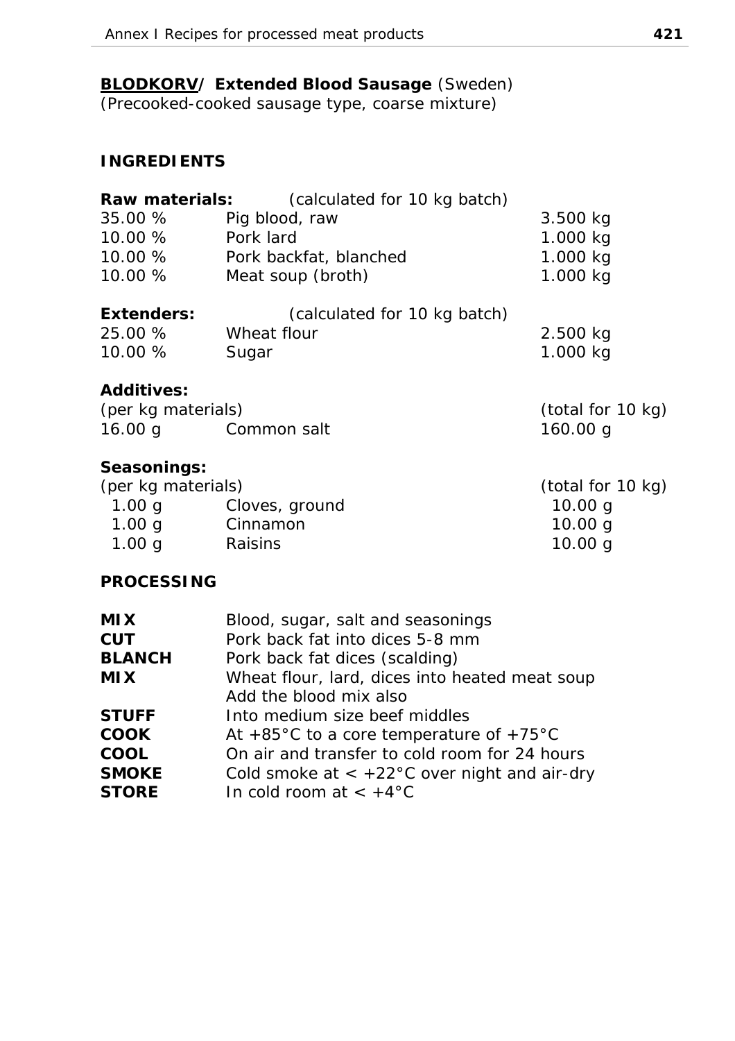**<u>BLODKORV</u>/ Extended Blood Sausage** (Sweden)
(Precooked-cooked sausage type, coarse mixture)

## INGREDIENTS

| **Raw materials:** | (calculated for 10 kg batch) | |
|---|---|---|
| 35.00 % | Pig blood, raw | 3.500 kg |
| 10.00 % | Pork lard | 1.000 kg |
| 10.00 % | Pork backfat, blanched | 1.000 kg |
| 10.00 % | Meat soup (broth) | 1.000 kg |

| **Extenders:** | (calculated for 10 kg batch) | |
|---|---|---|
| 25.00 % | Wheat flour | 2.500 kg |
| 10.00 % | Sugar | 1.000 kg |

**Additives:**

| (per kg materials) | | (total for 10 kg) |
|---|---|---|
| 16.00 g | Common salt | 160.00 g |

**Seasonings:**

| (per kg materials) | | (total for 10 kg) |
|---|---|---|
| 1.00 g | Cloves, ground | 10.00 g |
| 1.00 g | Cinnamon | 10.00 g |
| 1.00 g | Raisins | 10.00 g |

## PROCESSING

| | |
|---|---|
| **MIX** | Blood, sugar, salt and seasonings |
| **CUT** | Pork back fat into dices 5-8 mm |
| **BLANCH** | Pork back fat dices (scalding) |
| **MIX** | Wheat flour, lard, dices into heated meat soup<br>Add the blood mix also |
| **STUFF** | Into medium size beef middles |
| **COOK** | At +85°C to a core temperature of +75°C |
| **COOL** | On air and transfer to cold room for 24 hours |
| **SMOKE** | Cold smoke at < +22°C over night and air-dry |
| **STORE** | In cold room at < +4°C |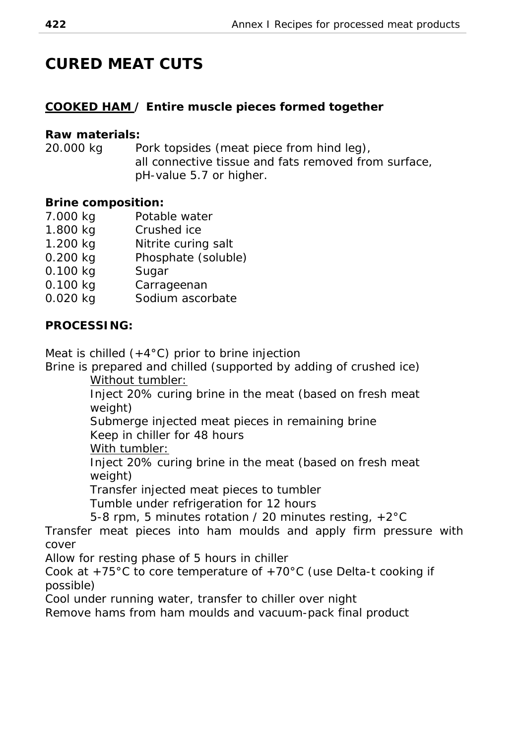# CURED MEAT CUTS

## COOKED HAM / Entire muscle pieces formed together

**Raw materials:**

| | |
|---|---|
| 20.000 kg | Pork topsides (meat piece from hind leg), all connective tissue and fats removed from surface, pH-value 5.7 or higher. |

**Brine composition:**

| | |
|---|---|
| 7.000 kg | Potable water |
| 1.800 kg | Crushed ice |
| 1.200 kg | Nitrite curing salt |
| 0.200 kg | Phosphate (soluble) |
| 0.100 kg | Sugar |
| 0.100 kg | Carrageenan |
| 0.020 kg | Sodium ascorbate |

**PROCESSING:**

Meat is chilled (+4°C) prior to brine injection

Brine is prepared and chilled (supported by adding of crushed ice)

Without tumbler:

- Inject 20% curing brine in the meat (based on fresh meat weight)
- Submerge injected meat pieces in remaining brine
- Keep in chiller for 48 hours

With tumbler:

- Inject 20% curing brine in the meat (based on fresh meat weight)
- Transfer injected meat pieces to tumbler
- Tumble under refrigeration for 12 hours
- 5-8 rpm, 5 minutes rotation / 20 minutes resting, +2°C

Transfer meat pieces into ham moulds and apply firm pressure with cover

Allow for resting phase of 5 hours in chiller

Cook at +75°C to core temperature of +70°C (use Delta-t cooking if possible)

Cool under running water, transfer to chiller over night

Remove hams from ham moulds and vacuum-pack final product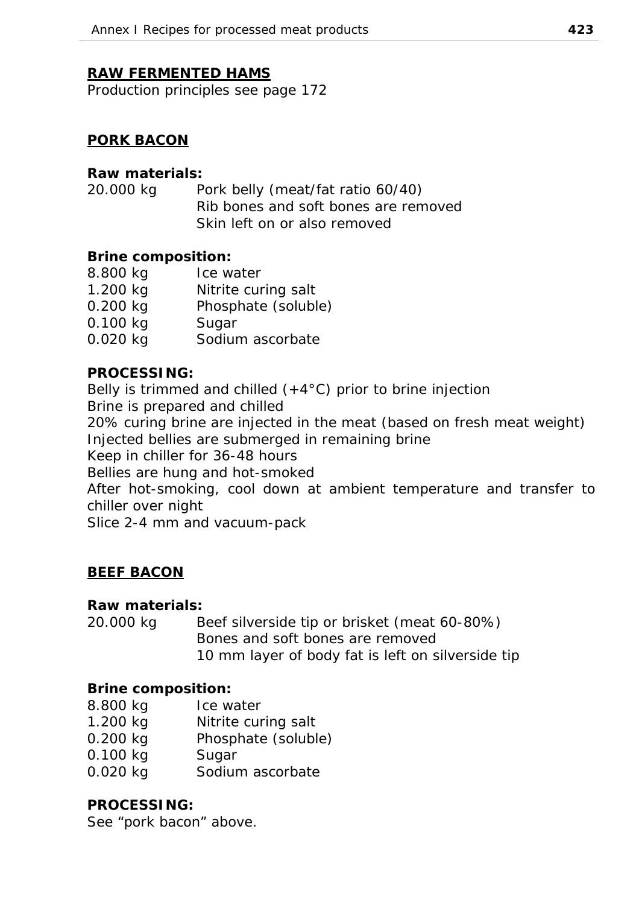## RAW FERMENTED HAMS

Production principles see page 172

## PORK BACON

**Raw materials:**

20.000 kg Pork belly (meat/fat ratio 60/40)
Rib bones and soft bones are removed
Skin left on or also removed

**Brine composition:**

8.800 kg Ice water
1.200 kg Nitrite curing salt
0.200 kg Phosphate (soluble)
0.100 kg Sugar
0.020 kg Sodium ascorbate

**PROCESSING:**

Belly is trimmed and chilled (+4°C) prior to brine injection
Brine is prepared and chilled
20% curing brine are injected in the meat (based on fresh meat weight)
Injected bellies are submerged in remaining brine
Keep in chiller for 36-48 hours
Bellies are hung and hot-smoked
After hot-smoking, cool down at ambient temperature and transfer to chiller over night
Slice 2-4 mm and vacuum-pack

## BEEF BACON

**Raw materials:**

20.000 kg Beef silverside tip or brisket (meat 60-80%)
Bones and soft bones are removed
10 mm layer of body fat is left on silverside tip

**Brine composition:**

8.800 kg Ice water
1.200 kg Nitrite curing salt
0.200 kg Phosphate (soluble)
0.100 kg Sugar
0.020 kg Sodium ascorbate

**PROCESSING:**

See "pork bacon" above.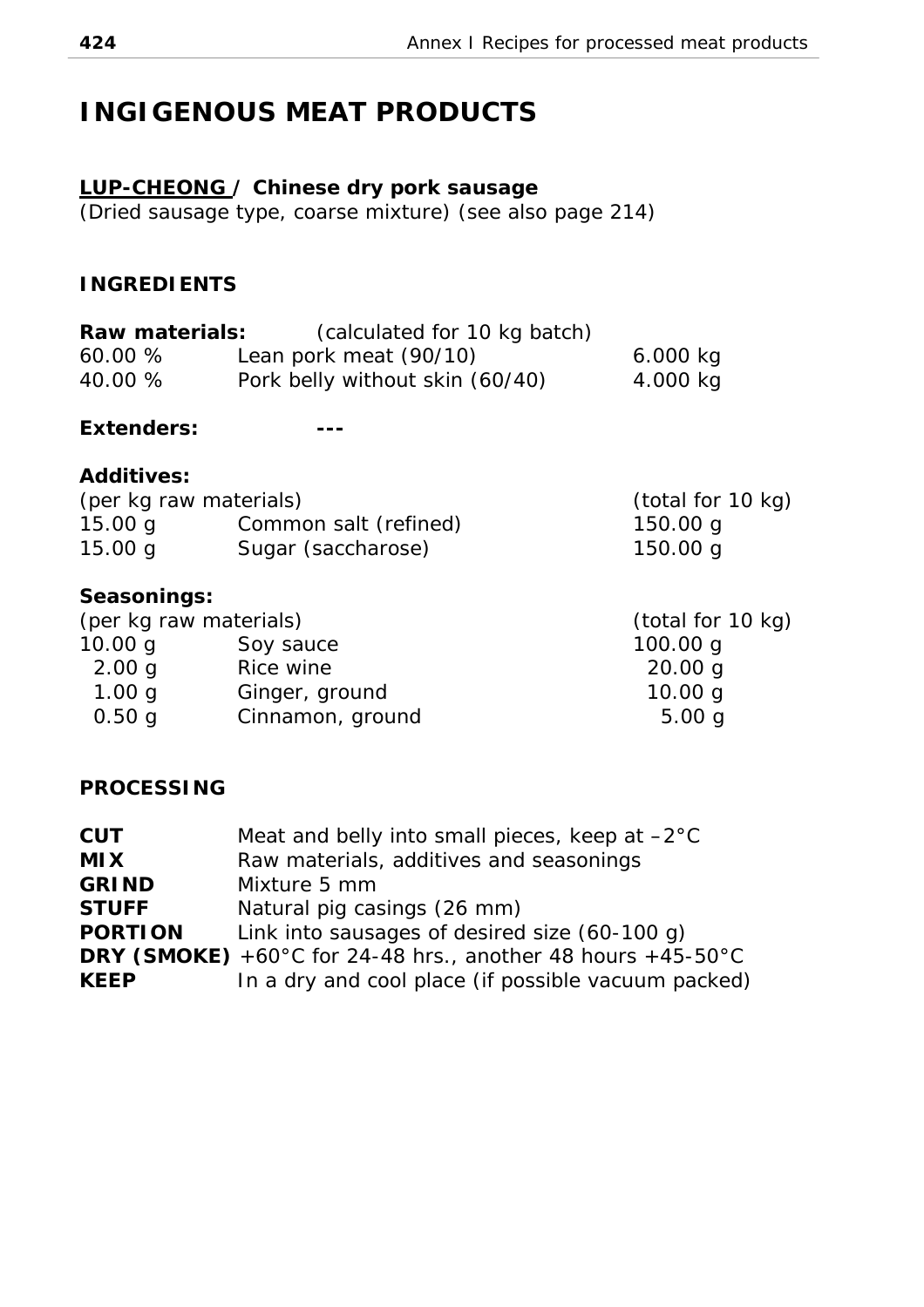# INGIGENOUS MEAT PRODUCTS

## **LUP-CHEONG / Chinese dry pork sausage**

*(Dried sausage type, coarse mixture) (see also page 214)*

### INGREDIENTS

**Raw materials:** (calculated for 10 kg batch)

| | | |
|---|---|---|
| 60.00 % | Lean pork meat (90/10) | 6.000 kg |
| 40.00 % | Pork belly without skin (60/40) | 4.000 kg |

**Extenders:** ---

**Additives:**

| (per kg raw materials) | | (total for 10 kg) |
|---|---|---|
| 15.00 g | Common salt (refined) | 150.00 g |
| 15.00 g | Sugar (saccharose) | 150.00 g |

**Seasonings:**

| (per kg raw materials) | | (total for 10 kg) |
|---|---|---|
| 10.00 g | Soy sauce | 100.00 g |
| 2.00 g | Rice wine | 20.00 g |
| 1.00 g | Ginger, ground | 10.00 g |
| 0.50 g | Cinnamon, ground | 5.00 g |

### PROCESSING

| | |
|---|---|
| **CUT** | Meat and belly into small pieces, keep at –2°C |
| **MIX** | Raw materials, additives and seasonings |
| **GRIND** | Mixture 5 mm |
| **STUFF** | Natural pig casings (26 mm) |
| **PORTION** | Link into sausages of desired size (60-100 g) |
| **DRY (SMOKE)** | +60°C for 24-48 hrs., another 48 hours +45-50°C |
| **KEEP** | In a dry and cool place (if possible vacuum packed) |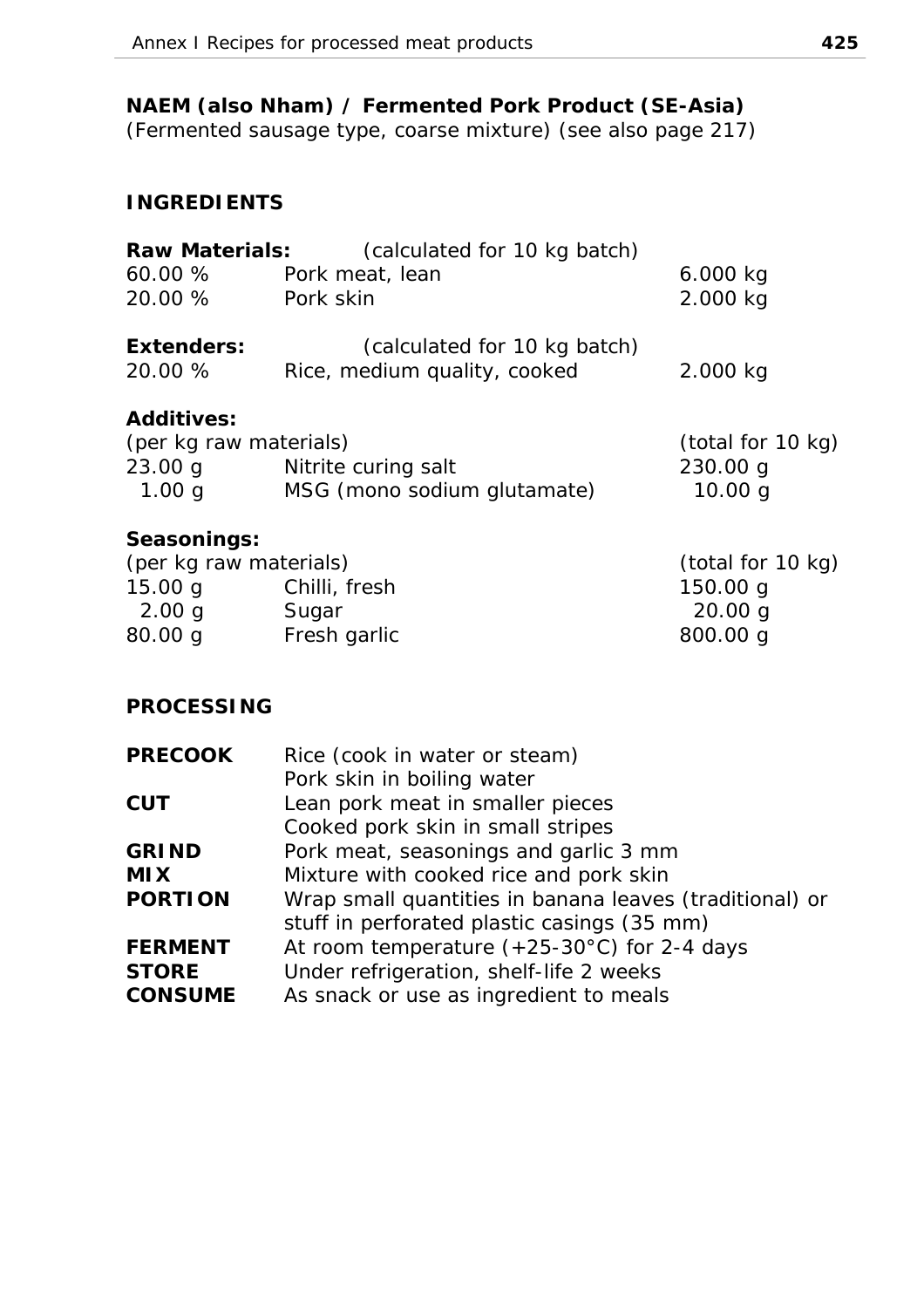**NAEM (also Nham) / Fermented Pork Product (SE-Asia)**
(Fermented sausage type, coarse mixture) (see also page 217)

## INGREDIENTS

| **Raw Materials:** | (calculated for 10 kg batch) | |
|---|---|---|
| 60.00 % | Pork meat, lean | 6.000 kg |
| 20.00 % | Pork skin | 2.000 kg |

| **Extenders:** | (calculated for 10 kg batch) | |
|---|---|---|
| 20.00 % | Rice, medium quality, cooked | 2.000 kg |

**Additives:**

| (per kg raw materials) | | (total for 10 kg) |
|---|---|---|
| 23.00 g | Nitrite curing salt | 230.00 g |
| 1.00 g | MSG (mono sodium glutamate) | 10.00 g |

**Seasonings:**

| (per kg raw materials) | | (total for 10 kg) |
|---|---|---|
| 15.00 g | Chilli, fresh | 150.00 g |
| 2.00 g | Sugar | 20.00 g |
| 80.00 g | Fresh garlic | 800.00 g |

## PROCESSING

| | |
|---|---|
| **PRECOOK** | Rice (cook in water or steam)<br>Pork skin in boiling water |
| **CUT** | Lean pork meat in smaller pieces<br>Cooked pork skin in small stripes |
| **GRIND** | Pork meat, seasonings and garlic 3 mm |
| **MIX** | Mixture with cooked rice and pork skin |
| **PORTION** | Wrap small quantities in banana leaves (traditional) or stuff in perforated plastic casings (35 mm) |
| **FERMENT** | At room temperature (+25-30°C) for 2-4 days |
| **STORE** | Under refrigeration, shelf-life 2 weeks |
| **CONSUME** | As snack or use as ingredient to meals |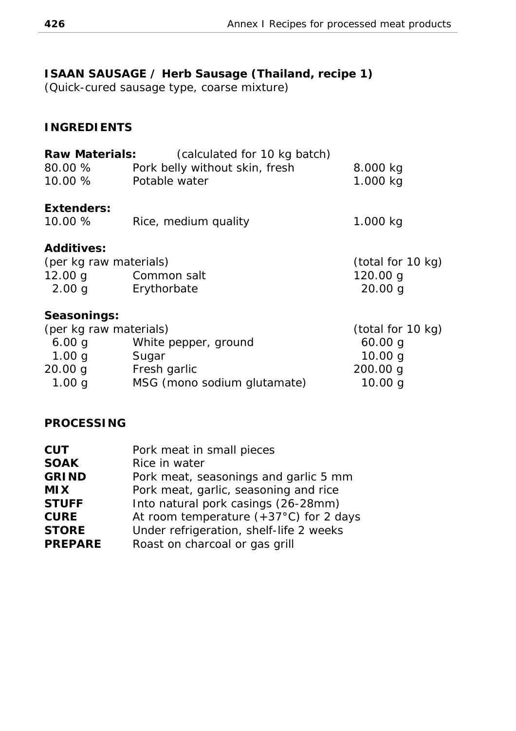## ISAAN SAUSAGE / Herb Sausage (Thailand, recipe 1)

*(Quick-cured sausage type, coarse mixture)*

### INGREDIENTS

| **Raw Materials:** | (calculated for 10 kg batch) | |
|---|---|---|
| 80.00 % | Pork belly without skin, fresh | 8.000 kg |
| 10.00 % | Potable water | 1.000 kg |
| **Extenders:** | | |
| 10.00 % | Rice, medium quality | 1.000 kg |
| **Additives:** | | |
| (per kg raw materials) | | (total for 10 kg) |
| 12.00 g | Common salt | 120.00 g |
| 2.00 g | Erythorbate | 20.00 g |
| **Seasonings:** | | |
| (per kg raw materials) | | (total for 10 kg) |
| 6.00 g | White pepper, ground | 60.00 g |
| 1.00 g | Sugar | 10.00 g |
| 20.00 g | Fresh garlic | 200.00 g |
| 1.00 g | MSG (mono sodium glutamate) | 10.00 g |

### PROCESSING

| | |
|---|---|
| **CUT** | Pork meat in small pieces |
| **SOAK** | Rice in water |
| **GRIND** | Pork meat, seasonings and garlic 5 mm |
| **MIX** | Pork meat, garlic, seasoning and rice |
| **STUFF** | Into natural pork casings (26-28mm) |
| **CURE** | At room temperature (+37°C) for 2 days |
| **STORE** | Under refrigeration, shelf-life 2 weeks |
| **PREPARE** | Roast on charcoal or gas grill |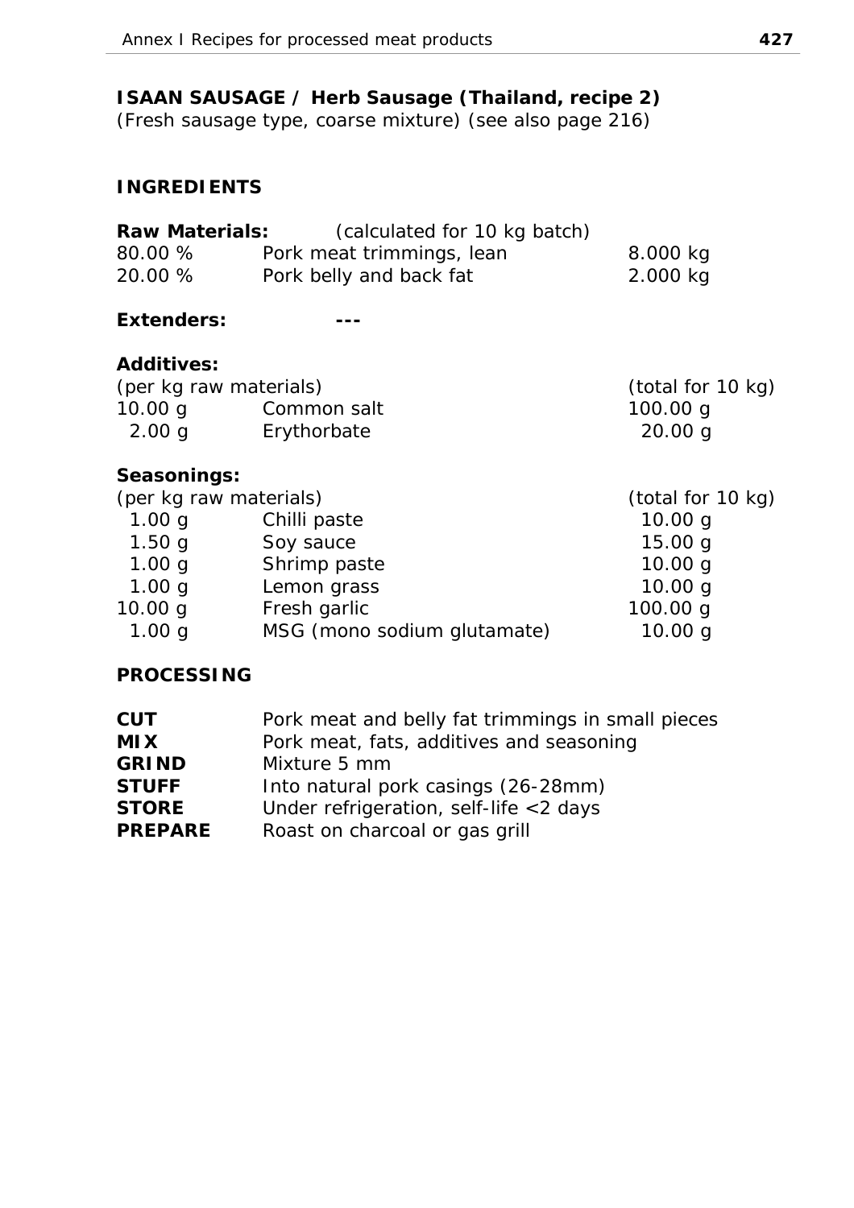**ISAAN SAUSAGE / Herb Sausage (Thailand, recipe 2)**
(Fresh sausage type, coarse mixture) (see also page 216)

## INGREDIENTS

**Raw Materials:** (calculated for 10 kg batch)

| | | |
|---|---|---|
| 80.00 % | Pork meat trimmings, lean | 8.000 kg |
| 20.00 % | Pork belly and back fat | 2.000 kg |

**Extenders:** ---

**Additives:**

| (per kg raw materials) | | (total for 10 kg) |
|---|---|---|
| 10.00 g | Common salt | 100.00 g |
| 2.00 g | Erythorbate | 20.00 g |

**Seasonings:**

| (per kg raw materials) | | (total for 10 kg) |
|---|---|---|
| 1.00 g | Chilli paste | 10.00 g |
| 1.50 g | Soy sauce | 15.00 g |
| 1.00 g | Shrimp paste | 10.00 g |
| 1.00 g | Lemon grass | 10.00 g |
| 10.00 g | Fresh garlic | 100.00 g |
| 1.00 g | MSG (mono sodium glutamate) | 10.00 g |

## PROCESSING

| | |
|---|---|
| **CUT** | Pork meat and belly fat trimmings in small pieces |
| **MIX** | Pork meat, fats, additives and seasoning |
| **GRIND** | Mixture 5 mm |
| **STUFF** | Into natural pork casings (26-28mm) |
| **STORE** | Under refrigeration, self-life <2 days |
| **PREPARE** | Roast on charcoal or gas grill |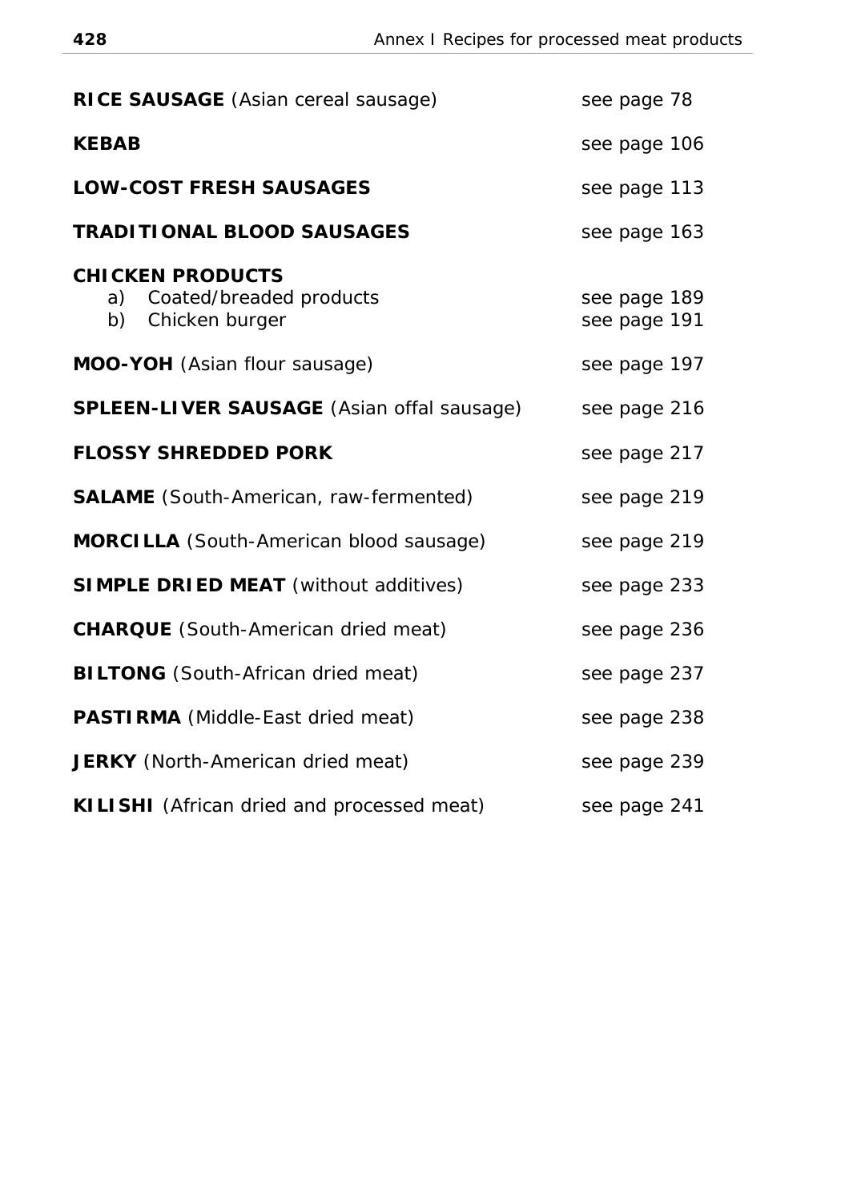**RICE SAUSAGE** (Asian cereal sausage) see page 78

**KEBAB** see page 106

**LOW-COST FRESH SAUSAGES** see page 113

**TRADITIONAL BLOOD SAUSAGES** see page 163

**CHICKEN PRODUCTS**

a) Coated/breaded products see page 189
b) Chicken burger see page 191

**MOO-YOH** (Asian flour sausage) see page 197

**SPLEEN-LIVER SAUSAGE** (Asian offal sausage) see page 216

**FLOSSY SHREDDED PORK** see page 217

**SALAME** (South-American, raw-fermented) see page 219

**MORCILLA** (South-American blood sausage) see page 219

**SIMPLE DRIED MEAT** (without additives) see page 233

**CHARQUE** (South-American dried meat) see page 236

**BILTONG** (South-African dried meat) see page 237

**PASTIRMA** (Middle-East dried meat) see page 238

**JERKY** (North-American dried meat) see page 239

**KILISHI** (African dried and processed meat) see page 241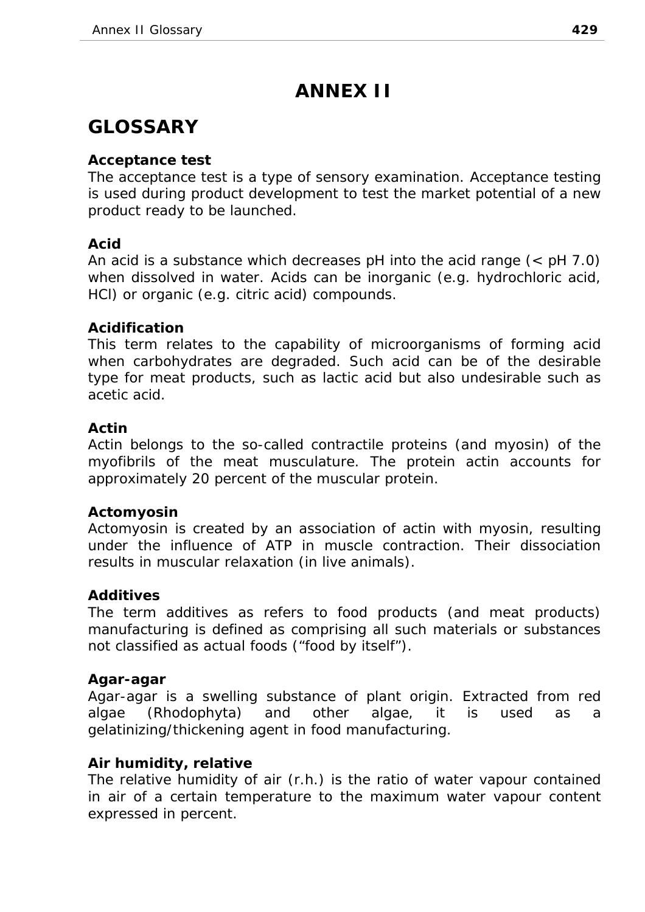# ANNEX II

## GLOSSARY

**Acceptance test**
The acceptance test is a type of sensory examination. Acceptance testing is used during product development to test the market potential of a new product ready to be launched.

**Acid**
An acid is a substance which decreases pH into the acid range (< pH 7.0) when dissolved in water. Acids can be inorganic (e.g. hydrochloric acid, HCl) or organic (e.g. citric acid) compounds.

**Acidification**
This term relates to the capability of microorganisms of forming acid when carbohydrates are degraded. Such acid can be of the desirable type for meat products, such as lactic acid but also undesirable such as acetic acid.

**Actin**
Actin belongs to the so-called contractile proteins (and myosin) of the myofibrils of the meat musculature. The protein actin accounts for approximately 20 percent of the muscular protein.

**Actomyosin**
Actomyosin is created by an association of actin with myosin, resulting under the influence of ATP in muscle contraction. Their dissociation results in muscular relaxation (in live animals).

**Additives**
The term additives as refers to food products (and meat products) manufacturing is defined as comprising all such materials or substances not classified as actual foods ("food by itself").

**Agar-agar**
Agar-agar is a swelling substance of plant origin. Extracted from red algae (Rhodophyta) and other algae, it is used as a gelatinizing/thickening agent in food manufacturing.

**Air humidity, relative**
The relative humidity of air (r.h.) is the ratio of water vapour contained in air of a certain temperature to the maximum water vapour content expressed in percent.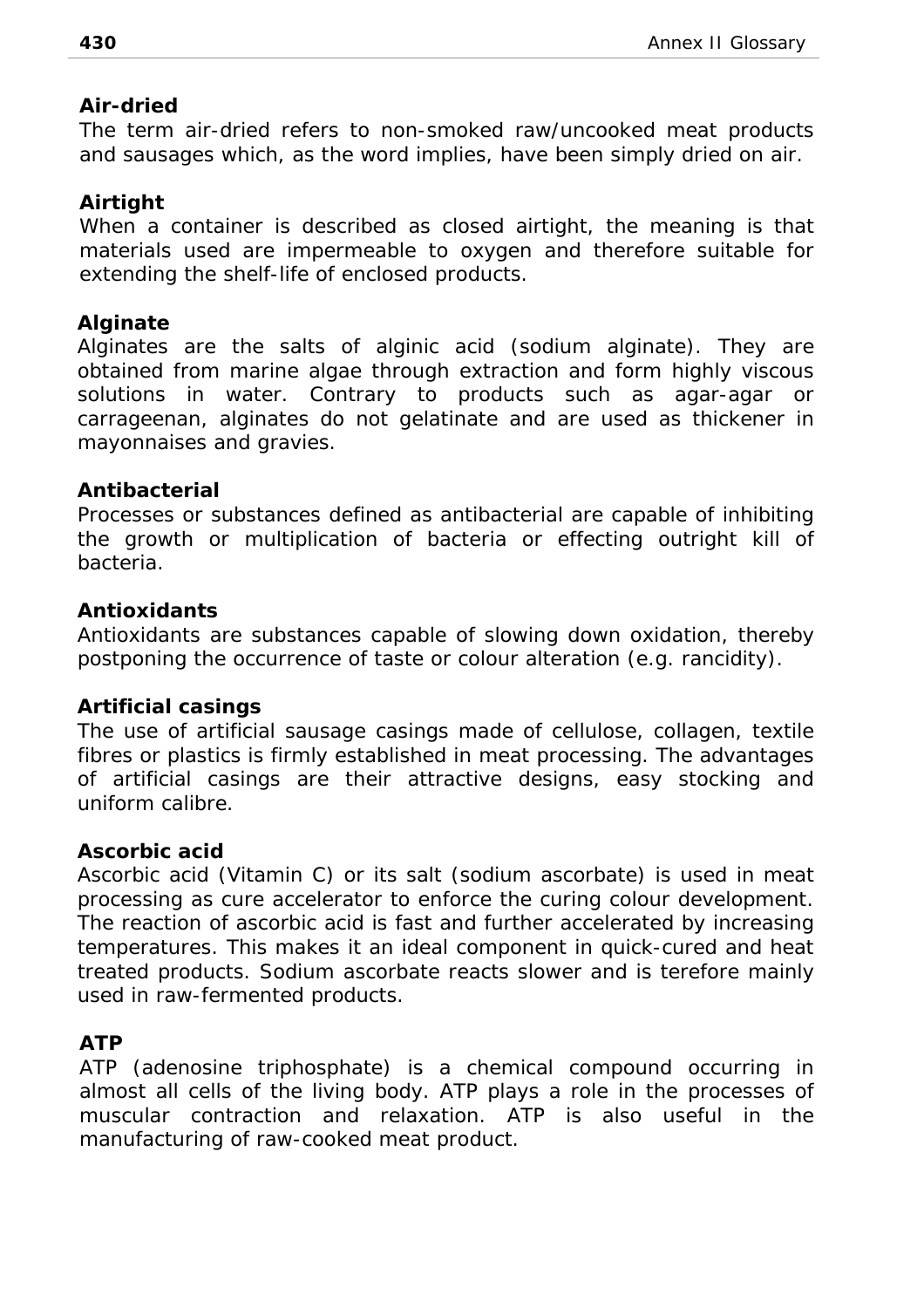**Air-dried**

The term air-dried refers to non-smoked raw/uncooked meat products and sausages which, as the word implies, have been simply dried on air.

**Airtight**

When a container is described as closed airtight, the meaning is that materials used are impermeable to oxygen and therefore suitable for extending the shelf-life of enclosed products.

**Alginate**

Alginates are the salts of alginic acid (sodium alginate). They are obtained from marine algae through extraction and form highly viscous solutions in water. Contrary to products such as agar-agar or carrageenan, alginates do not gelatinate and are used as thickener in mayonnaises and gravies.

**Antibacterial**

Processes or substances defined as antibacterial are capable of inhibiting the growth or multiplication of bacteria or effecting outright kill of bacteria.

**Antioxidants**

Antioxidants are substances capable of slowing down oxidation, thereby postponing the occurrence of taste or colour alteration (e.g. rancidity).

**Artificial casings**

The use of artificial sausage casings made of cellulose, collagen, textile fibres or plastics is firmly established in meat processing. The advantages of artificial casings are their attractive designs, easy stocking and uniform calibre.

**Ascorbic acid**

Ascorbic acid (Vitamin C) or its salt (sodium ascorbate) is used in meat processing as cure accelerator to enforce the curing colour development. The reaction of ascorbic acid is fast and further accelerated by increasing temperatures. This makes it an ideal component in quick-cured and heat treated products. Sodium ascorbate reacts slower and is terefore mainly used in raw-fermented products.

**ATP**

ATP (adenosine triphosphate) is a chemical compound occurring in almost all cells of the living body. ATP plays a role in the processes of muscular contraction and relaxation. ATP is also useful in the manufacturing of raw-cooked meat product.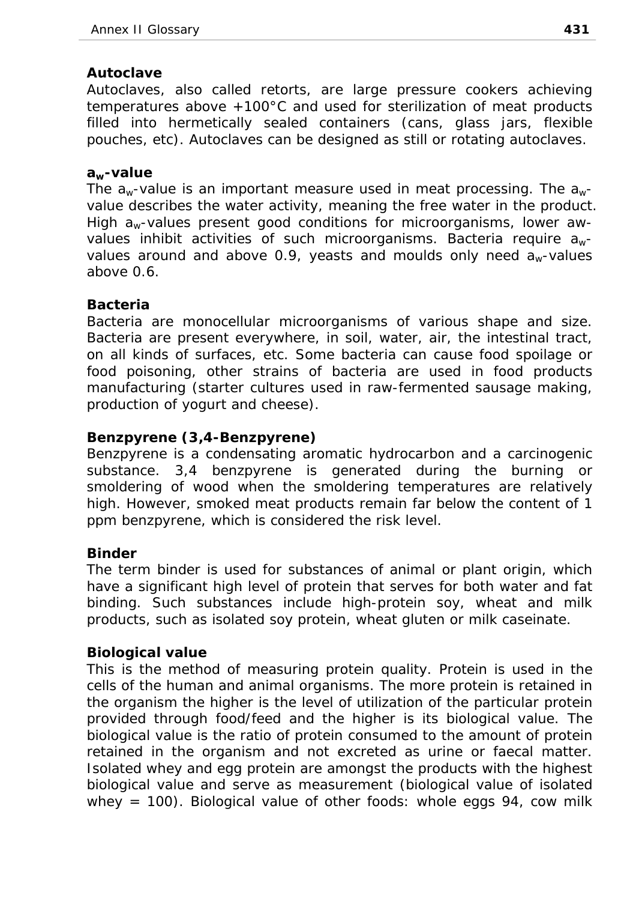**Autoclave**

Autoclaves, also called retorts, are large pressure cookers achieving temperatures above +100°C and used for sterilization of meat products filled into hermetically sealed containers (cans, glass jars, flexible pouches, etc). Autoclaves can be designed as still or rotating autoclaves.

**$a_w$-value**

The $a_w$-value is an important measure used in meat processing. The $a_w$-value describes the water activity, meaning the free water in the product. High $a_w$-values present good conditions for microorganisms, lower aw-values inhibit activities of such microorganisms. Bacteria require $a_w$-values around and above 0.9, yeasts and moulds only need $a_w$-values above 0.6.

**Bacteria**

Bacteria are monocellular microorganisms of various shape and size. Bacteria are present everywhere, in soil, water, air, the intestinal tract, on all kinds of surfaces, etc. Some bacteria can cause food spoilage or food poisoning, other strains of bacteria are used in food products manufacturing (starter cultures used in raw-fermented sausage making, production of yogurt and cheese).

**Benzpyrene (3,4-Benzpyrene)**

Benzpyrene is a condensating aromatic hydrocarbon and a carcinogenic substance. 3,4 benzpyrene is generated during the burning or smoldering of wood when the smoldering temperatures are relatively high. However, smoked meat products remain far below the content of 1 ppm benzpyrene, which is considered the risk level.

**Binder**

The term binder is used for substances of animal or plant origin, which have a significant high level of protein that serves for both water and fat binding. Such substances include high-protein soy, wheat and milk products, such as isolated soy protein, wheat gluten or milk caseinate.

**Biological value**

This is the method of measuring protein quality. Protein is used in the cells of the human and animal organisms. The more protein is retained in the organism the higher is the level of utilization of the particular protein provided through food/feed and the higher is its biological value. The biological value is the ratio of protein consumed to the amount of protein retained in the organism and not excreted as urine or faecal matter. Isolated whey and egg protein are amongst the products with the highest biological value and serve as measurement (biological value of isolated whey = 100). Biological value of other foods: whole eggs 94, cow milk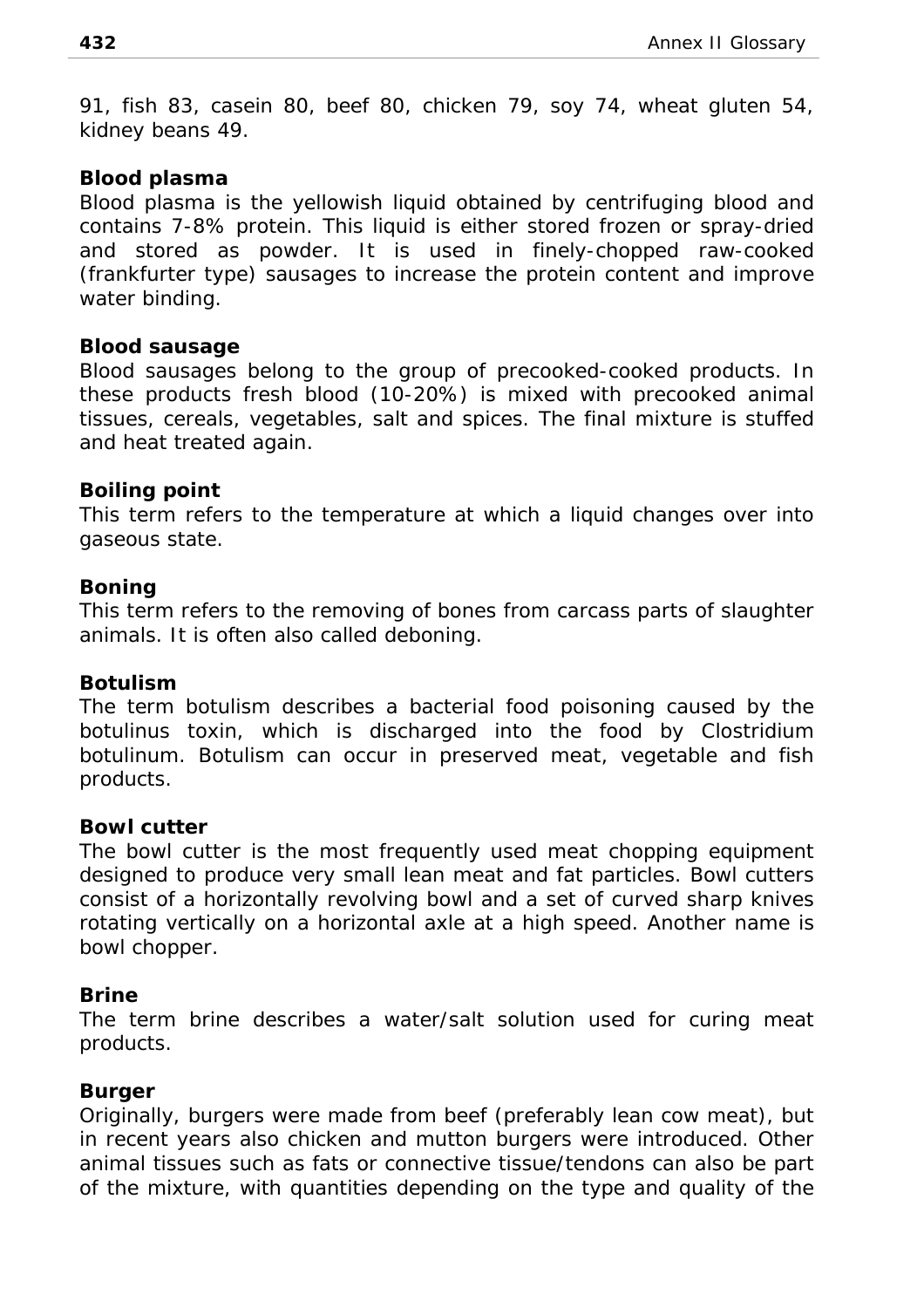91, fish 83, casein 80, beef 80, chicken 79, soy 74, wheat gluten 54, kidney beans 49.

**Blood plasma**

Blood plasma is the yellowish liquid obtained by centrifuging blood and contains 7-8% protein. This liquid is either stored frozen or spray-dried and stored as powder. It is used in finely-chopped raw-cooked (frankfurter type) sausages to increase the protein content and improve water binding.

**Blood sausage**

Blood sausages belong to the group of precooked-cooked products. In these products fresh blood (10-20%) is mixed with precooked animal tissues, cereals, vegetables, salt and spices. The final mixture is stuffed and heat treated again.

**Boiling point**

This term refers to the temperature at which a liquid changes over into gaseous state.

**Boning**

This term refers to the removing of bones from carcass parts of slaughter animals. It is often also called deboning.

**Botulism**

The term botulism describes a bacterial food poisoning caused by the botulinus toxin, which is discharged into the food by Clostridium botulinum. Botulism can occur in preserved meat, vegetable and fish products.

**Bowl cutter**

The bowl cutter is the most frequently used meat chopping equipment designed to produce very small lean meat and fat particles. Bowl cutters consist of a horizontally revolving bowl and a set of curved sharp knives rotating vertically on a horizontal axle at a high speed. Another name is bowl chopper.

**Brine**

The term brine describes a water/salt solution used for curing meat products.

**Burger**

Originally, burgers were made from beef (preferably lean cow meat), but in recent years also chicken and mutton burgers were introduced. Other animal tissues such as fats or connective tissue/tendons can also be part of the mixture, with quantities depending on the type and quality of the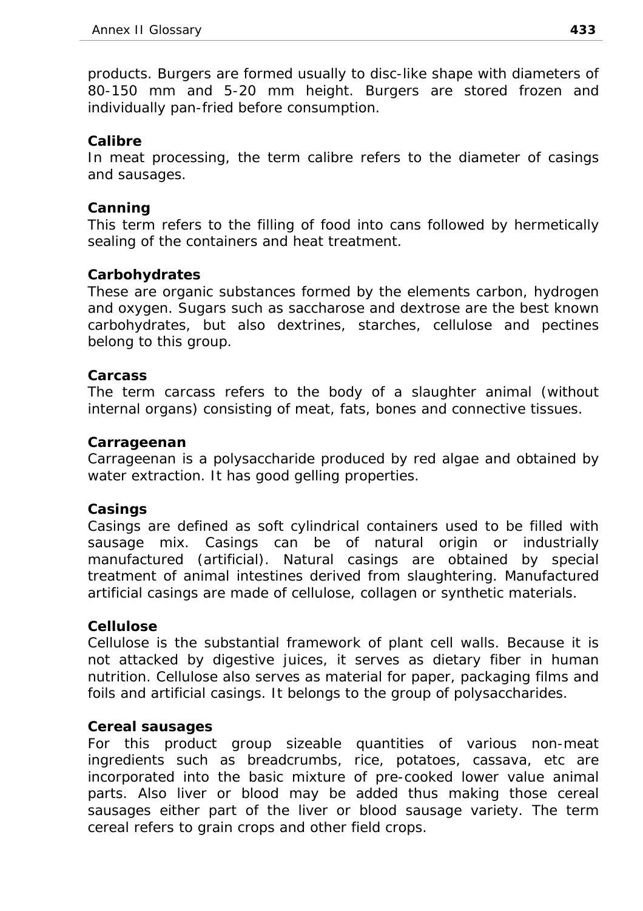products. Burgers are formed usually to disc-like shape with diameters of 80-150 mm and 5-20 mm height. Burgers are stored frozen and individually pan-fried before consumption.

**Calibre**
In meat processing, the term calibre refers to the diameter of casings and sausages.

**Canning**
This term refers to the filling of food into cans followed by hermetically sealing of the containers and heat treatment.

**Carbohydrates**
These are organic substances formed by the elements carbon, hydrogen and oxygen. Sugars such as saccharose and dextrose are the best known carbohydrates, but also dextrines, starches, cellulose and pectines belong to this group.

**Carcass**
The term carcass refers to the body of a slaughter animal (without internal organs) consisting of meat, fats, bones and connective tissues.

**Carrageenan**
Carrageenan is a polysaccharide produced by red algae and obtained by water extraction. It has good gelling properties.

**Casings**
Casings are defined as soft cylindrical containers used to be filled with sausage mix. Casings can be of natural origin or industrially manufactured (artificial). Natural casings are obtained by special treatment of animal intestines derived from slaughtering. Manufactured artificial casings are made of cellulose, collagen or synthetic materials.

**Cellulose**
Cellulose is the substantial framework of plant cell walls. Because it is not attacked by digestive juices, it serves as dietary fiber in human nutrition. Cellulose also serves as material for paper, packaging films and foils and artificial casings. It belongs to the group of polysaccharides.

**Cereal sausages**
For this product group sizeable quantities of various non-meat ingredients such as breadcrumbs, rice, potatoes, cassava, etc are incorporated into the basic mixture of pre-cooked lower value animal parts. Also liver or blood may be added thus making those cereal sausages either part of the liver or blood sausage variety. The term cereal refers to grain crops and other field crops.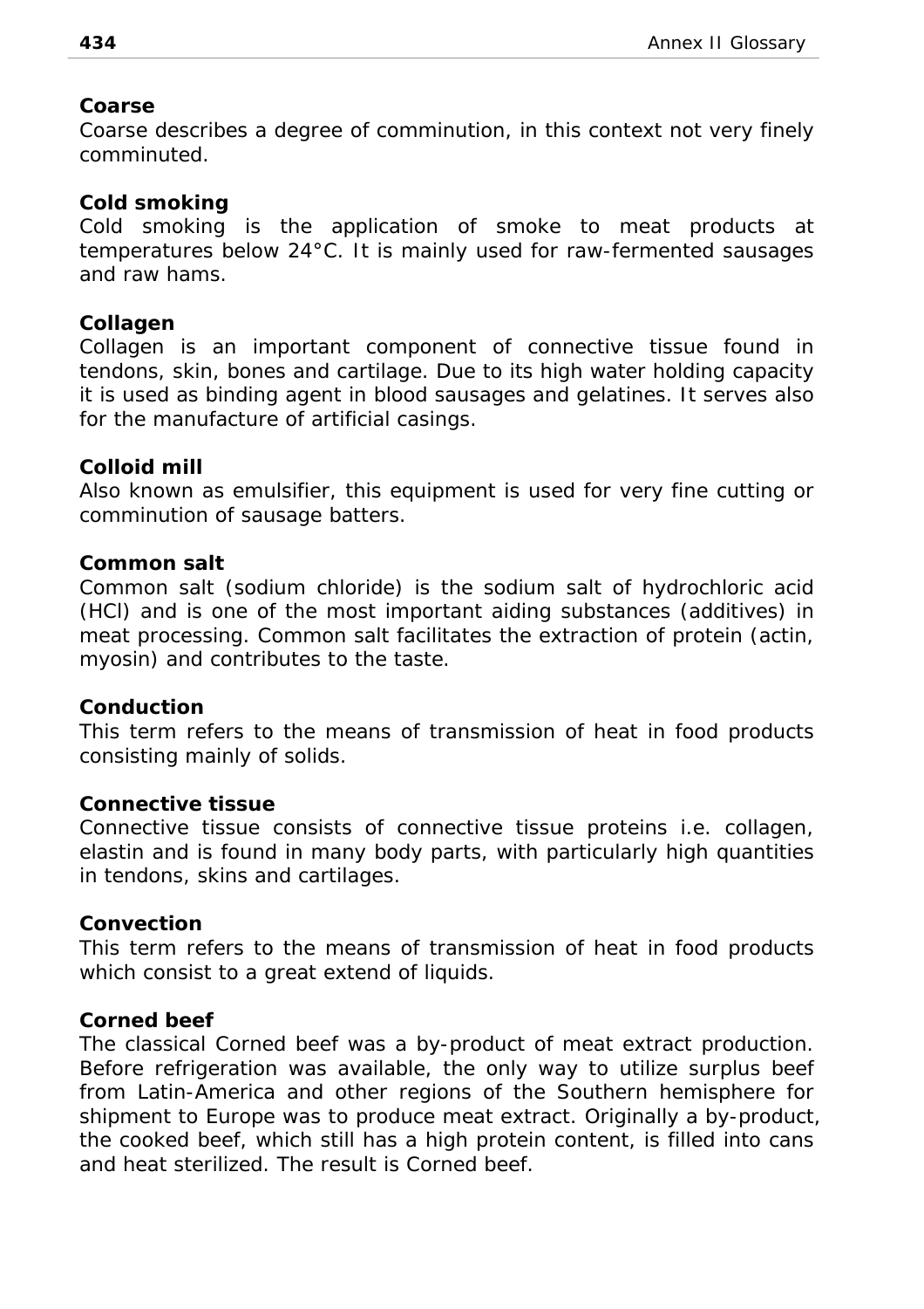**Coarse**

Coarse describes a degree of comminution, in this context not very finely comminuted.

**Cold smoking**

Cold smoking is the application of smoke to meat products at temperatures below 24°C. It is mainly used for raw-fermented sausages and raw hams.

**Collagen**

Collagen is an important component of connective tissue found in tendons, skin, bones and cartilage. Due to its high water holding capacity it is used as binding agent in blood sausages and gelatines. It serves also for the manufacture of artificial casings.

**Colloid mill**

Also known as emulsifier, this equipment is used for very fine cutting or comminution of sausage batters.

**Common salt**

Common salt (sodium chloride) is the sodium salt of hydrochloric acid (HCl) and is one of the most important aiding substances (additives) in meat processing. Common salt facilitates the extraction of protein (actin, myosin) and contributes to the taste.

**Conduction**

This term refers to the means of transmission of heat in food products consisting mainly of solids.

**Connective tissue**

Connective tissue consists of connective tissue proteins i.e. collagen, elastin and is found in many body parts, with particularly high quantities in tendons, skins and cartilages.

**Convection**

This term refers to the means of transmission of heat in food products which consist to a great extend of liquids.

**Corned beef**

The classical Corned beef was a by-product of meat extract production. Before refrigeration was available, the only way to utilize surplus beef from Latin-America and other regions of the Southern hemisphere for shipment to Europe was to produce meat extract. Originally a by-product, the cooked beef, which still has a high protein content, is filled into cans and heat sterilized. The result is Corned beef.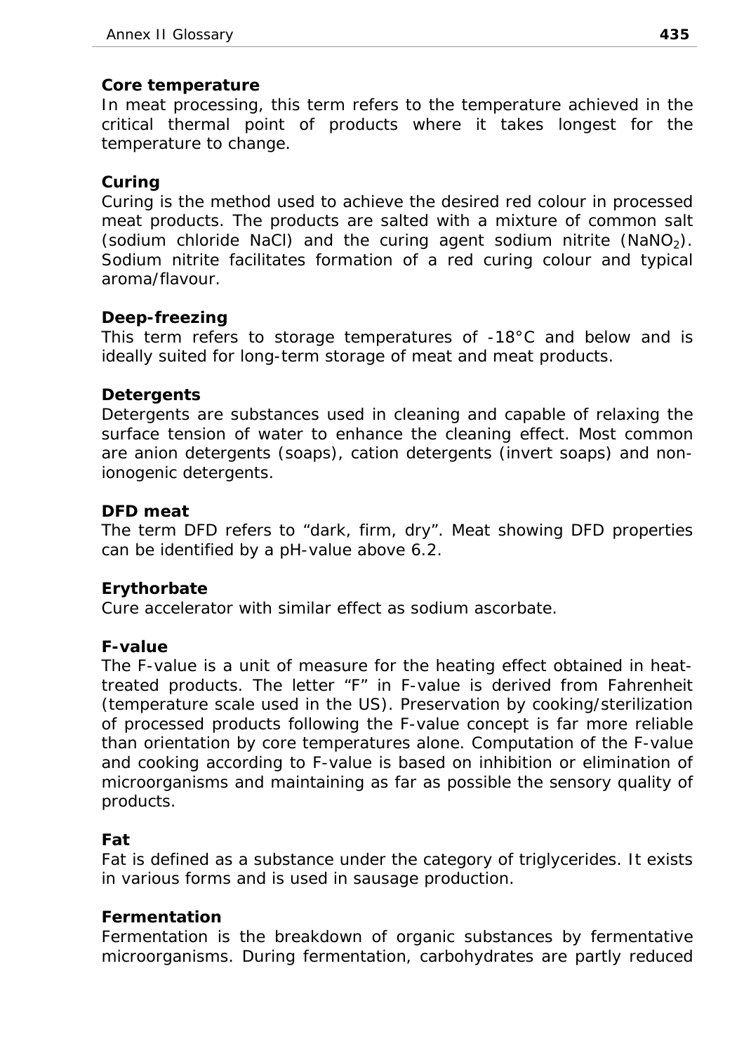### Core temperature

In meat processing, this term refers to the temperature achieved in the critical thermal point of products where it takes longest for the temperature to change.

### Curing

Curing is the method used to achieve the desired red colour in processed meat products. The products are salted with a mixture of common salt (sodium chloride NaCl) and the curing agent sodium nitrite ($NaNO_2$). Sodium nitrite facilitates formation of a red curing colour and typical aroma/flavour.

### Deep-freezing

This term refers to storage temperatures of -18°C and below and is ideally suited for long-term storage of meat and meat products.

### Detergents

Detergents are substances used in cleaning and capable of relaxing the surface tension of water to enhance the cleaning effect. Most common are anion detergents (soaps), cation detergents (invert soaps) and non-ionogenic detergents.

### DFD meat

The term DFD refers to "dark, firm, dry". Meat showing DFD properties can be identified by a pH-value above 6.2.

### Erythorbate

Cure accelerator with similar effect as sodium ascorbate.

### F-value

The F-value is a unit of measure for the heating effect obtained in heat-treated products. The letter "F" in F-value is derived from Fahrenheit (temperature scale used in the US). Preservation by cooking/sterilization of processed products following the F-value concept is far more reliable than orientation by core temperatures alone. Computation of the F-value and cooking according to F-value is based on inhibition or elimination of microorganisms and maintaining as far as possible the sensory quality of products.

### Fat

Fat is defined as a substance under the category of triglycerides. It exists in various forms and is used in sausage production.

### Fermentation

Fermentation is the breakdown of organic substances by fermentative microorganisms. During fermentation, carbohydrates are partly reduced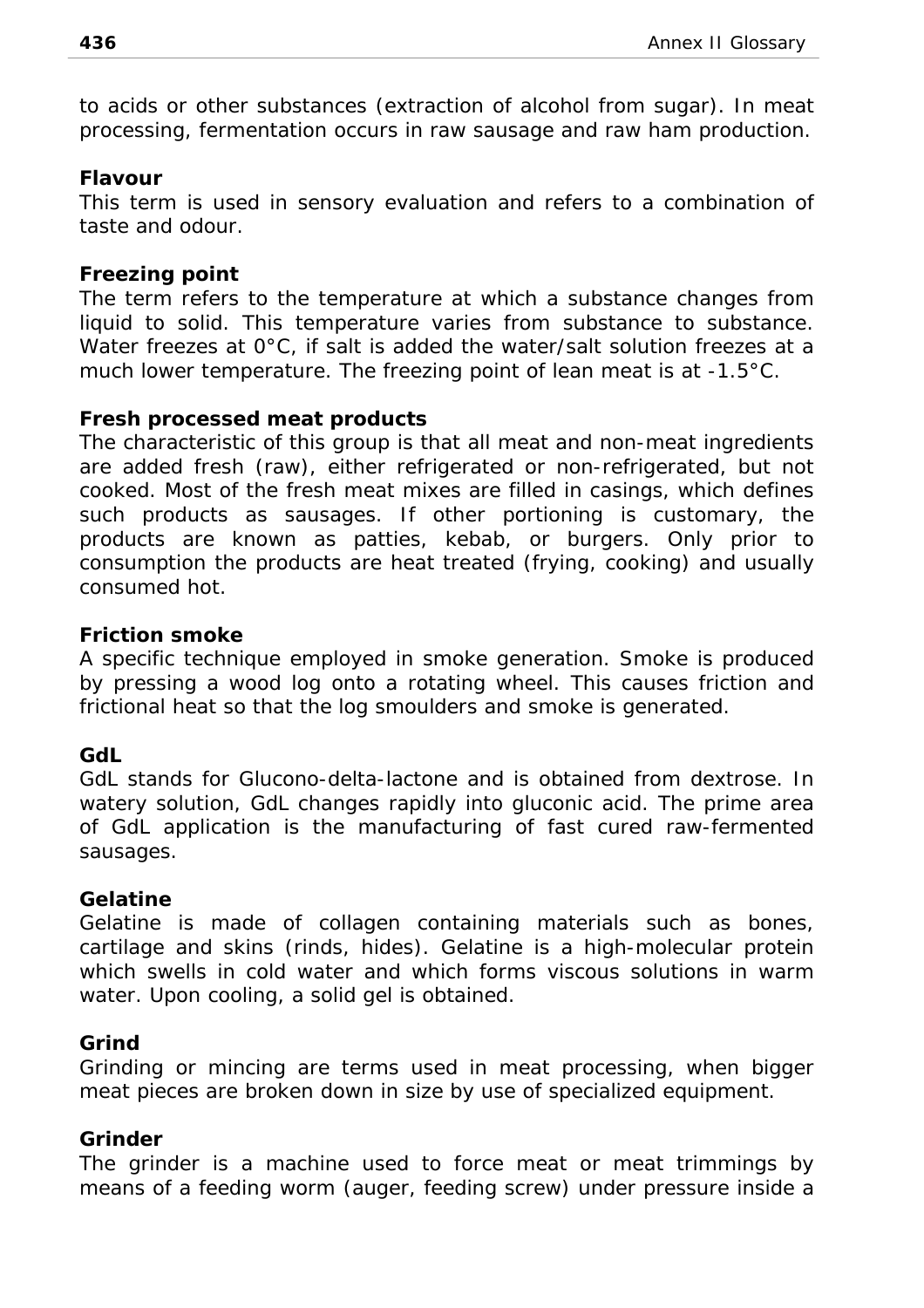to acids or other substances (extraction of alcohol from sugar). In meat processing, fermentation occurs in raw sausage and raw ham production.

**Flavour**
This term is used in sensory evaluation and refers to a combination of taste and odour.

**Freezing point**
The term refers to the temperature at which a substance changes from liquid to solid. This temperature varies from substance to substance. Water freezes at 0°C, if salt is added the water/salt solution freezes at a much lower temperature. The freezing point of lean meat is at -1.5°C.

**Fresh processed meat products**
The characteristic of this group is that all meat and non-meat ingredients are added fresh (raw), either refrigerated or non-refrigerated, but not cooked. Most of the fresh meat mixes are filled in casings, which defines such products as sausages. If other portioning is customary, the products are known as patties, kebab, or burgers. Only prior to consumption the products are heat treated (frying, cooking) and usually consumed hot.

**Friction smoke**
A specific technique employed in smoke generation. Smoke is produced by pressing a wood log onto a rotating wheel. This causes friction and frictional heat so that the log smoulders and smoke is generated.

**GdL**
GdL stands for Glucono-delta-lactone and is obtained from dextrose. In watery solution, GdL changes rapidly into gluconic acid. The prime area of GdL application is the manufacturing of fast cured raw-fermented sausages.

**Gelatine**
Gelatine is made of collagen containing materials such as bones, cartilage and skins (rinds, hides). Gelatine is a high-molecular protein which swells in cold water and which forms viscous solutions in warm water. Upon cooling, a solid gel is obtained.

**Grind**
Grinding or mincing are terms used in meat processing, when bigger meat pieces are broken down in size by use of specialized equipment.

**Grinder**
The grinder is a machine used to force meat or meat trimmings by means of a feeding worm (auger, feeding screw) under pressure inside a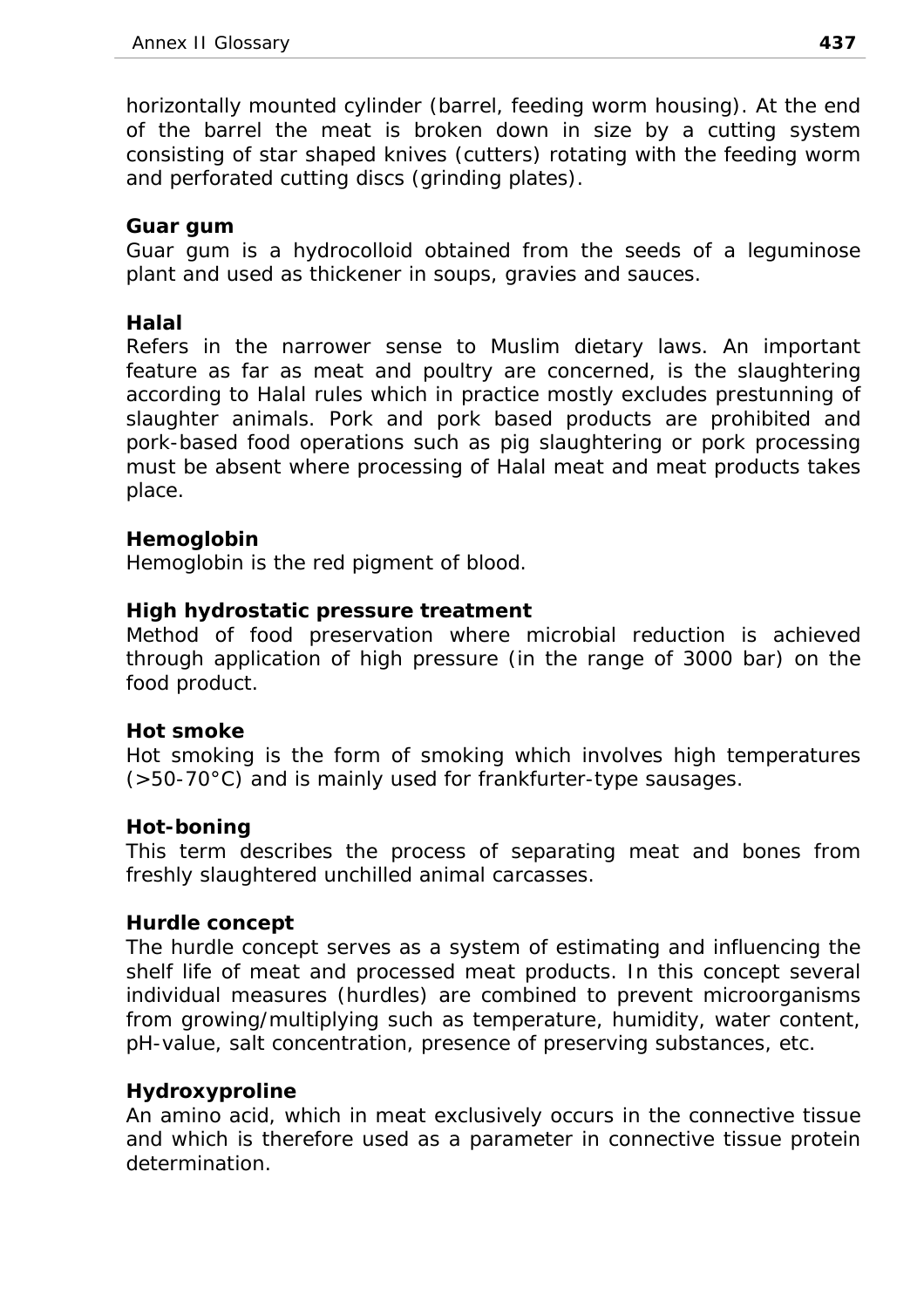horizontally mounted cylinder (barrel, feeding worm housing). At the end of the barrel the meat is broken down in size by a cutting system consisting of star shaped knives (cutters) rotating with the feeding worm and perforated cutting discs (grinding plates).

**Guar gum**
Guar gum is a hydrocolloid obtained from the seeds of a leguminose plant and used as thickener in soups, gravies and sauces.

**Halal**
Refers in the narrower sense to Muslim dietary laws. An important feature as far as meat and poultry are concerned, is the slaughtering according to Halal rules which in practice mostly excludes prestunning of slaughter animals. Pork and pork based products are prohibited and pork-based food operations such as pig slaughtering or pork processing must be absent where processing of Halal meat and meat products takes place.

**Hemoglobin**
Hemoglobin is the red pigment of blood.

**High hydrostatic pressure treatment**
Method of food preservation where microbial reduction is achieved through application of high pressure (in the range of 3000 bar) on the food product.

**Hot smoke**
Hot smoking is the form of smoking which involves high temperatures (>50-70°C) and is mainly used for frankfurter-type sausages.

**Hot-boning**
This term describes the process of separating meat and bones from freshly slaughtered unchilled animal carcasses.

**Hurdle concept**
The hurdle concept serves as a system of estimating and influencing the shelf life of meat and processed meat products. In this concept several individual measures (hurdles) are combined to prevent microorganisms from growing/multiplying such as temperature, humidity, water content, pH-value, salt concentration, presence of preserving substances, etc.

**Hydroxyproline**
An amino acid, which in meat exclusively occurs in the connective tissue and which is therefore used as a parameter in connective tissue protein determination.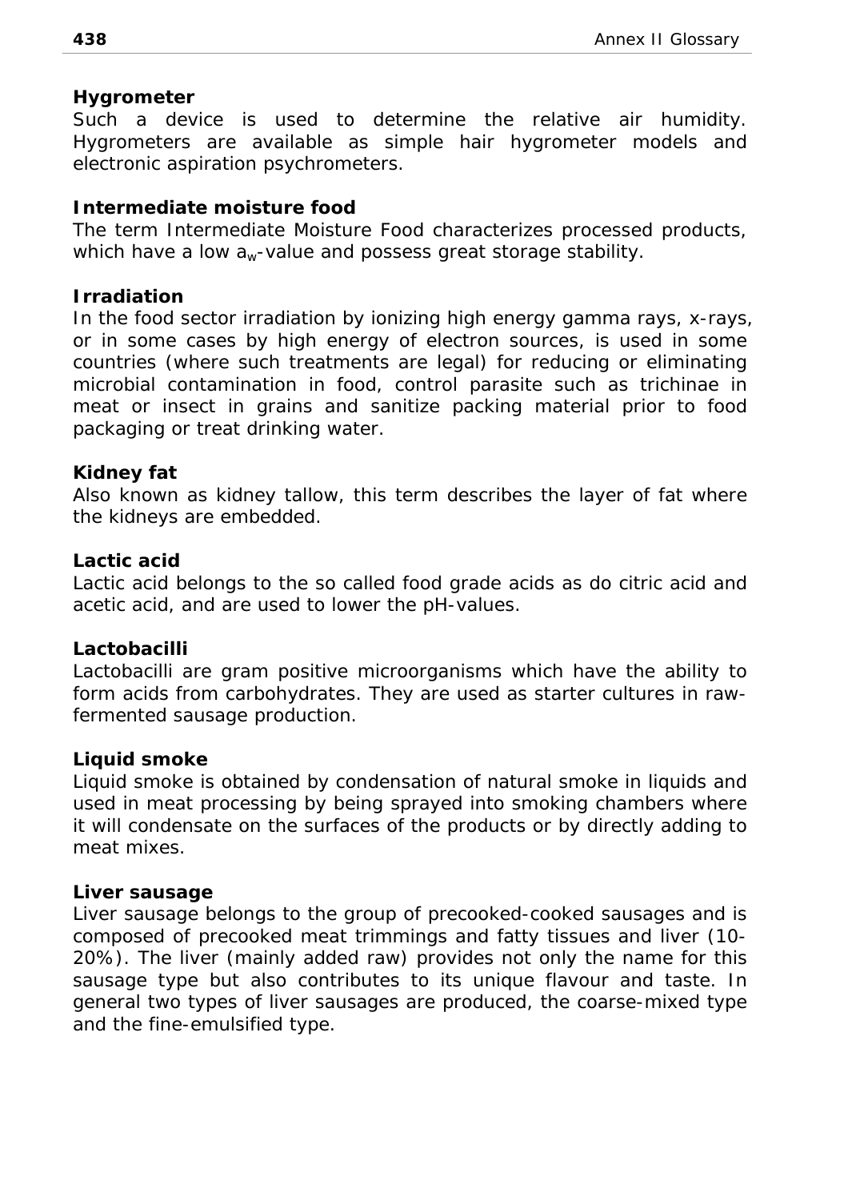**Hygrometer**

Such a device is used to determine the relative air humidity. Hygrometers are available as simple hair hygrometer models and electronic aspiration psychrometers.

**Intermediate moisture food**

The term Intermediate Moisture Food characterizes processed products, which have a low $a_w$-value and possess great storage stability.

**Irradiation**

In the food sector irradiation by ionizing high energy gamma rays, x-rays, or in some cases by high energy of electron sources, is used in some countries (where such treatments are legal) for reducing or eliminating microbial contamination in food, control parasite such as trichinae in meat or insect in grains and sanitize packing material prior to food packaging or treat drinking water.

**Kidney fat**

Also known as kidney tallow, this term describes the layer of fat where the kidneys are embedded.

**Lactic acid**

Lactic acid belongs to the so called food grade acids as do citric acid and acetic acid, and are used to lower the pH-values.

**Lactobacilli**

Lactobacilli are gram positive microorganisms which have the ability to form acids from carbohydrates. They are used as starter cultures in raw-fermented sausage production.

**Liquid smoke**

Liquid smoke is obtained by condensation of natural smoke in liquids and used in meat processing by being sprayed into smoking chambers where it will condensate on the surfaces of the products or by directly adding to meat mixes.

**Liver sausage**

Liver sausage belongs to the group of precooked-cooked sausages and is composed of precooked meat trimmings and fatty tissues and liver (10-20%). The liver (mainly added raw) provides not only the name for this sausage type but also contributes to its unique flavour and taste. In general two types of liver sausages are produced, the coarse-mixed type and the fine-emulsified type.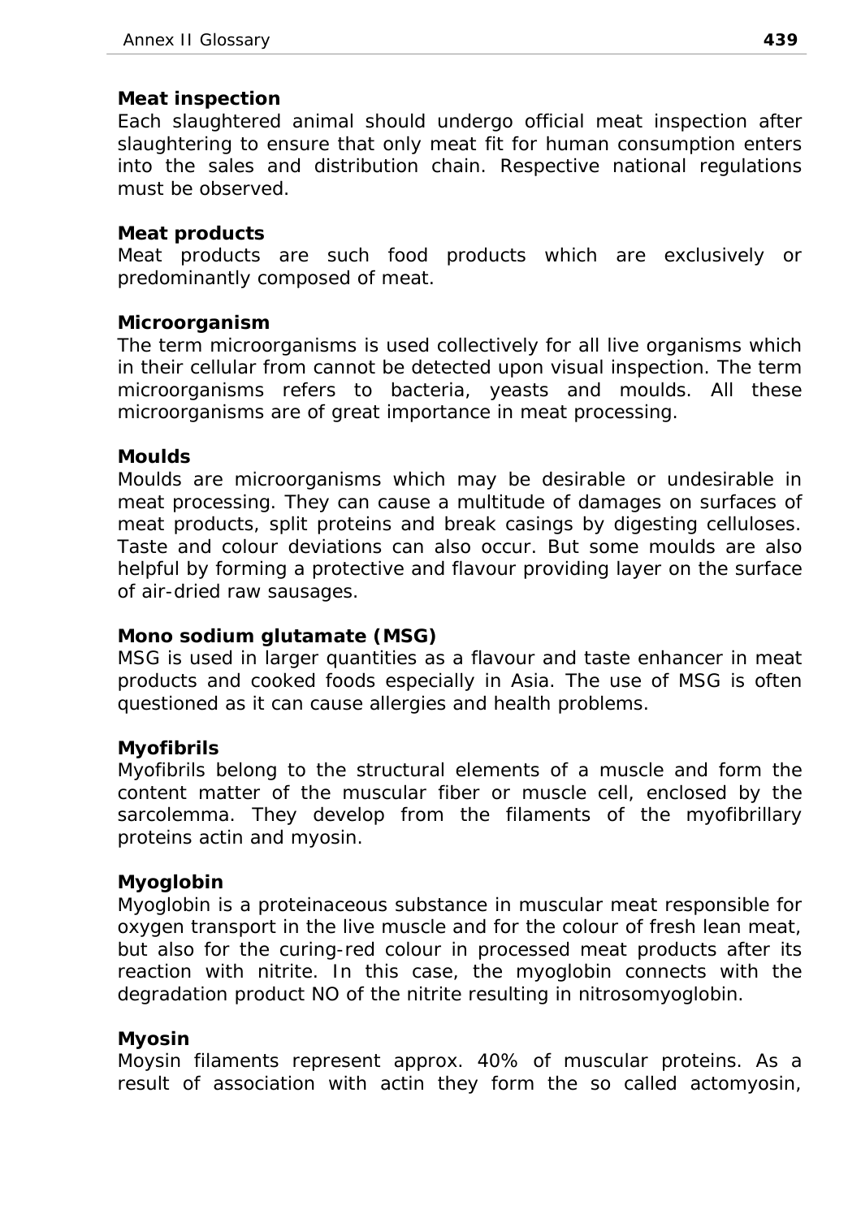**Meat inspection**

Each slaughtered animal should undergo official meat inspection after slaughtering to ensure that only meat fit for human consumption enters into the sales and distribution chain. Respective national regulations must be observed.

**Meat products**

Meat products are such food products which are exclusively or predominantly composed of meat.

**Microorganism**

The term microorganisms is used collectively for all live organisms which in their cellular from cannot be detected upon visual inspection. The term microorganisms refers to bacteria, yeasts and moulds. All these microorganisms are of great importance in meat processing.

**Moulds**

Moulds are microorganisms which may be desirable or undesirable in meat processing. They can cause a multitude of damages on surfaces of meat products, split proteins and break casings by digesting celluloses. Taste and colour deviations can also occur. But some moulds are also helpful by forming a protective and flavour providing layer on the surface of air-dried raw sausages.

**Mono sodium glutamate (MSG)**

MSG is used in larger quantities as a flavour and taste enhancer in meat products and cooked foods especially in Asia. The use of MSG is often questioned as it can cause allergies and health problems.

**Myofibrils**

Myofibrils belong to the structural elements of a muscle and form the content matter of the muscular fiber or muscle cell, enclosed by the sarcolemma. They develop from the filaments of the myofibrillary proteins actin and myosin.

**Myoglobin**

Myoglobin is a proteinaceous substance in muscular meat responsible for oxygen transport in the live muscle and for the colour of fresh lean meat, but also for the curing-red colour in processed meat products after its reaction with nitrite. In this case, the myoglobin connects with the degradation product NO of the nitrite resulting in nitrosomyoglobin.

**Myosin**

Moysin filaments represent approx. 40% of muscular proteins. As a result of association with actin they form the so called actomyosin,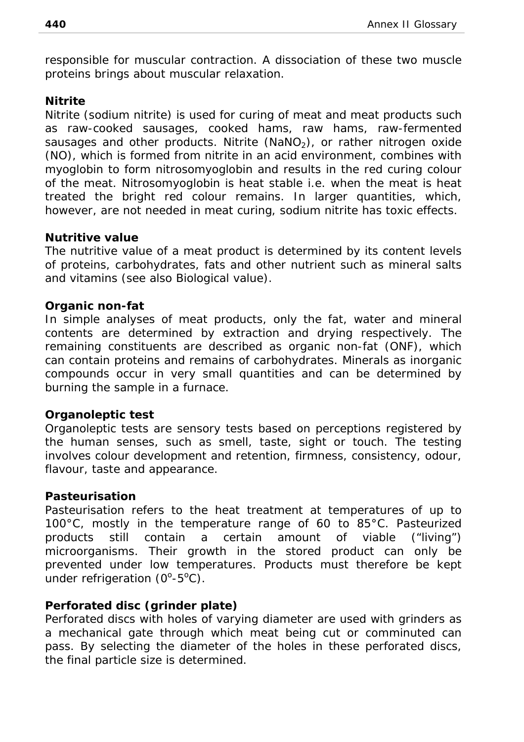responsible for muscular contraction. A dissociation of these two muscle proteins brings about muscular relaxation.

**Nitrite**

Nitrite (sodium nitrite) is used for curing of meat and meat products such as raw-cooked sausages, cooked hams, raw hams, raw-fermented sausages and other products. Nitrite ($NaNO_2$), or rather nitrogen oxide (NO), which is formed from nitrite in an acid environment, combines with myoglobin to form nitrosomyoglobin and results in the red curing colour of the meat. Nitrosomyoglobin is heat stable i.e. when the meat is heat treated the bright red colour remains. In larger quantities, which, however, are not needed in meat curing, sodium nitrite has toxic effects.

**Nutritive value**

The nutritive value of a meat product is determined by its content levels of proteins, carbohydrates, fats and other nutrient such as mineral salts and vitamins (see also Biological value).

**Organic non-fat**

In simple analyses of meat products, only the fat, water and mineral contents are determined by extraction and drying respectively. The remaining constituents are described as organic non-fat (ONF), which can contain proteins and remains of carbohydrates. Minerals as inorganic compounds occur in very small quantities and can be determined by burning the sample in a furnace.

**Organoleptic test**

Organoleptic tests are sensory tests based on perceptions registered by the human senses, such as smell, taste, sight or touch. The testing involves colour development and retention, firmness, consistency, odour, flavour, taste and appearance.

**Pasteurisation**

Pasteurisation refers to the heat treatment at temperatures of up to 100°C, mostly in the temperature range of 60 to 85°C. Pasteurized products still contain a certain amount of viable ("living") microorganisms. Their growth in the stored product can only be prevented under low temperatures. Products must therefore be kept under refrigeration (0°-5°C).

**Perforated disc (grinder plate)**

Perforated discs with holes of varying diameter are used with grinders as a mechanical gate through which meat being cut or comminuted can pass. By selecting the diameter of the holes in these perforated discs, the final particle size is determined.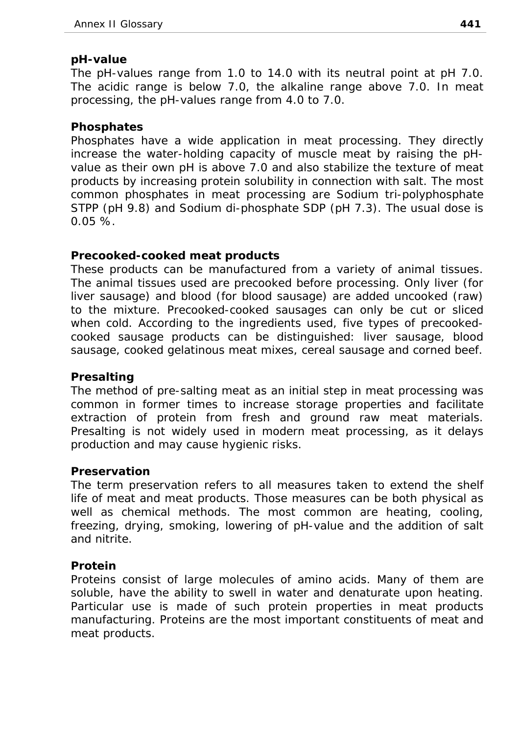**pH-value**

The pH-values range from 1.0 to 14.0 with its neutral point at pH 7.0. The acidic range is below 7.0, the alkaline range above 7.0. In meat processing, the pH-values range from 4.0 to 7.0.

**Phosphates**

Phosphates have a wide application in meat processing. They directly increase the water-holding capacity of muscle meat by raising the pH-value as their own pH is above 7.0 and also stabilize the texture of meat products by increasing protein solubility in connection with salt. The most common phosphates in meat processing are Sodium tri-polyphosphate STPP (pH 9.8) and Sodium di-phosphate SDP (pH 7.3). The usual dose is 0.05 %.

**Precooked-cooked meat products**

These products can be manufactured from a variety of animal tissues. The animal tissues used are precooked before processing. Only liver (for liver sausage) and blood (for blood sausage) are added uncooked (raw) to the mixture. Precooked-cooked sausages can only be cut or sliced when cold. According to the ingredients used, five types of precooked-cooked sausage products can be distinguished: liver sausage, blood sausage, cooked gelatinous meat mixes, cereal sausage and corned beef.

**Presalting**

The method of pre-salting meat as an initial step in meat processing was common in former times to increase storage properties and facilitate extraction of protein from fresh and ground raw meat materials. Presalting is not widely used in modern meat processing, as it delays production and may cause hygienic risks.

**Preservation**

The term preservation refers to all measures taken to extend the shelf life of meat and meat products. Those measures can be both physical as well as chemical methods. The most common are heating, cooling, freezing, drying, smoking, lowering of pH-value and the addition of salt and nitrite.

**Protein**

Proteins consist of large molecules of amino acids. Many of them are soluble, have the ability to swell in water and denaturate upon heating. Particular use is made of such protein properties in meat products manufacturing. Proteins are the most important constituents of meat and meat products.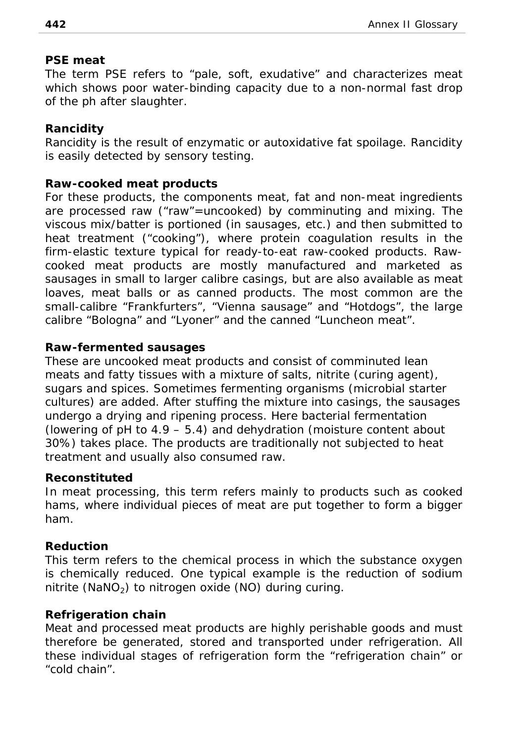**PSE meat**

The term PSE refers to “pale, soft, exudative” and characterizes meat which shows poor water-binding capacity due to a non-normal fast drop of the ph after slaughter.

**Rancidity**

Rancidity is the result of enzymatic or autoxidative fat spoilage. Rancidity is easily detected by sensory testing.

**Raw-cooked meat products**

For these products, the components meat, fat and non-meat ingredients are processed raw (“raw”=uncooked) by comminuting and mixing. The viscous mix/batter is portioned (in sausages, etc.) and then submitted to heat treatment (“cooking”), where protein coagulation results in the firm-elastic texture typical for ready-to-eat raw-cooked products. Raw-cooked meat products are mostly manufactured and marketed as sausages in small to larger calibre casings, but are also available as meat loaves, meat balls or as canned products. The most common are the small-calibre “Frankfurters”, “Vienna sausage” and “Hotdogs”, the large calibre “Bologna” and “Lyoner” and the canned “Luncheon meat”.

**Raw-fermented sausages**

These are uncooked meat products and consist of comminuted lean meats and fatty tissues with a mixture of salts, nitrite (curing agent), sugars and spices. Sometimes fermenting organisms (microbial starter cultures) are added. After stuffing the mixture into casings, the sausages undergo a drying and ripening process. Here bacterial fermentation (lowering of pH to 4.9 – 5.4) and dehydration (moisture content about 30%) takes place. The products are traditionally not subjected to heat treatment and usually also consumed raw.

**Reconstituted**

In meat processing, this term refers mainly to products such as cooked hams, where individual pieces of meat are put together to form a bigger ham.

**Reduction**

This term refers to the chemical process in which the substance oxygen is chemically reduced. One typical example is the reduction of sodium nitrite ($NaNO_2$) to nitrogen oxide (NO) during curing.

**Refrigeration chain**

Meat and processed meat products are highly perishable goods and must therefore be generated, stored and transported under refrigeration. All these individual stages of refrigeration form the “refrigeration chain” or “cold chain”.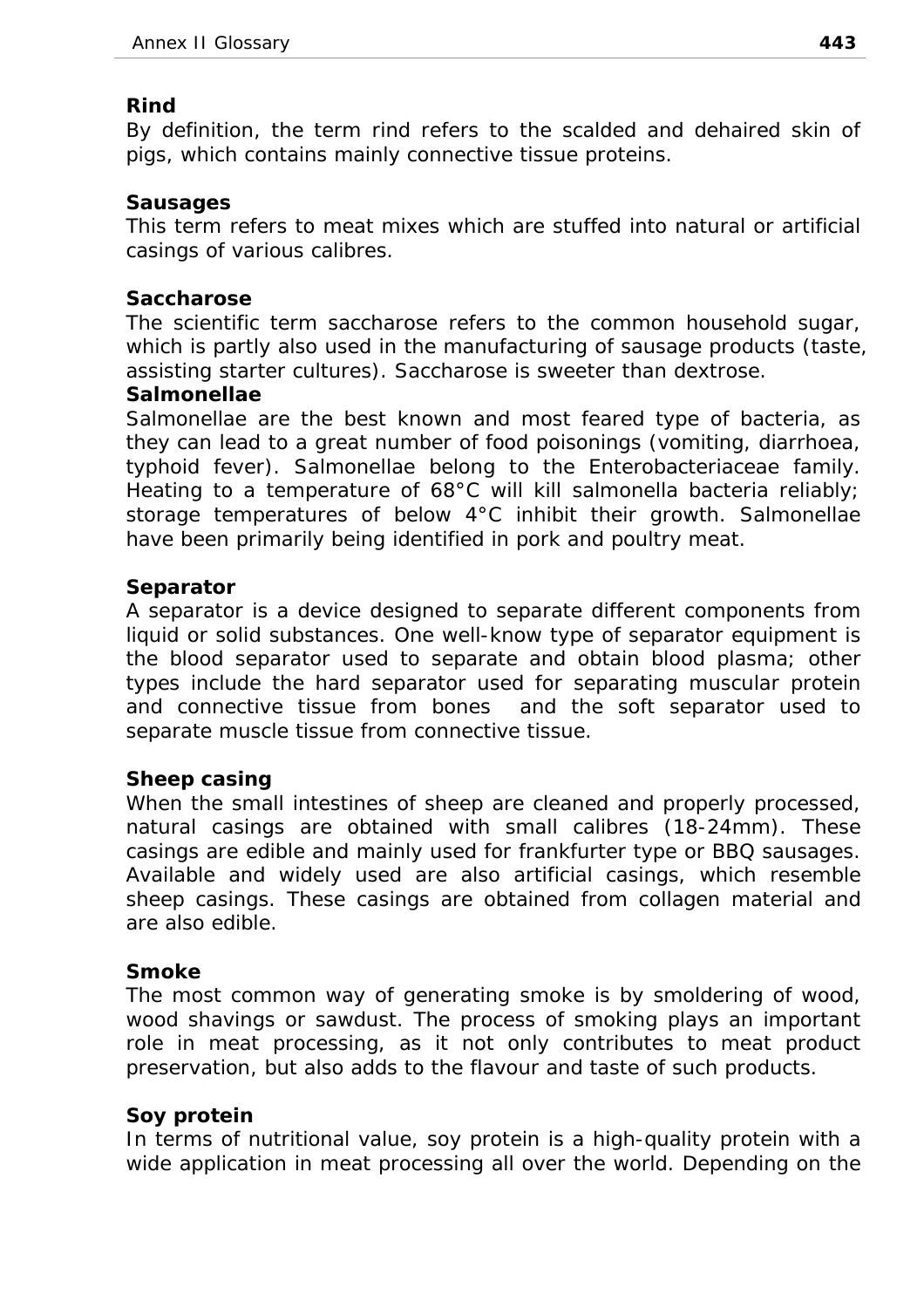**Rind**

By definition, the term rind refers to the scalded and dehaired skin of pigs, which contains mainly connective tissue proteins.

**Sausages**

This term refers to meat mixes which are stuffed into natural or artificial casings of various calibres.

**Saccharose**

The scientific term saccharose refers to the common household sugar, which is partly also used in the manufacturing of sausage products (taste, assisting starter cultures). Saccharose is sweeter than dextrose.

**Salmonellae**

Salmonellae are the best known and most feared type of bacteria, as they can lead to a great number of food poisonings (vomiting, diarrhoea, typhoid fever). Salmonellae belong to the Enterobacteriaceae family. Heating to a temperature of 68°C will kill salmonella bacteria reliably; storage temperatures of below 4°C inhibit their growth. Salmonellae have been primarily being identified in pork and poultry meat.

**Separator**

A separator is a device designed to separate different components from liquid or solid substances. One well-know type of separator equipment is the blood separator used to separate and obtain blood plasma; other types include the hard separator used for separating muscular protein and connective tissue from bones and the soft separator used to separate muscle tissue from connective tissue.

**Sheep casing**

When the small intestines of sheep are cleaned and properly processed, natural casings are obtained with small calibres (18-24mm). These casings are edible and mainly used for frankfurter type or BBQ sausages. Available and widely used are also artificial casings, which resemble sheep casings. These casings are obtained from collagen material and are also edible.

**Smoke**

The most common way of generating smoke is by smoldering of wood, wood shavings or sawdust. The process of smoking plays an important role in meat processing, as it not only contributes to meat product preservation, but also adds to the flavour and taste of such products.

**Soy protein**

In terms of nutritional value, soy protein is a high-quality protein with a wide application in meat processing all over the world. Depending on the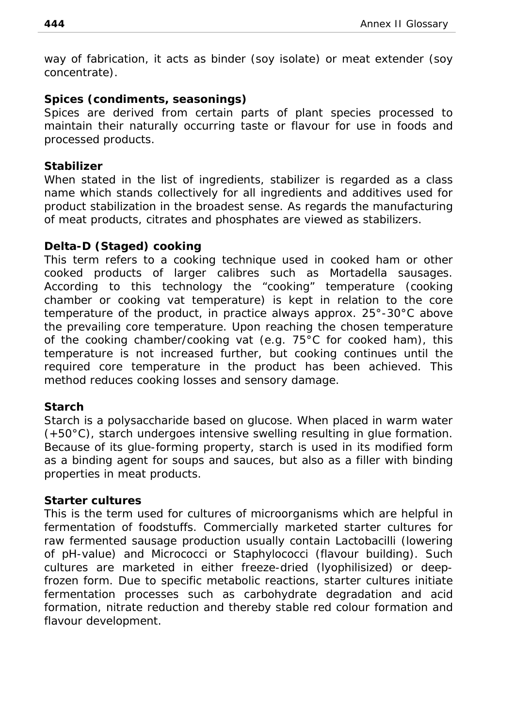way of fabrication, it acts as binder (soy isolate) or meat extender (soy concentrate).

**Spices (condiments, seasonings)**
Spices are derived from certain parts of plant species processed to maintain their naturally occurring taste or flavour for use in foods and processed products.

**Stabilizer**
When stated in the list of ingredients, stabilizer is regarded as a class name which stands collectively for all ingredients and additives used for product stabilization in the broadest sense. As regards the manufacturing of meat products, citrates and phosphates are viewed as stabilizers.

**Delta-D (Staged) cooking**
This term refers to a cooking technique used in cooked ham or other cooked products of larger calibres such as Mortadella sausages. According to this technology the "cooking" temperature (cooking chamber or cooking vat temperature) is kept in relation to the core temperature of the product, in practice always approx. 25°-30°C above the prevailing core temperature. Upon reaching the chosen temperature of the cooking chamber/cooking vat (e.g. 75°C for cooked ham), this temperature is not increased further, but cooking continues until the required core temperature in the product has been achieved. This method reduces cooking losses and sensory damage.

**Starch**
Starch is a polysaccharide based on glucose. When placed in warm water (+50°C), starch undergoes intensive swelling resulting in glue formation. Because of its glue-forming property, starch is used in its modified form as a binding agent for soups and sauces, but also as a filler with binding properties in meat products.

**Starter cultures**
This is the term used for cultures of microorganisms which are helpful in fermentation of foodstuffs. Commercially marketed starter cultures for raw fermented sausage production usually contain Lactobacilli (lowering of pH-value) and Micrococci or Staphylococci (flavour building). Such cultures are marketed in either freeze-dried (lyophilisized) or deep-frozen form. Due to specific metabolic reactions, starter cultures initiate fermentation processes such as carbohydrate degradation and acid formation, nitrate reduction and thereby stable red colour formation and flavour development.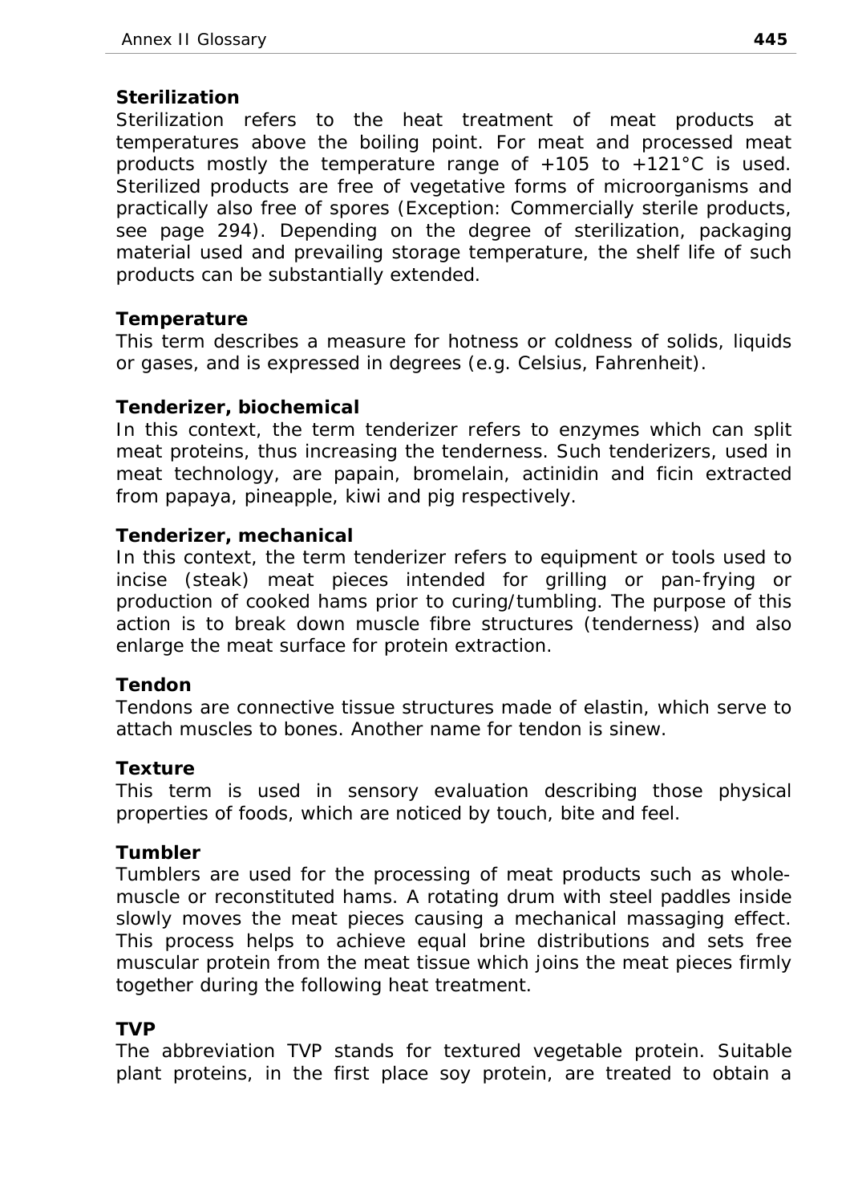**Sterilization**

Sterilization refers to the heat treatment of meat products at temperatures above the boiling point. For meat and processed meat products mostly the temperature range of +105 to +121°C is used. Sterilized products are free of vegetative forms of microorganisms and practically also free of spores (Exception: Commercially sterile products, see page 294). Depending on the degree of sterilization, packaging material used and prevailing storage temperature, the shelf life of such products can be substantially extended.

**Temperature**

This term describes a measure for hotness or coldness of solids, liquids or gases, and is expressed in degrees (e.g. Celsius, Fahrenheit).

**Tenderizer, biochemical**

In this context, the term tenderizer refers to enzymes which can split meat proteins, thus increasing the tenderness. Such tenderizers, used in meat technology, are papain, bromelain, actinidin and ficin extracted from papaya, pineapple, kiwi and pig respectively.

**Tenderizer, mechanical**

In this context, the term tenderizer refers to equipment or tools used to incise (steak) meat pieces intended for grilling or pan-frying or production of cooked hams prior to curing/tumbling. The purpose of this action is to break down muscle fibre structures (tenderness) and also enlarge the meat surface for protein extraction.

**Tendon**

Tendons are connective tissue structures made of elastin, which serve to attach muscles to bones. Another name for tendon is sinew.

**Texture**

This term is used in sensory evaluation describing those physical properties of foods, which are noticed by touch, bite and feel.

**Tumbler**

Tumblers are used for the processing of meat products such as whole-muscle or reconstituted hams. A rotating drum with steel paddles inside slowly moves the meat pieces causing a mechanical massaging effect. This process helps to achieve equal brine distributions and sets free muscular protein from the meat tissue which joins the meat pieces firmly together during the following heat treatment.

**TVP**

The abbreviation TVP stands for textured vegetable protein. Suitable plant proteins, in the first place soy protein, are treated to obtain a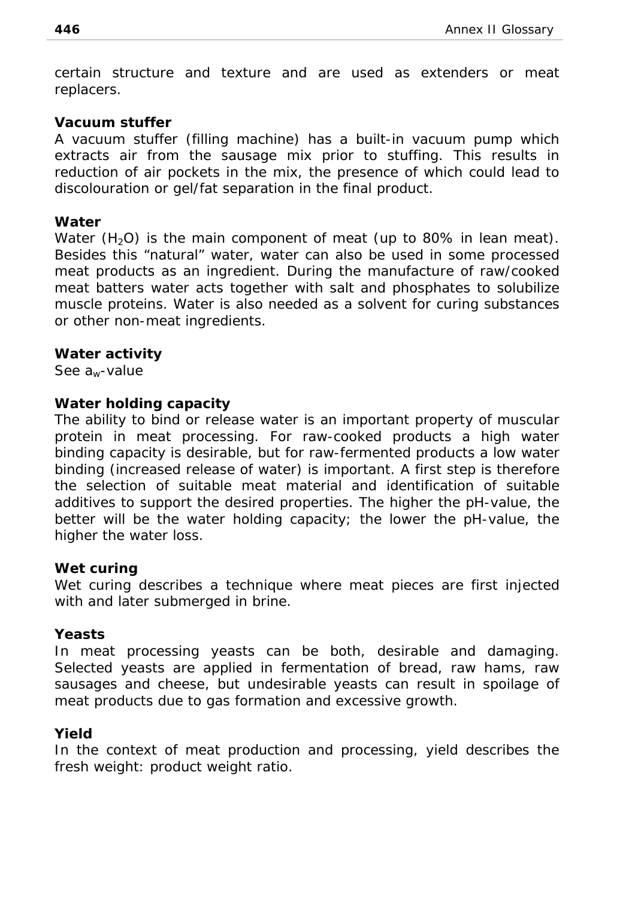certain structure and texture and are used as extenders or meat replacers.

**Vacuum stuffer**

A vacuum stuffer (filling machine) has a built-in vacuum pump which extracts air from the sausage mix prior to stuffing. This results in reduction of air pockets in the mix, the presence of which could lead to discolouration or gel/fat separation in the final product.

**Water**

Water ($H_2O$) is the main component of meat (up to 80% in lean meat). Besides this "natural" water, water can also be used in some processed meat products as an ingredient. During the manufacture of raw/cooked meat batters water acts together with salt and phosphates to solubilize muscle proteins. Water is also needed as a solvent for curing substances or other non-meat ingredients.

**Water activity**

See $a_w$-value

**Water holding capacity**

The ability to bind or release water is an important property of muscular protein in meat processing. For raw-cooked products a high water binding capacity is desirable, but for raw-fermented products a low water binding (increased release of water) is important. A first step is therefore the selection of suitable meat material and identification of suitable additives to support the desired properties. The higher the pH-value, the better will be the water holding capacity; the lower the pH-value, the higher the water loss.

**Wet curing**

Wet curing describes a technique where meat pieces are first injected with and later submerged in brine.

**Yeasts**

In meat processing yeasts can be both, desirable and damaging. Selected yeasts are applied in fermentation of bread, raw hams, raw sausages and cheese, but undesirable yeasts can result in spoilage of meat products due to gas formation and excessive growth.

**Yield**

In the context of meat production and processing, yield describes the fresh weight: product weight ratio.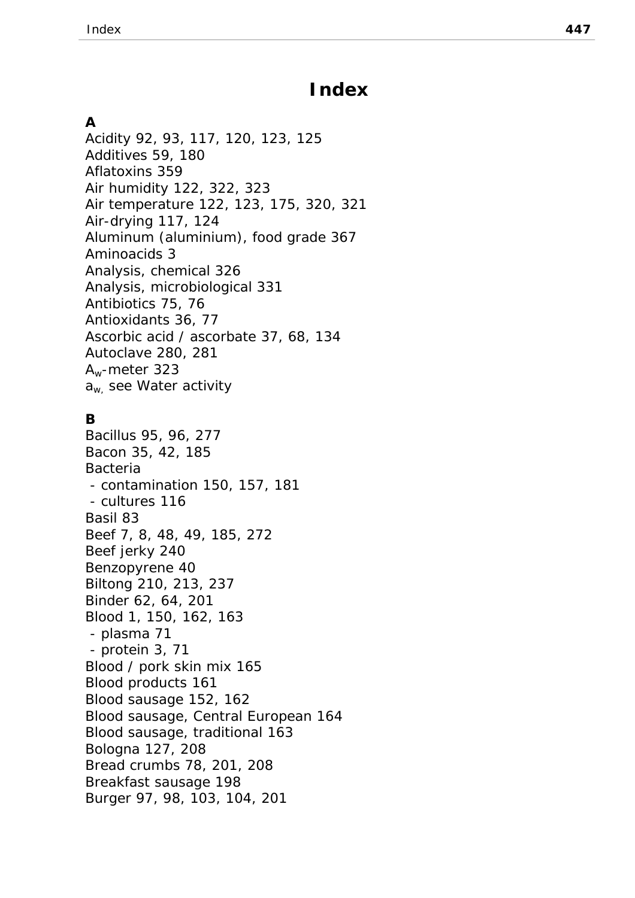# Index

**A**

Acidity 92, 93, 117, 120, 123, 125
Additives 59, 180
Aflatoxins 359
Air humidity 122, 322, 323
Air temperature 122, 123, 175, 320, 321
Air-drying 117, 124
Aluminum (aluminium), food grade 367
Aminoacids 3
Analysis, chemical 326
Analysis, microbiological 331
Antibiotics 75, 76
Antioxidants 36, 77
Ascorbic acid / ascorbate 37, 68, 134
Autoclave 280, 281
$A_w$-meter 323
$a_w$, see Water activity

**B**

Bacillus 95, 96, 277
Bacon 35, 42, 185
Bacteria
 - contamination 150, 157, 181
 - cultures 116
Basil 83
Beef 7, 8, 48, 49, 185, 272
Beef jerky 240
Benzopyrene 40
Biltong 210, 213, 237
Binder 62, 64, 201
Blood 1, 150, 162, 163
 - plasma 71
 - protein 3, 71
Blood / pork skin mix 165
Blood products 161
Blood sausage 152, 162
Blood sausage, Central European 164
Blood sausage, traditional 163
Bologna 127, 208
Bread crumbs 78, 201, 208
Breakfast sausage 198
Burger 97, 98, 103, 104, 201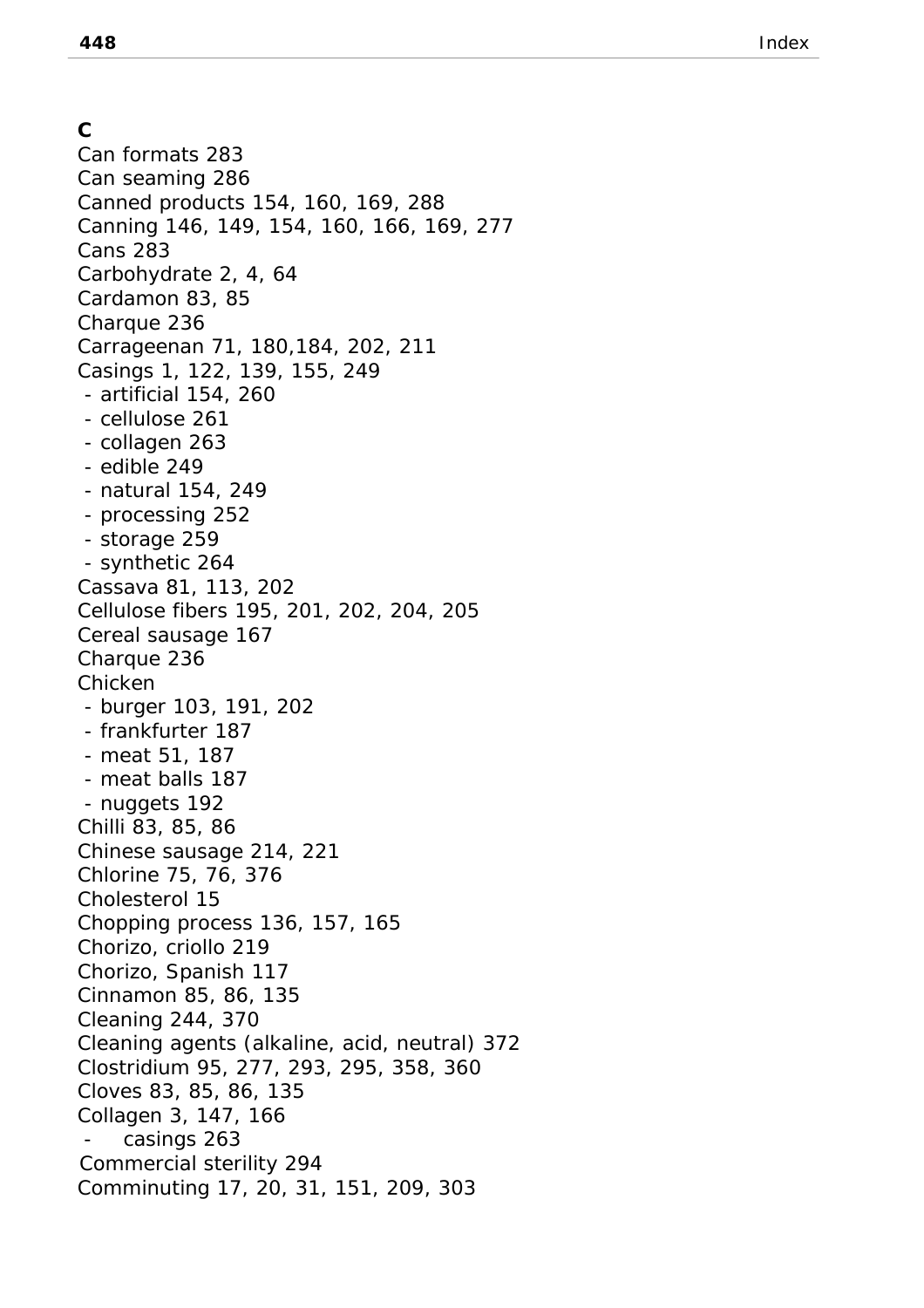**C**

Can formats 283
Can seaming 286
Canned products 154, 160, 169, 288
Canning 146, 149, 154, 160, 166, 169, 277
Cans 283
Carbohydrate 2, 4, 64
Cardamon 83, 85
Charque 236
Carrageenan 71, 180,184, 202, 211
Casings 1, 122, 139, 155, 249
- artificial 154, 260
- cellulose 261
- collagen 263
- edible 249
- natural 154, 249
- processing 252
- storage 259
- synthetic 264

Cassava 81, 113, 202
Cellulose fibers 195, 201, 202, 204, 205
Cereal sausage 167
Charque 236
Chicken
- burger 103, 191, 202
- frankfurter 187
- meat 51, 187
- meat balls 187
- nuggets 192

Chilli 83, 85, 86
Chinese sausage 214, 221
Chlorine 75, 76, 376
Cholesterol 15
Chopping process 136, 157, 165
Chorizo, criollo 219
Chorizo, Spanish 117
Cinnamon 85, 86, 135
Cleaning 244, 370
Cleaning agents (alkaline, acid, neutral) 372
Clostridium 95, 277, 293, 295, 358, 360
Cloves 83, 85, 86, 135
Collagen 3, 147, 166
- casings 263

Commercial sterility 294
Comminuting 17, 20, 31, 151, 209, 303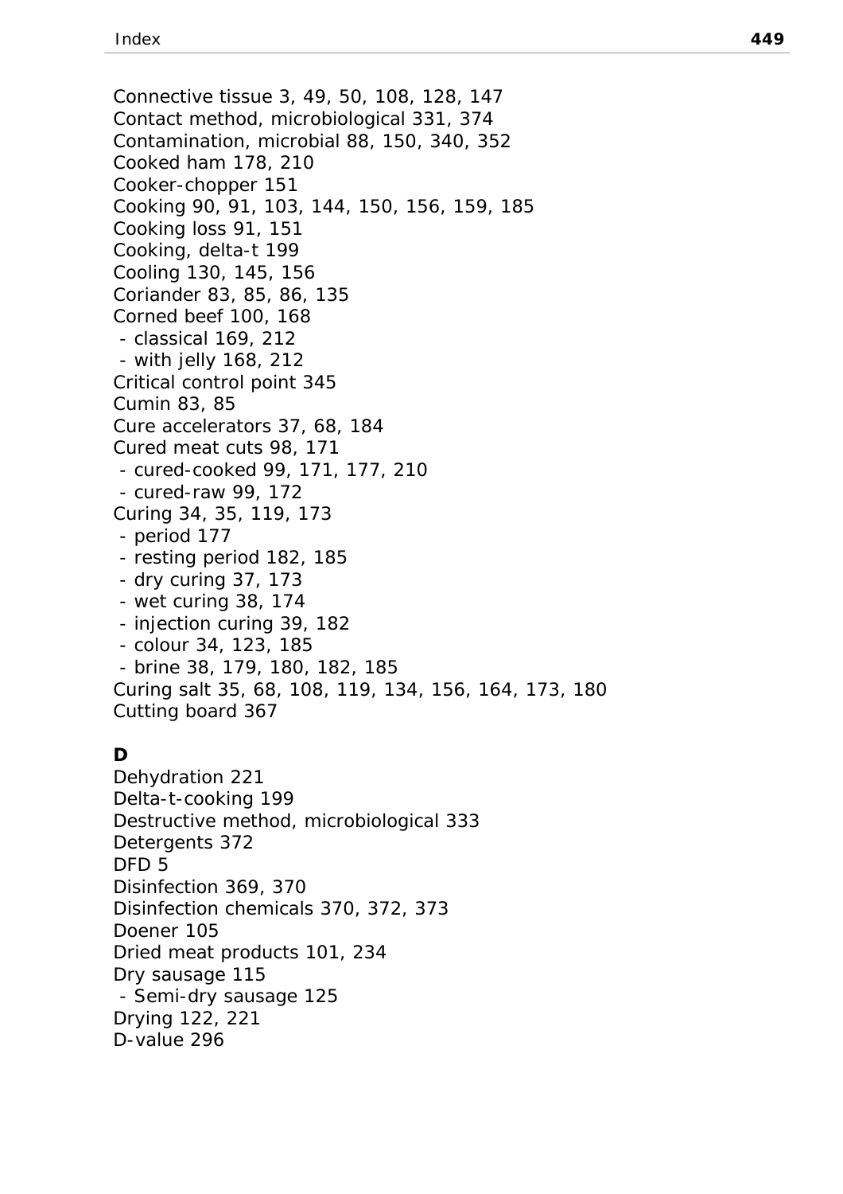Connective tissue 3, 49, 50, 108, 128, 147
Contact method, microbiological 331, 374
Contamination, microbial 88, 150, 340, 352
Cooked ham 178, 210
Cooker-chopper 151
Cooking 90, 91, 103, 144, 150, 156, 159, 185
Cooking loss 91, 151
Cooking, delta-t 199
Cooling 130, 145, 156
Coriander 83, 85, 86, 135
Corned beef 100, 168
 - classical 169, 212
 - with jelly 168, 212
Critical control point 345
Cumin 83, 85
Cure accelerators 37, 68, 184
Cured meat cuts 98, 171
 - cured-cooked 99, 171, 177, 210
 - cured-raw 99, 172
Curing 34, 35, 119, 173
 - period 177
 - resting period 182, 185
 - dry curing 37, 173
 - wet curing 38, 174
 - injection curing 39, 182
 - colour 34, 123, 185
 - brine 38, 179, 180, 182, 185
Curing salt 35, 68, 108, 119, 134, 156, 164, 173, 180
Cutting board 367

**D**

Dehydration 221
Delta-t-cooking 199
Destructive method, microbiological 333
Detergents 372
DFD 5
Disinfection 369, 370
Disinfection chemicals 370, 372, 373
Doener 105
Dried meat products 101, 234
Dry sausage 115
 - Semi-dry sausage 125
Drying 122, 221
D-value 296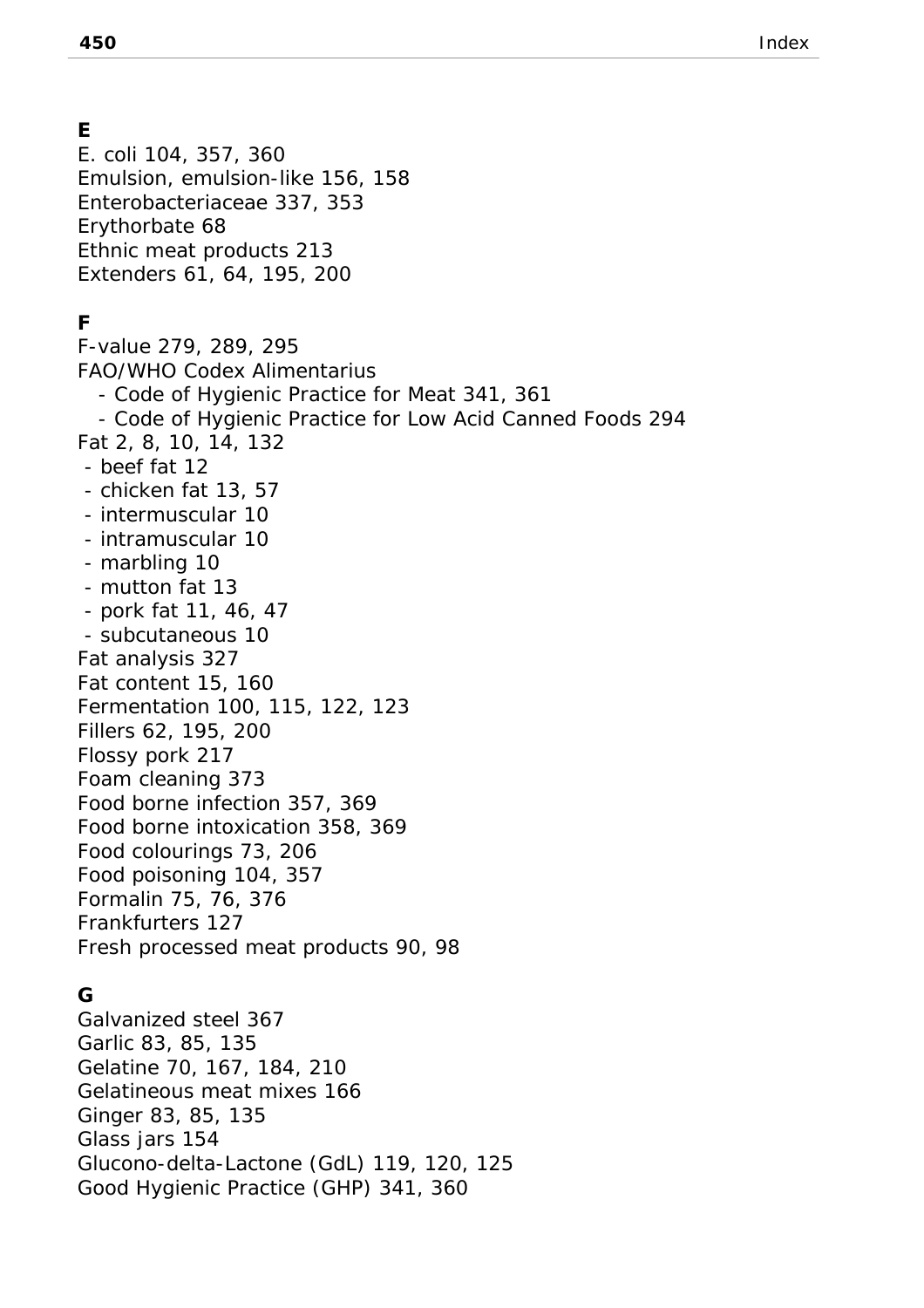## E

E. coli 104, 357, 360
Emulsion, emulsion-like 156, 158
Enterobacteriaceae 337, 353
Erythorbate 68
Ethnic meat products 213
Extenders 61, 64, 195, 200

## F

F-value 279, 289, 295
FAO/WHO Codex Alimentarius
- Code of Hygienic Practice for Meat 341, 361
- Code of Hygienic Practice for Low Acid Canned Foods 294

Fat 2, 8, 10, 14, 132
- beef fat 12
- chicken fat 13, 57
- intermuscular 10
- intramuscular 10
- marbling 10
- mutton fat 13
- pork fat 11, 46, 47
- subcutaneous 10

Fat analysis 327
Fat content 15, 160
Fermentation 100, 115, 122, 123
Fillers 62, 195, 200
Flossy pork 217
Foam cleaning 373
Food borne infection 357, 369
Food borne intoxication 358, 369
Food colourings 73, 206
Food poisoning 104, 357
Formalin 75, 76, 376
Frankfurters 127
Fresh processed meat products 90, 98

## G

Galvanized steel 367
Garlic 83, 85, 135
Gelatine 70, 167, 184, 210
Gelatineous meat mixes 166
Ginger 83, 85, 135
Glass jars 154
Glucono-delta-Lactone (GdL) 119, 120, 125
Good Hygienic Practice (GHP) 341, 360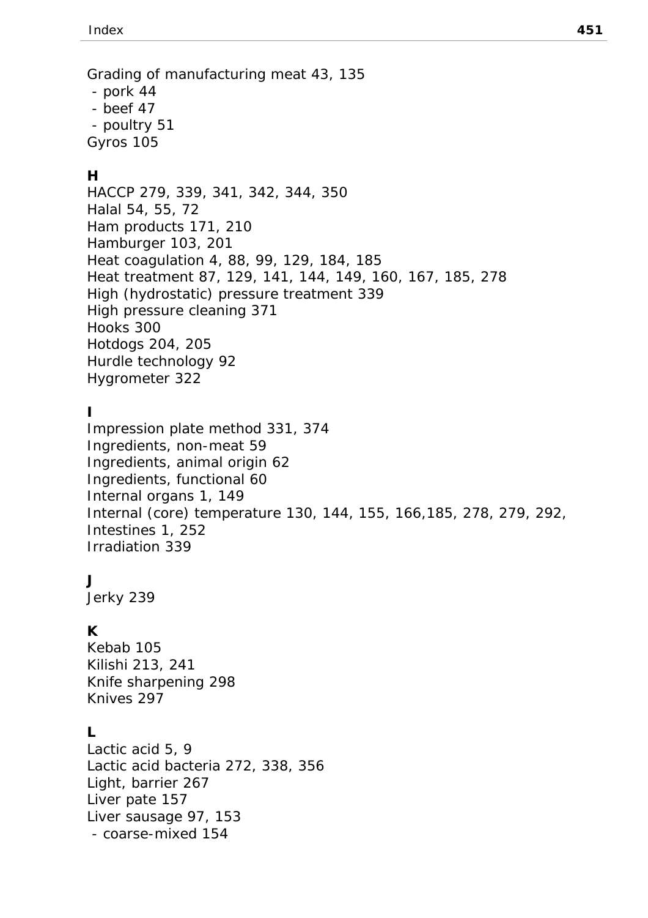Grading of manufacturing meat 43, 135
 - pork 44
 - beef 47
 - poultry 51
Gyros 105

**H**

HACCP 279, 339, 341, 342, 344, 350
Halal 54, 55, 72
Ham products 171, 210
Hamburger 103, 201
Heat coagulation 4, 88, 99, 129, 184, 185
Heat treatment 87, 129, 141, 144, 149, 160, 167, 185, 278
High (hydrostatic) pressure treatment 339
High pressure cleaning 371
Hooks 300
Hotdogs 204, 205
Hurdle technology 92
Hygrometer 322

**I**

Impression plate method 331, 374
Ingredients, non-meat 59
Ingredients, animal origin 62
Ingredients, functional 60
Internal organs 1, 149
Internal (core) temperature 130, 144, 155, 166,185, 278, 279, 292,
Intestines 1, 252
Irradiation 339

**J**

Jerky 239

**K**

Kebab 105
Kilishi 213, 241
Knife sharpening 298
Knives 297

**L**

Lactic acid 5, 9
Lactic acid bacteria 272, 338, 356
Light, barrier 267
Liver pate 157
Liver sausage 97, 153
 - coarse-mixed 154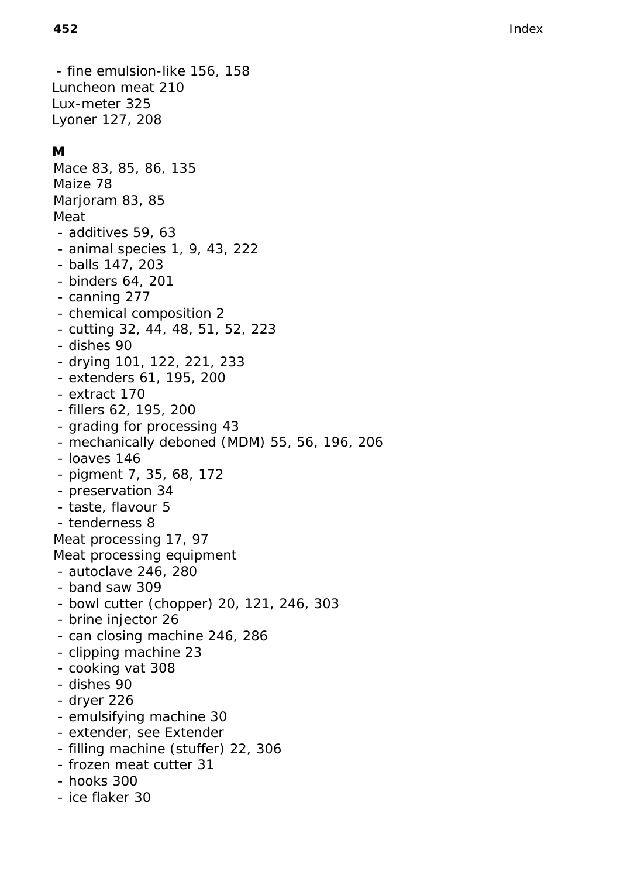- fine emulsion-like 156, 158

Luncheon meat 210

Lux-meter 325

Lyoner 127, 208

**M**

Mace 83, 85, 86, 135

Maize 78

Marjoram 83, 85

Meat

- additives 59, 63
- animal species 1, 9, 43, 222
- balls 147, 203
- binders 64, 201
- canning 277
- chemical composition 2
- cutting 32, 44, 48, 51, 52, 223
- dishes 90
- drying 101, 122, 221, 233
- extenders 61, 195, 200
- extract 170
- fillers 62, 195, 200
- grading for processing 43
- mechanically deboned (MDM) 55, 56, 196, 206
- loaves 146
- pigment 7, 35, 68, 172
- preservation 34
- taste, flavour 5
- tenderness 8

Meat processing 17, 97

Meat processing equipment

- autoclave 246, 280
- band saw 309
- bowl cutter (chopper) 20, 121, 246, 303
- brine injector 26
- can closing machine 246, 286
- clipping machine 23
- cooking vat 308
- dishes 90
- dryer 226
- emulsifying machine 30
- extender, see Extender
- filling machine (stuffer) 22, 306
- frozen meat cutter 31
- hooks 300
- ice flaker 30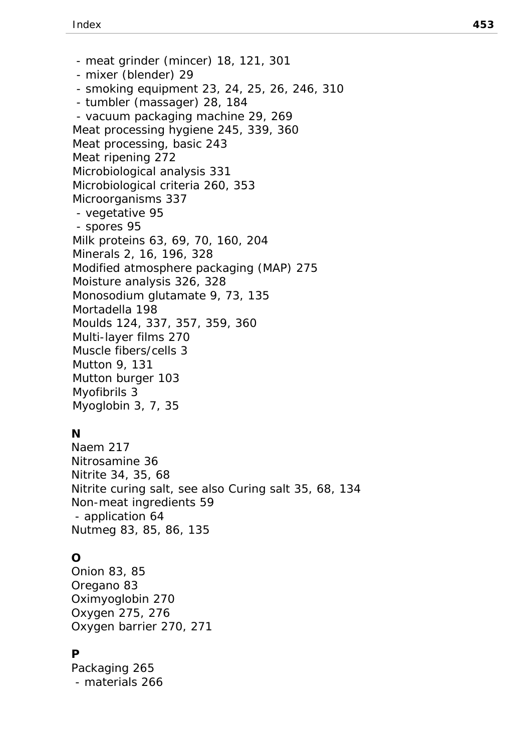- meat grinder (mincer) 18, 121, 301
- mixer (blender) 29
- smoking equipment 23, 24, 25, 26, 246, 310
- tumbler (massager) 28, 184
- vacuum packaging machine 29, 269

Meat processing hygiene 245, 339, 360
Meat processing, basic 243
Meat ripening 272
Microbiological analysis 331
Microbiological criteria 260, 353
Microorganisms 337
- vegetative 95
- spores 95

Milk proteins 63, 69, 70, 160, 204
Minerals 2, 16, 196, 328
Modified atmosphere packaging (MAP) 275
Moisture analysis 326, 328
Monosodium glutamate 9, 73, 135
Mortadella 198
Moulds 124, 337, 357, 359, 360
Multi-layer films 270
Muscle fibers/cells 3
Mutton 9, 131
Mutton burger 103
Myofibrils 3
Myoglobin 3, 7, 35

## N

Naem 217
Nitrosamine 36
Nitrite 34, 35, 68
Nitrite curing salt, see also Curing salt 35, 68, 134
Non-meat ingredients 59
- application 64

Nutmeg 83, 85, 86, 135

## O

Onion 83, 85
Oregano 83
Oximyoglobin 270
Oxygen 275, 276
Oxygen barrier 270, 271

## P

Packaging 265
- materials 266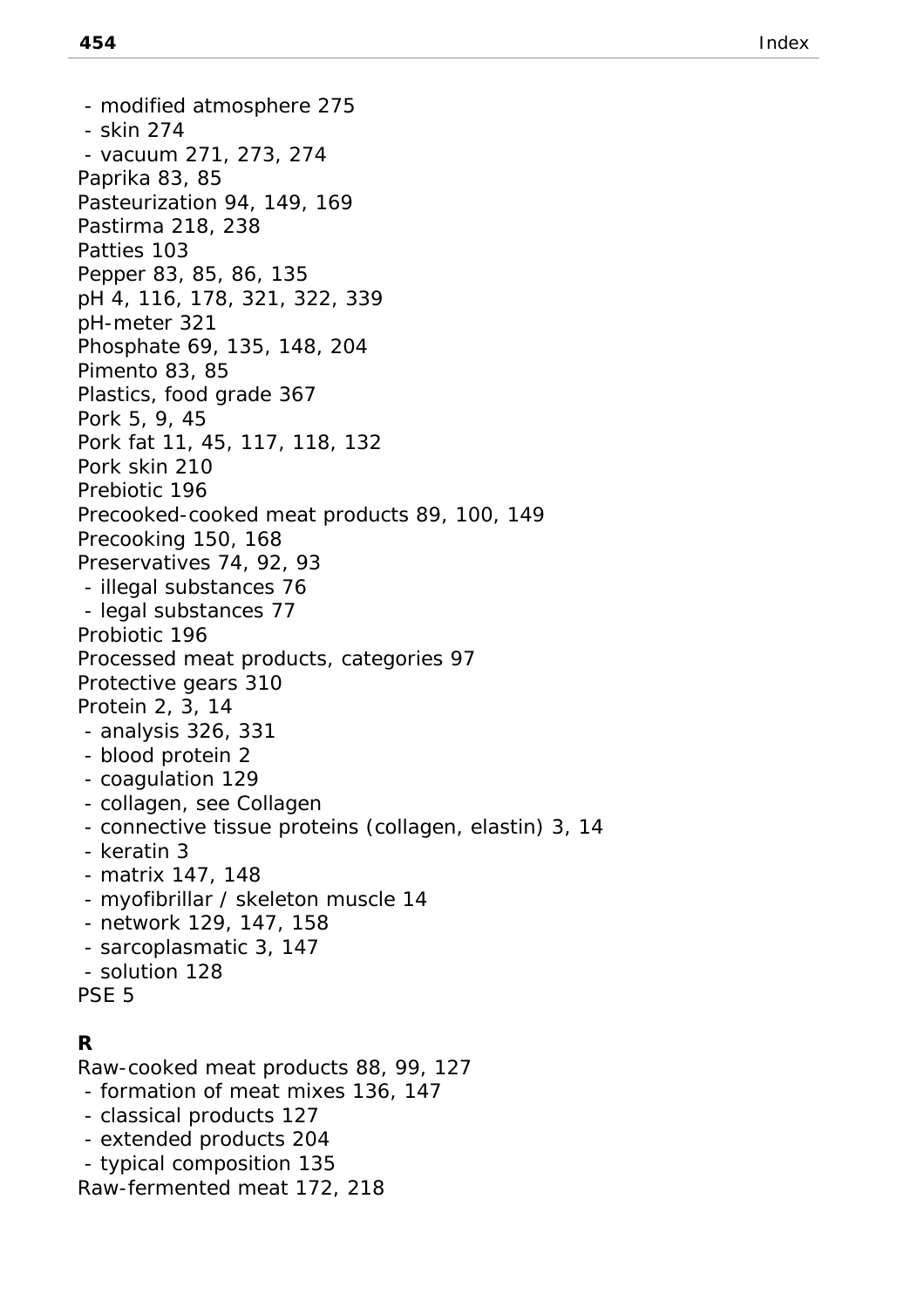- modified atmosphere 275
- skin 274
- vacuum 271, 273, 274

Paprika 83, 85
Pasteurization 94, 149, 169
Pastirma 218, 238
Patties 103
Pepper 83, 85, 86, 135
pH 4, 116, 178, 321, 322, 339
pH-meter 321
Phosphate 69, 135, 148, 204
Pimento 83, 85
Plastics, food grade 367
Pork 5, 9, 45
Pork fat 11, 45, 117, 118, 132
Pork skin 210
Prebiotic 196
Precooked-cooked meat products 89, 100, 149
Precooking 150, 168
Preservatives 74, 92, 93

- illegal substances 76
- legal substances 77

Probiotic 196
Processed meat products, categories 97
Protective gears 310
Protein 2, 3, 14

- analysis 326, 331
- blood protein 2
- coagulation 129
- collagen, see Collagen
- connective tissue proteins (collagen, elastin) 3, 14
- keratin 3
- matrix 147, 148
- myofibrillar / skeleton muscle 14
- network 129, 147, 158
- sarcoplasmatic 3, 147
- solution 128

PSE 5

**R**

Raw-cooked meat products 88, 99, 127

- formation of meat mixes 136, 147
- classical products 127
- extended products 204
- typical composition 135

Raw-fermented meat 172, 218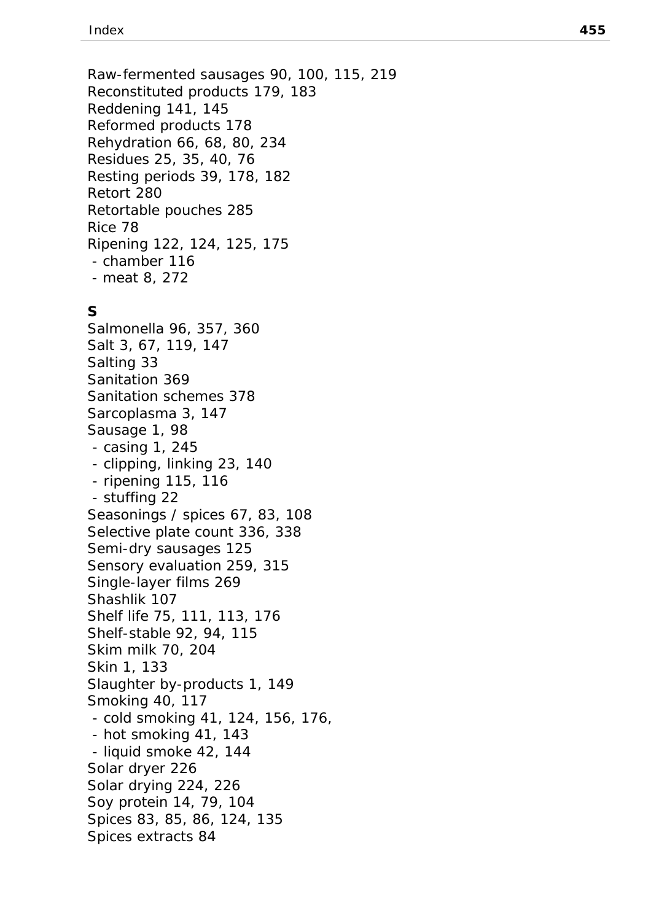Raw-fermented sausages 90, 100, 115, 219
Reconstituted products 179, 183
Reddening 141, 145
Reformed products 178
Rehydration 66, 68, 80, 234
Residues 25, 35, 40, 76
Resting periods 39, 178, 182
Retort 280
Retortable pouches 285
Rice 78
Ripening 122, 124, 125, 175
 - chamber 116
 - meat 8, 272

**S**

Salmonella 96, 357, 360
Salt 3, 67, 119, 147
Salting 33
Sanitation 369
Sanitation schemes 378
Sarcoplasma 3, 147
Sausage 1, 98
 - casing 1, 245
 - clipping, linking 23, 140
 - ripening 115, 116
 - stuffing 22
Seasonings / spices 67, 83, 108
Selective plate count 336, 338
Semi-dry sausages 125
Sensory evaluation 259, 315
Single-layer films 269
Shashlik 107
Shelf life 75, 111, 113, 176
Shelf-stable 92, 94, 115
Skim milk 70, 204
Skin 1, 133
Slaughter by-products 1, 149
Smoking 40, 117
 - cold smoking 41, 124, 156, 176,
 - hot smoking 41, 143
 - liquid smoke 42, 144
Solar dryer 226
Solar drying 224, 226
Soy protein 14, 79, 104
Spices 83, 85, 86, 124, 135
Spices extracts 84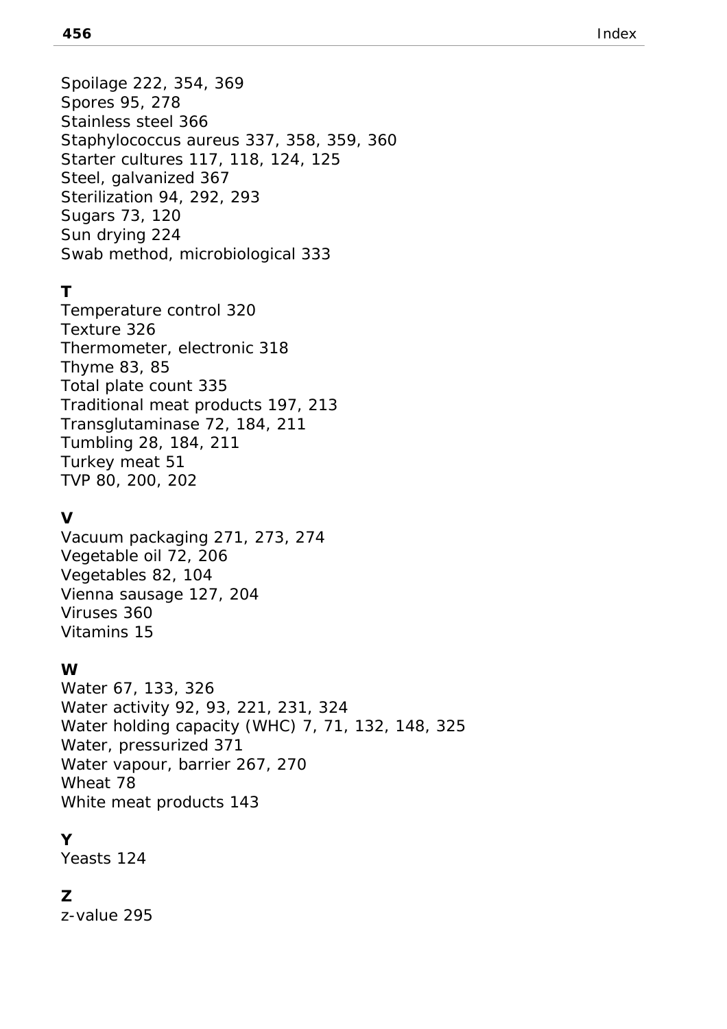Spoilage 222, 354, 369
Spores 95, 278
Stainless steel 366
Staphylococcus aureus 337, 358, 359, 360
Starter cultures 117, 118, 124, 125
Steel, galvanized 367
Sterilization 94, 292, 293
Sugars 73, 120
Sun drying 224
Swab method, microbiological 333

**T**

Temperature control 320
Texture 326
Thermometer, electronic 318
Thyme 83, 85
Total plate count 335
Traditional meat products 197, 213
Transglutaminase 72, 184, 211
Tumbling 28, 184, 211
Turkey meat 51
TVP 80, 200, 202

**V**

Vacuum packaging 271, 273, 274
Vegetable oil 72, 206
Vegetables 82, 104
Vienna sausage 127, 204
Viruses 360
Vitamins 15

**W**

Water 67, 133, 326
Water activity 92, 93, 221, 231, 324
Water holding capacity (WHC) 7, 71, 132, 148, 325
Water, pressurized 371
Water vapour, barrier 267, 270
Wheat 78
White meat products 143

**Y**

Yeasts 124

**Z**

z-value 295